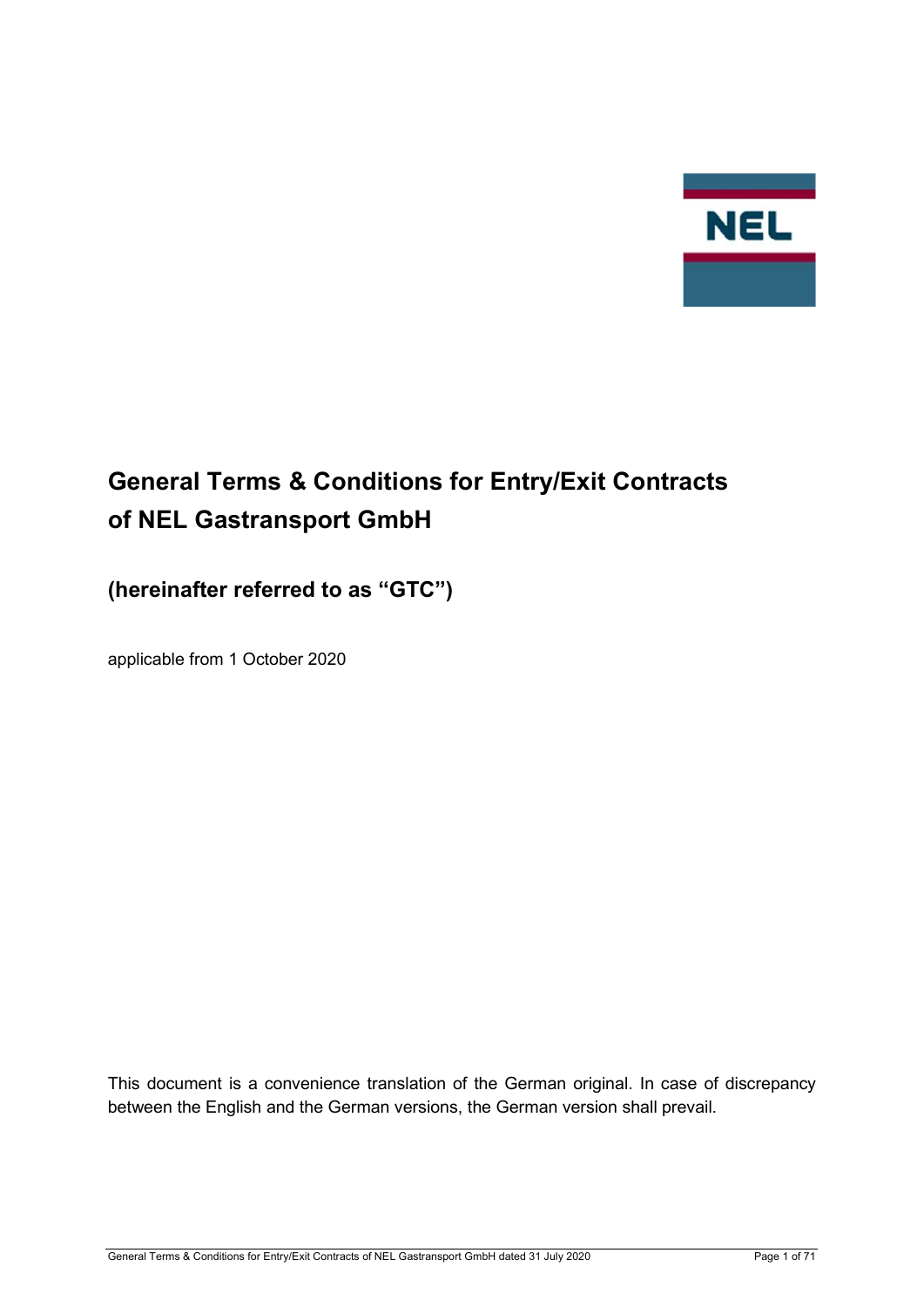NEL

# General Terms & Conditions for Entry/Exit Contracts of NEL Gastransport GmbH

## (hereinafter referred to as "GTC")

applicable from 1 October 2020

This document is a convenience translation of the German original. In case of discrepancy between the English and the German versions, the German version shall prevail.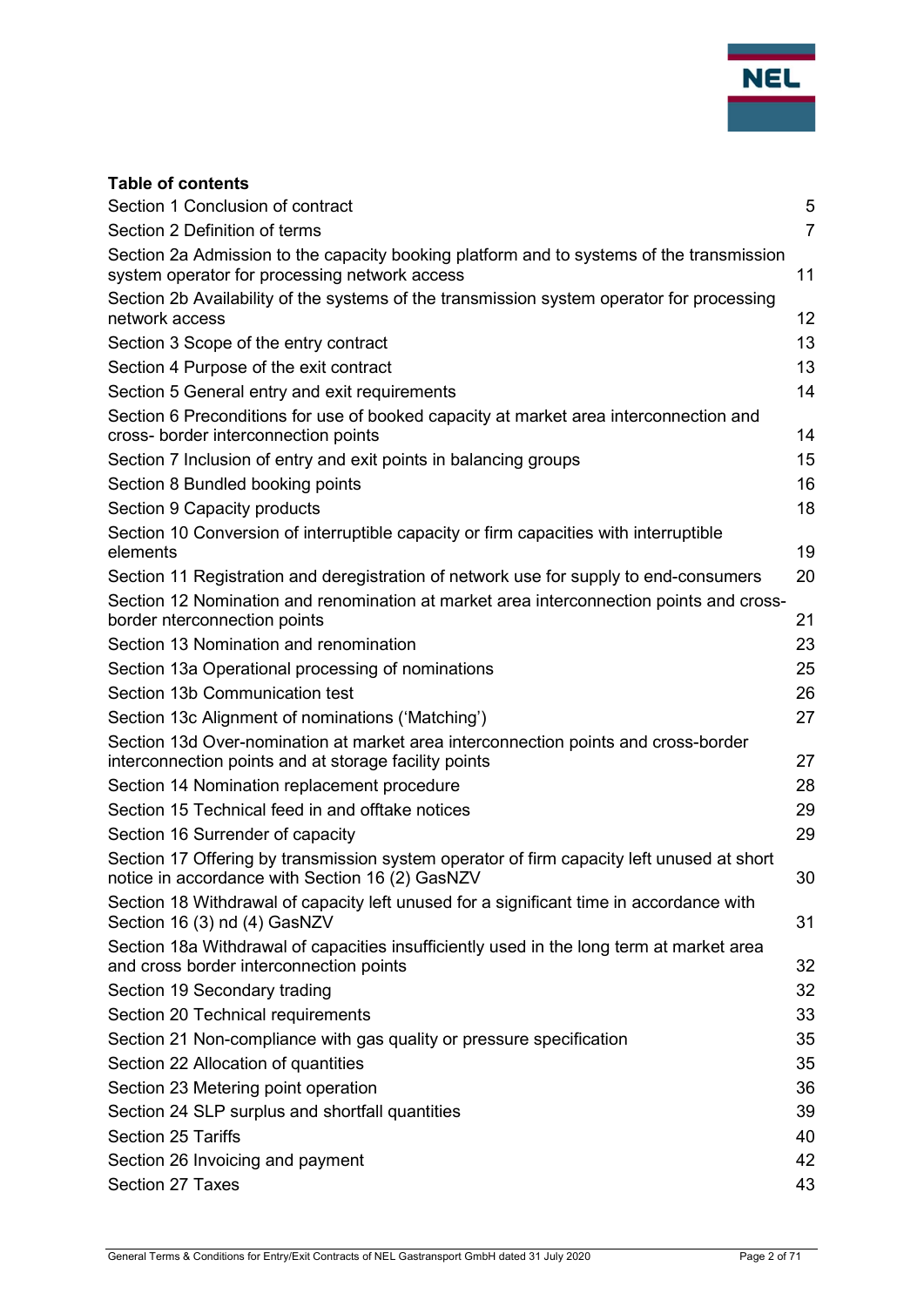**Table of contents**

| | |
|---|---|
| Section 1 Conclusion of contract | 5 |
| Section 2 Definition of terms | 7 |
| Section 2a Admission to the capacity booking platform and to systems of the transmission system operator for processing network access | 11 |
| Section 2b Availability of the systems of the transmission system operator for processing network access | 12 |
| Section 3 Scope of the entry contract | 13 |
| Section 4 Purpose of the exit contract | 13 |
| Section 5 General entry and exit requirements | 14 |
| Section 6 Preconditions for use of booked capacity at market area interconnection and cross- border interconnection points | 14 |
| Section 7 Inclusion of entry and exit points in balancing groups | 15 |
| Section 8 Bundled booking points | 16 |
| Section 9 Capacity products | 18 |
| Section 10 Conversion of interruptible capacity or firm capacities with interruptible elements | 19 |
| Section 11 Registration and deregistration of network use for supply to end-consumers | 20 |
| Section 12 Nomination and renomination at market area interconnection points and cross-border nterconnection points | 21 |
| Section 13 Nomination and renomination | 23 |
| Section 13a Operational processing of nominations | 25 |
| Section 13b Communication test | 26 |
| Section 13c Alignment of nominations ('Matching') | 27 |
| Section 13d Over-nomination at market area interconnection points and cross-border interconnection points and at storage facility points | 27 |
| Section 14 Nomination replacement procedure | 28 |
| Section 15 Technical feed in and offtake notices | 29 |
| Section 16 Surrender of capacity | 29 |
| Section 17 Offering by transmission system operator of firm capacity left unused at short notice in accordance with Section 16 (2) GasNZV | 30 |
| Section 18 Withdrawal of capacity left unused for a significant time in accordance with Section 16 (3) nd (4) GasNZV | 31 |
| Section 18a Withdrawal of capacities insufficiently used in the long term at market area and cross border interconnection points | 32 |
| Section 19 Secondary trading | 32 |
| Section 20 Technical requirements | 33 |
| Section 21 Non-compliance with gas quality or pressure specification | 35 |
| Section 22 Allocation of quantities | 35 |
| Section 23 Metering point operation | 36 |
| Section 24 SLP surplus and shortfall quantities | 39 |
| Section 25 Tariffs | 40 |
| Section 26 Invoicing and payment | 42 |
| Section 27 Taxes | 43 |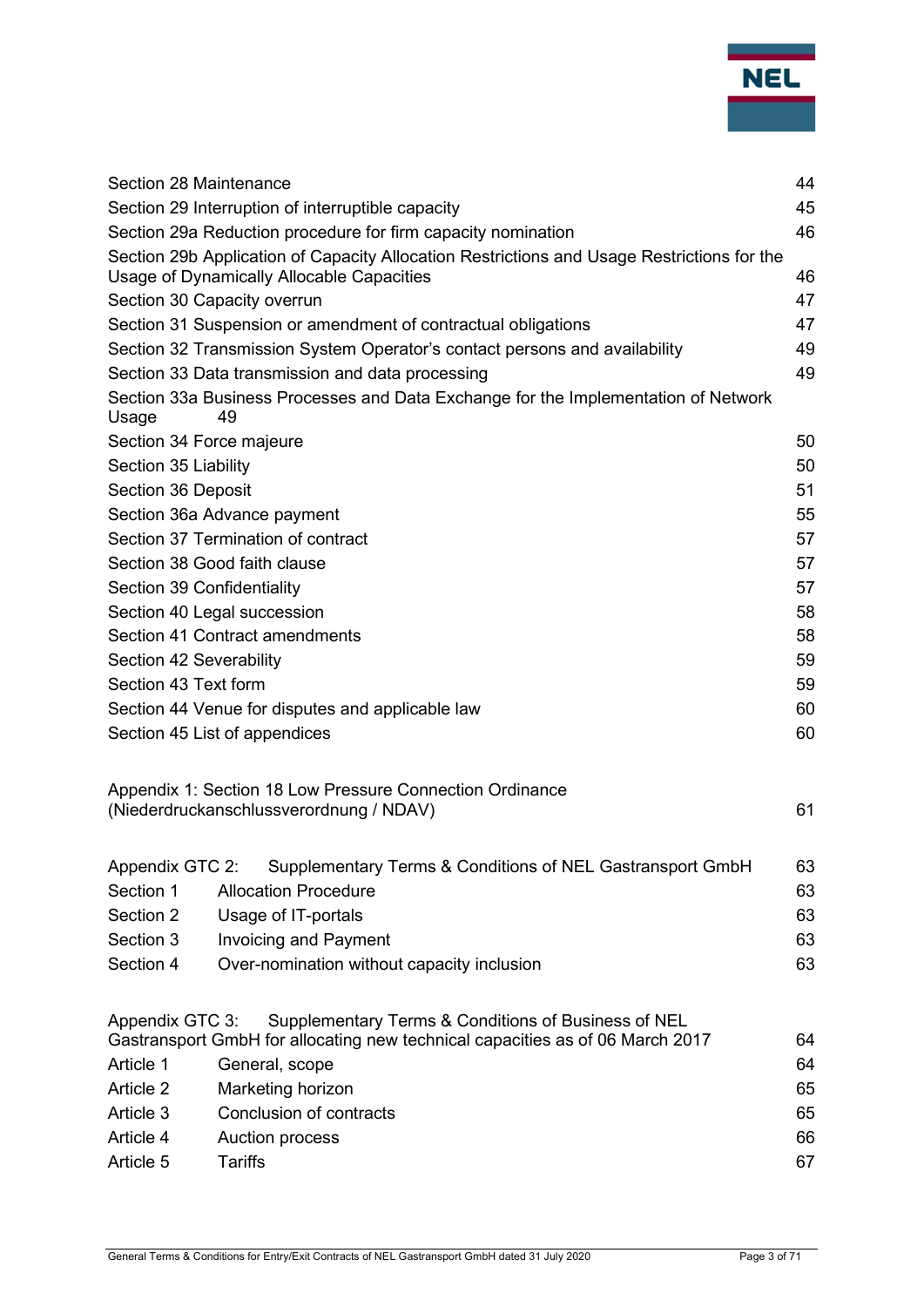| | |
|---|---|
| Section 28 Maintenance | 44 |
| Section 29 Interruption of interruptible capacity | 45 |
| Section 29a Reduction procedure for firm capacity nomination | 46 |
| Section 29b Application of Capacity Allocation Restrictions and Usage Restrictions for the Usage of Dynamically Allocable Capacities | 46 |
| Section 30 Capacity overrun | 47 |
| Section 31 Suspension or amendment of contractual obligations | 47 |
| Section 32 Transmission System Operator's contact persons and availability | 49 |
| Section 33 Data transmission and data processing | 49 |
| Section 33a Business Processes and Data Exchange for the Implementation of Network Usage | 49 |
| Section 34 Force majeure | 50 |
| Section 35 Liability | 50 |
| Section 36 Deposit | 51 |
| Section 36a Advance payment | 55 |
| Section 37 Termination of contract | 57 |
| Section 38 Good faith clause | 57 |
| Section 39 Confidentiality | 57 |
| Section 40 Legal succession | 58 |
| Section 41 Contract amendments | 58 |
| Section 42 Severability | 59 |
| Section 43 Text form | 59 |
| Section 44 Venue for disputes and applicable law | 60 |
| Section 45 List of appendices | 60 |

| | |
|---|---|
| Appendix 1: Section 18 Low Pressure Connection Ordinance (Niederdruckanschlussverordnung / NDAV) | 61 |

| | | |
|---|---|---|
| Appendix GTC 2: | Supplementary Terms & Conditions of NEL Gastransport GmbH | 63 |
| Section 1 | Allocation Procedure | 63 |
| Section 2 | Usage of IT-portals | 63 |
| Section 3 | Invoicing and Payment | 63 |
| Section 4 | Over-nomination without capacity inclusion | 63 |

| | | |
|---|---|---|
| Appendix GTC 3: | Supplementary Terms & Conditions of Business of NEL Gastransport GmbH for allocating new technical capacities as of 06 March 2017 | 64 |
| Article 1 | General, scope | 64 |
| Article 2 | Marketing horizon | 65 |
| Article 3 | Conclusion of contracts | 65 |
| Article 4 | Auction process | 66 |
| Article 5 | Tariffs | 67 |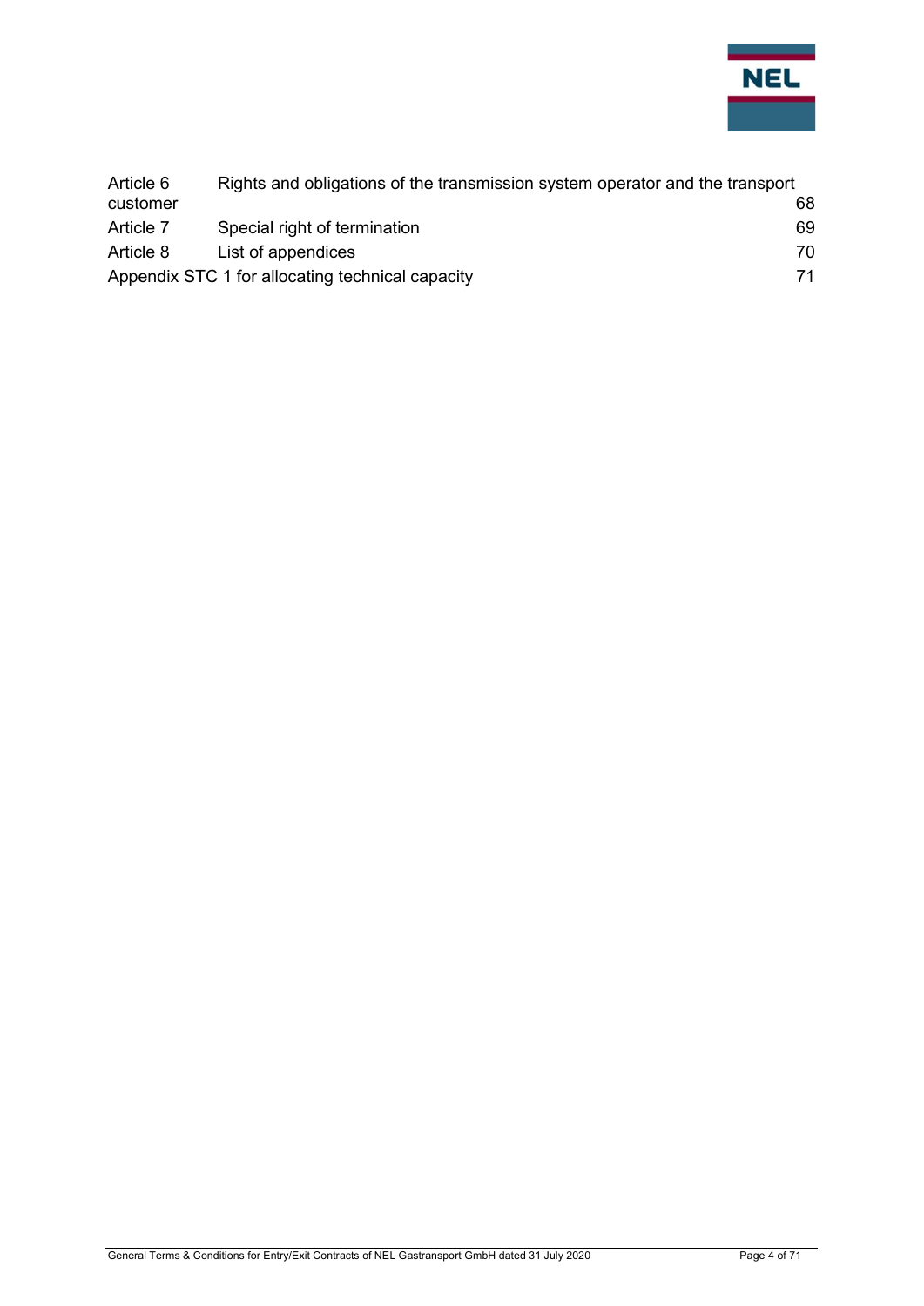| | | |
|---|---|---|
| Article 6 | Rights and obligations of the transmission system operator and the transport customer | 68 |
| Article 7 | Special right of termination | 69 |
| Article 8 | List of appendices | 70 |
| Appendix STC 1 for allocating technical capacity | | 71 |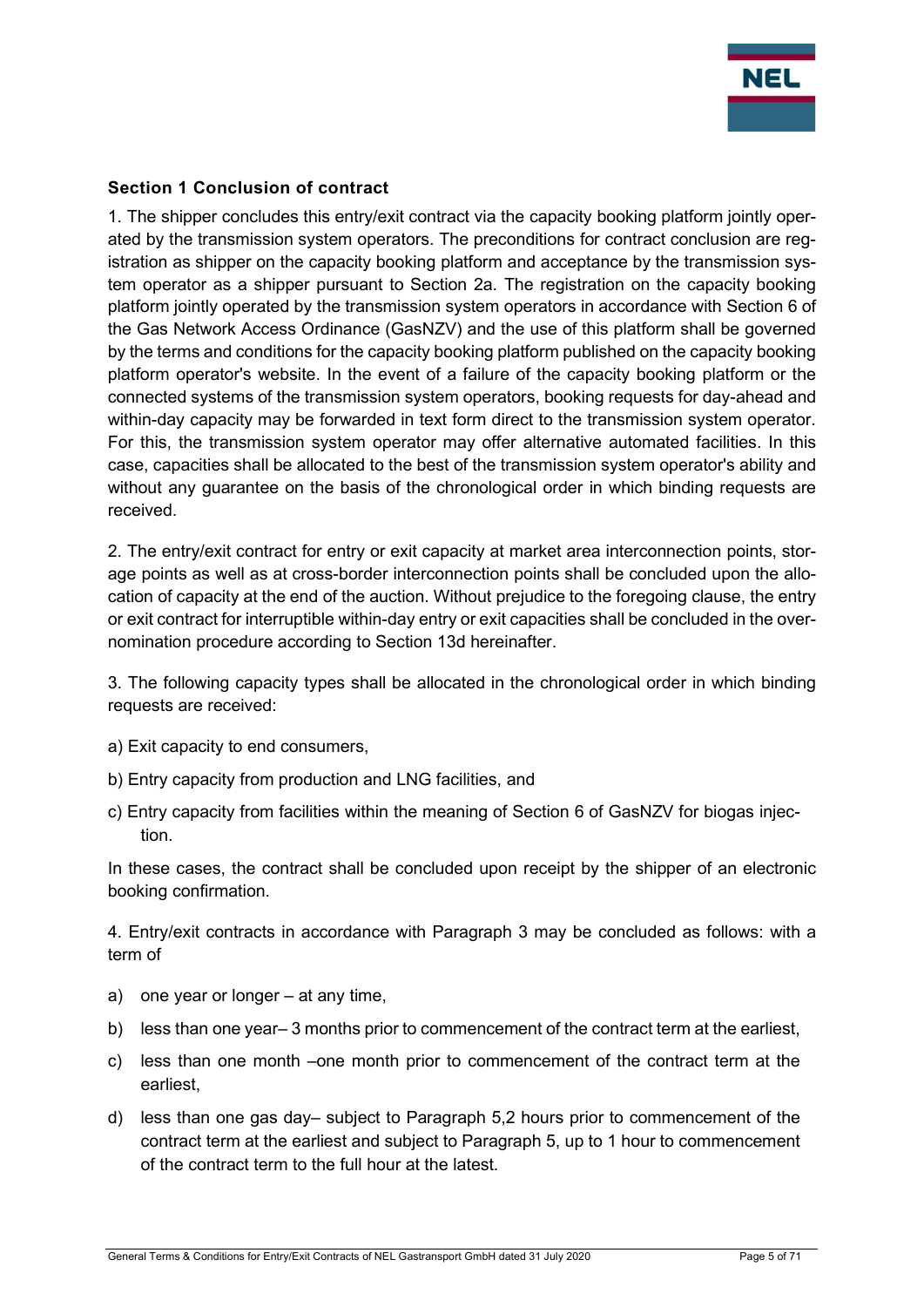## Section 1 Conclusion of contract

1. The shipper concludes this entry/exit contract via the capacity booking platform jointly operated by the transmission system operators. The preconditions for contract conclusion are registration as shipper on the capacity booking platform and acceptance by the transmission system operator as a shipper pursuant to Section 2a. The registration on the capacity booking platform jointly operated by the transmission system operators in accordance with Section 6 of the Gas Network Access Ordinance (GasNZV) and the use of this platform shall be governed by the terms and conditions for the capacity booking platform published on the capacity booking platform operator's website. In the event of a failure of the capacity booking platform or the connected systems of the transmission system operators, booking requests for day-ahead and within-day capacity may be forwarded in text form direct to the transmission system operator. For this, the transmission system operator may offer alternative automated facilities. In this case, capacities shall be allocated to the best of the transmission system operator's ability and without any guarantee on the basis of the chronological order in which binding requests are received.

2. The entry/exit contract for entry or exit capacity at market area interconnection points, storage points as well as at cross-border interconnection points shall be concluded upon the allocation of capacity at the end of the auction. Without prejudice to the foregoing clause, the entry or exit contract for interruptible within-day entry or exit capacities shall be concluded in the overnomination procedure according to Section 13d hereinafter.

3. The following capacity types shall be allocated in the chronological order in which binding requests are received:

a) Exit capacity to end consumers,

b) Entry capacity from production and LNG facilities, and

c) Entry capacity from facilities within the meaning of Section 6 of GasNZV for biogas injection.

In these cases, the contract shall be concluded upon receipt by the shipper of an electronic booking confirmation.

4. Entry/exit contracts in accordance with Paragraph 3 may be concluded as follows: with a term of

a) one year or longer – at any time,

b) less than one year– 3 months prior to commencement of the contract term at the earliest,

c) less than one month –one month prior to commencement of the contract term at the earliest,

d) less than one gas day– subject to Paragraph 5,2 hours prior to commencement of the contract term at the earliest and subject to Paragraph 5, up to 1 hour to commencement of the contract term to the full hour at the latest.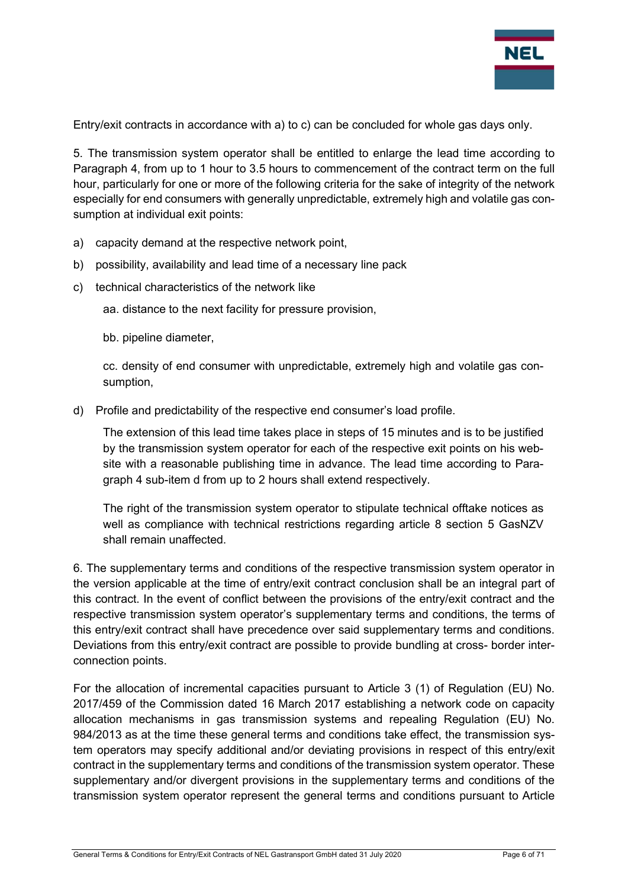Entry/exit contracts in accordance with a) to c) can be concluded for whole gas days only.

5. The transmission system operator shall be entitled to enlarge the lead time according to Paragraph 4, from up to 1 hour to 3.5 hours to commencement of the contract term on the full hour, particularly for one or more of the following criteria for the sake of integrity of the network especially for end consumers with generally unpredictable, extremely high and volatile gas consumption at individual exit points:

a) capacity demand at the respective network point,

b) possibility, availability and lead time of a necessary line pack

c) technical characteristics of the network like

   aa. distance to the next facility for pressure provision,

   bb. pipeline diameter,

   cc. density of end consumer with unpredictable, extremely high and volatile gas consumption,

d) Profile and predictability of the respective end consumer's load profile.

   The extension of this lead time takes place in steps of 15 minutes and is to be justified by the transmission system operator for each of the respective exit points on his website with a reasonable publishing time in advance. The lead time according to Paragraph 4 sub-item d from up to 2 hours shall extend respectively.

   The right of the transmission system operator to stipulate technical offtake notices as well as compliance with technical restrictions regarding article 8 section 5 GasNZV shall remain unaffected.

6. The supplementary terms and conditions of the respective transmission system operator in the version applicable at the time of entry/exit contract conclusion shall be an integral part of this contract. In the event of conflict between the provisions of the entry/exit contract and the respective transmission system operator's supplementary terms and conditions, the terms of this entry/exit contract shall have precedence over said supplementary terms and conditions. Deviations from this entry/exit contract are possible to provide bundling at cross- border interconnection points.

For the allocation of incremental capacities pursuant to Article 3 (1) of Regulation (EU) No. 2017/459 of the Commission dated 16 March 2017 establishing a network code on capacity allocation mechanisms in gas transmission systems and repealing Regulation (EU) No. 984/2013 as at the time these general terms and conditions take effect, the transmission system operators may specify additional and/or deviating provisions in respect of this entry/exit contract in the supplementary terms and conditions of the transmission system operator. These supplementary and/or divergent provisions in the supplementary terms and conditions of the transmission system operator represent the general terms and conditions pursuant to Article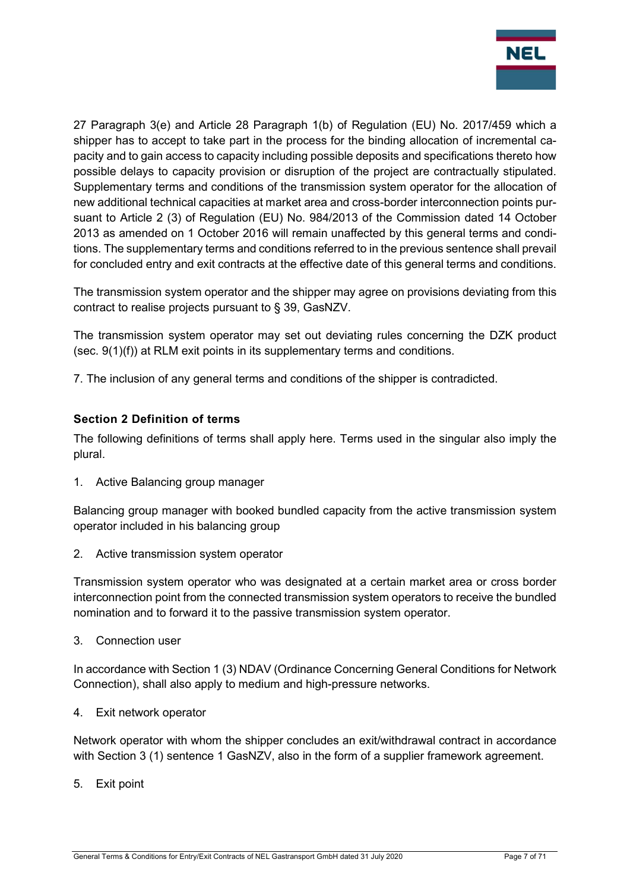27 Paragraph 3(e) and Article 28 Paragraph 1(b) of Regulation (EU) No. 2017/459 which a shipper has to accept to take part in the process for the binding allocation of incremental capacity and to gain access to capacity including possible deposits and specifications thereto how possible delays to capacity provision or disruption of the project are contractually stipulated. Supplementary terms and conditions of the transmission system operator for the allocation of new additional technical capacities at market area and cross-border interconnection points pursuant to Article 2 (3) of Regulation (EU) No. 984/2013 of the Commission dated 14 October 2013 as amended on 1 October 2016 will remain unaffected by this general terms and conditions. The supplementary terms and conditions referred to in the previous sentence shall prevail for concluded entry and exit contracts at the effective date of this general terms and conditions.

The transmission system operator and the shipper may agree on provisions deviating from this contract to realise projects pursuant to § 39, GasNZV.

The transmission system operator may set out deviating rules concerning the DZK product (sec. 9(1)(f)) at RLM exit points in its supplementary terms and conditions.

7. The inclusion of any general terms and conditions of the shipper is contradicted.

## Section 2 Definition of terms

The following definitions of terms shall apply here. Terms used in the singular also imply the plural.

1. Active Balancing group manager

Balancing group manager with booked bundled capacity from the active transmission system operator included in his balancing group

2. Active transmission system operator

Transmission system operator who was designated at a certain market area or cross border interconnection point from the connected transmission system operators to receive the bundled nomination and to forward it to the passive transmission system operator.

3. Connection user

In accordance with Section 1 (3) NDAV (Ordinance Concerning General Conditions for Network Connection), shall also apply to medium and high-pressure networks.

4. Exit network operator

Network operator with whom the shipper concludes an exit/withdrawal contract in accordance with Section 3 (1) sentence 1 GasNZV, also in the form of a supplier framework agreement.

5. Exit point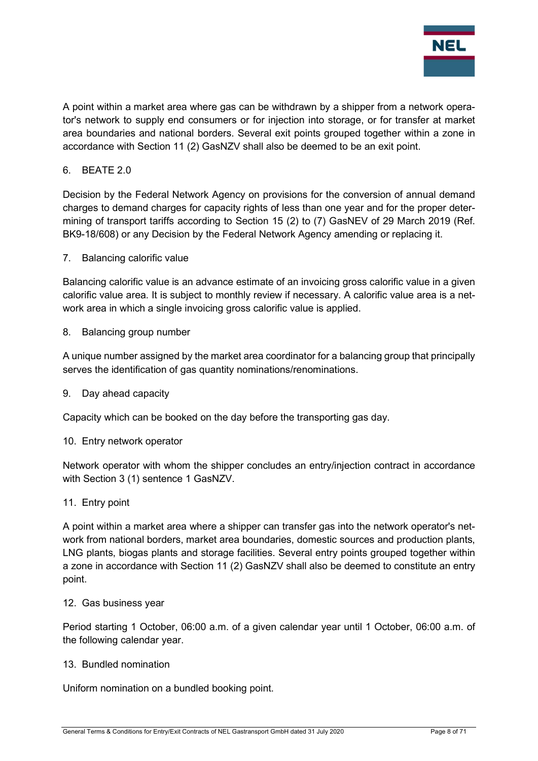A point within a market area where gas can be withdrawn by a shipper from a network operator's network to supply end consumers or for injection into storage, or for transfer at market area boundaries and national borders. Several exit points grouped together within a zone in accordance with Section 11 (2) GasNZV shall also be deemed to be an exit point.

6. BEATE 2.0

Decision by the Federal Network Agency on provisions for the conversion of annual demand charges to demand charges for capacity rights of less than one year and for the proper determining of transport tariffs according to Section 15 (2) to (7) GasNEV of 29 March 2019 (Ref. BK9-18/608) or any Decision by the Federal Network Agency amending or replacing it.

7. Balancing calorific value

Balancing calorific value is an advance estimate of an invoicing gross calorific value in a given calorific value area. It is subject to monthly review if necessary. A calorific value area is a network area in which a single invoicing gross calorific value is applied.

8. Balancing group number

A unique number assigned by the market area coordinator for a balancing group that principally serves the identification of gas quantity nominations/renominations.

9. Day ahead capacity

Capacity which can be booked on the day before the transporting gas day.

10. Entry network operator

Network operator with whom the shipper concludes an entry/injection contract in accordance with Section 3 (1) sentence 1 GasNZV.

11. Entry point

A point within a market area where a shipper can transfer gas into the network operator's network from national borders, market area boundaries, domestic sources and production plants, LNG plants, biogas plants and storage facilities. Several entry points grouped together within a zone in accordance with Section 11 (2) GasNZV shall also be deemed to constitute an entry point.

12. Gas business year

Period starting 1 October, 06:00 a.m. of a given calendar year until 1 October, 06:00 a.m. of the following calendar year.

13. Bundled nomination

Uniform nomination on a bundled booking point.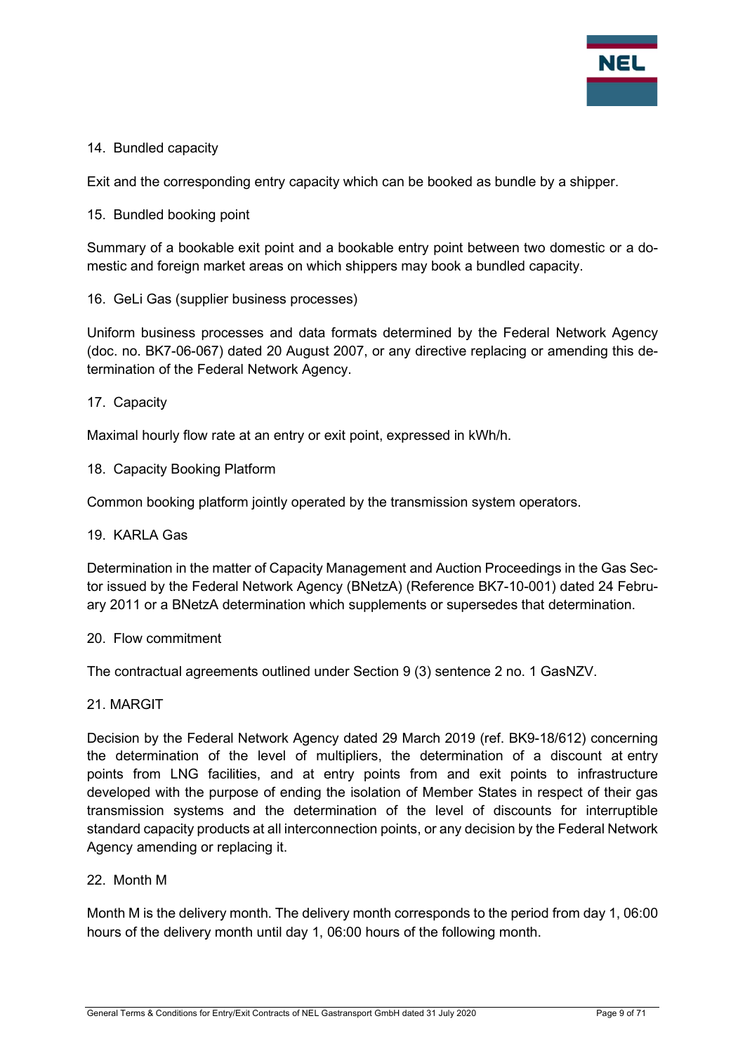14. Bundled capacity

Exit and the corresponding entry capacity which can be booked as bundle by a shipper.

15. Bundled booking point

Summary of a bookable exit point and a bookable entry point between two domestic or a domestic and foreign market areas on which shippers may book a bundled capacity.

16. GeLi Gas (supplier business processes)

Uniform business processes and data formats determined by the Federal Network Agency (doc. no. BK7-06-067) dated 20 August 2007, or any directive replacing or amending this determination of the Federal Network Agency.

17. Capacity

Maximal hourly flow rate at an entry or exit point, expressed in kWh/h.

18. Capacity Booking Platform

Common booking platform jointly operated by the transmission system operators.

19. KARLA Gas

Determination in the matter of Capacity Management and Auction Proceedings in the Gas Sector issued by the Federal Network Agency (BNetzA) (Reference BK7-10-001) dated 24 February 2011 or a BNetzA determination which supplements or supersedes that determination.

20. Flow commitment

The contractual agreements outlined under Section 9 (3) sentence 2 no. 1 GasNZV.

21. MARGIT

Decision by the Federal Network Agency dated 29 March 2019 (ref. BK9-18/612) concerning the determination of the level of multipliers, the determination of a discount at entry points from LNG facilities, and at entry points from and exit points to infrastructure developed with the purpose of ending the isolation of Member States in respect of their gas transmission systems and the determination of the level of discounts for interruptible standard capacity products at all interconnection points, or any decision by the Federal Network Agency amending or replacing it.

22. Month M

Month M is the delivery month. The delivery month corresponds to the period from day 1, 06:00 hours of the delivery month until day 1, 06:00 hours of the following month.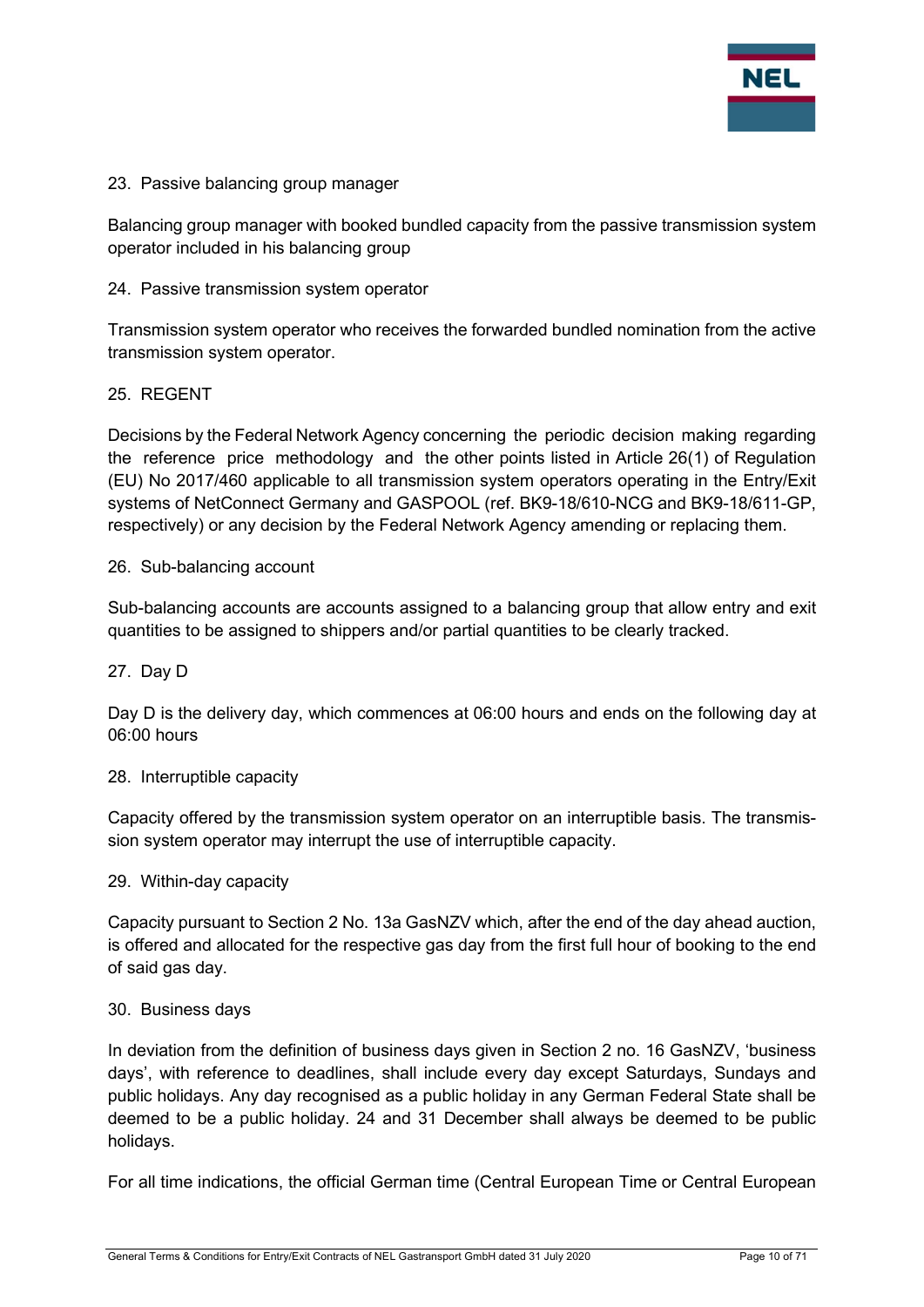23. Passive balancing group manager

Balancing group manager with booked bundled capacity from the passive transmission system operator included in his balancing group

24. Passive transmission system operator

Transmission system operator who receives the forwarded bundled nomination from the active transmission system operator.

25. REGENT

Decisions by the Federal Network Agency concerning the periodic decision making regarding the reference price methodology and the other points listed in Article 26(1) of Regulation (EU) No 2017/460 applicable to all transmission system operators operating in the Entry/Exit systems of NetConnect Germany and GASPOOL (ref. BK9-18/610-NCG and BK9-18/611-GP, respectively) or any decision by the Federal Network Agency amending or replacing them.

26. Sub-balancing account

Sub-balancing accounts are accounts assigned to a balancing group that allow entry and exit quantities to be assigned to shippers and/or partial quantities to be clearly tracked.

27. Day D

Day D is the delivery day, which commences at 06:00 hours and ends on the following day at 06:00 hours

28. Interruptible capacity

Capacity offered by the transmission system operator on an interruptible basis. The transmission system operator may interrupt the use of interruptible capacity.

29. Within-day capacity

Capacity pursuant to Section 2 No. 13a GasNZV which, after the end of the day ahead auction, is offered and allocated for the respective gas day from the first full hour of booking to the end of said gas day.

30. Business days

In deviation from the definition of business days given in Section 2 no. 16 GasNZV, 'business days', with reference to deadlines, shall include every day except Saturdays, Sundays and public holidays. Any day recognised as a public holiday in any German Federal State shall be deemed to be a public holiday. 24 and 31 December shall always be deemed to be public holidays.

For all time indications, the official German time (Central European Time or Central European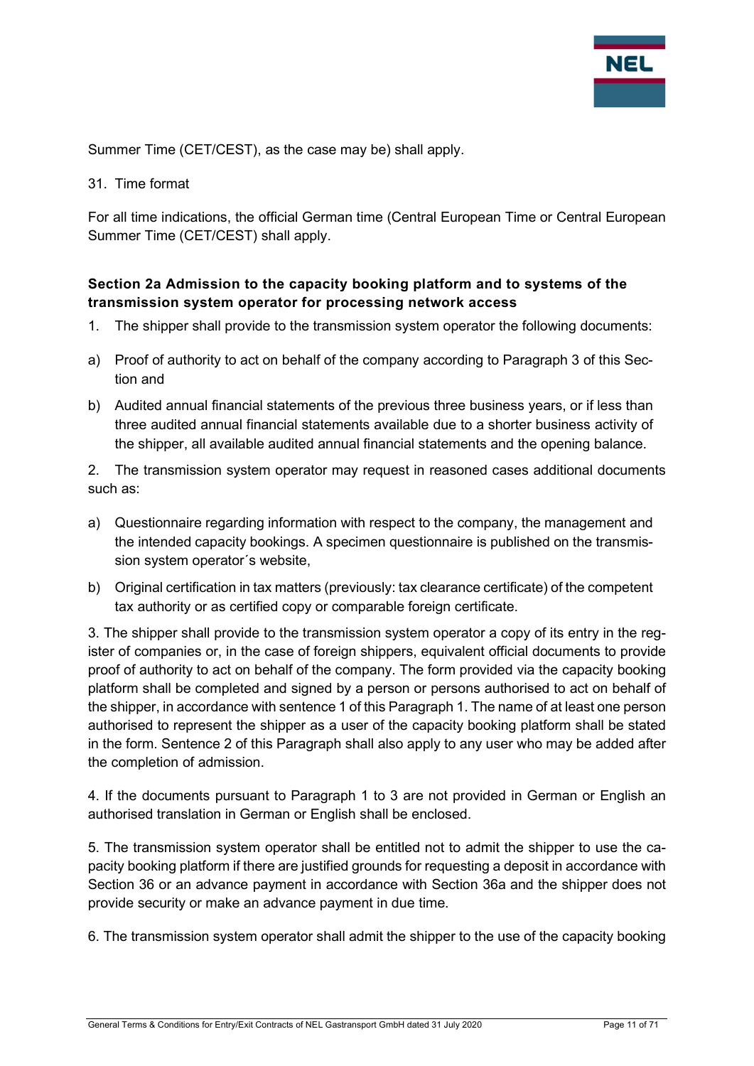Summer Time (CET/CEST), as the case may be) shall apply.

31. Time format

For all time indications, the official German time (Central European Time or Central European Summer Time (CET/CEST) shall apply.

**Section 2a Admission to the capacity booking platform and to systems of the transmission system operator for processing network access**

1. The shipper shall provide to the transmission system operator the following documents:

a) Proof of authority to act on behalf of the company according to Paragraph 3 of this Section and

b) Audited annual financial statements of the previous three business years, or if less than three audited annual financial statements available due to a shorter business activity of the shipper, all available audited annual financial statements and the opening balance.

2. The transmission system operator may request in reasoned cases additional documents such as:

a) Questionnaire regarding information with respect to the company, the management and the intended capacity bookings. A specimen questionnaire is published on the transmission system operator´s website,

b) Original certification in tax matters (previously: tax clearance certificate) of the competent tax authority or as certified copy or comparable foreign certificate.

3. The shipper shall provide to the transmission system operator a copy of its entry in the register of companies or, in the case of foreign shippers, equivalent official documents to provide proof of authority to act on behalf of the company. The form provided via the capacity booking platform shall be completed and signed by a person or persons authorised to act on behalf of the shipper, in accordance with sentence 1 of this Paragraph 1. The name of at least one person authorised to represent the shipper as a user of the capacity booking platform shall be stated in the form. Sentence 2 of this Paragraph shall also apply to any user who may be added after the completion of admission.

4. If the documents pursuant to Paragraph 1 to 3 are not provided in German or English an authorised translation in German or English shall be enclosed.

5. The transmission system operator shall be entitled not to admit the shipper to use the capacity booking platform if there are justified grounds for requesting a deposit in accordance with Section 36 or an advance payment in accordance with Section 36a and the shipper does not provide security or make an advance payment in due time.

6. The transmission system operator shall admit the shipper to the use of the capacity booking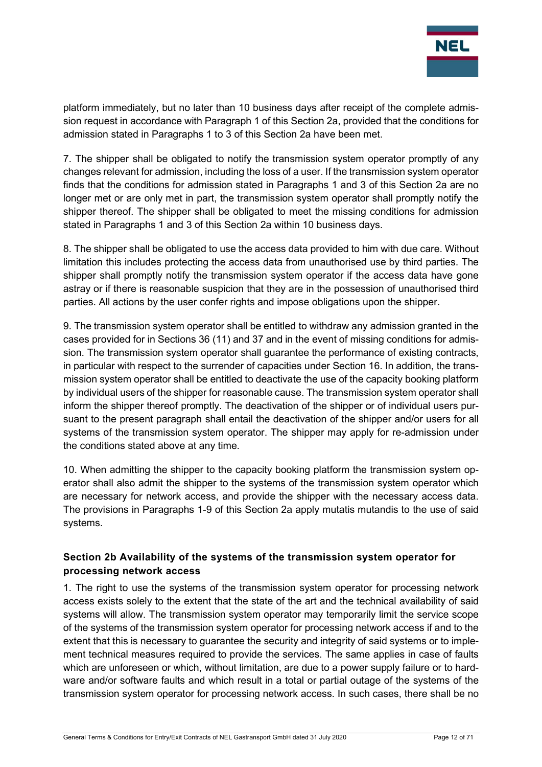platform immediately, but no later than 10 business days after receipt of the complete admission request in accordance with Paragraph 1 of this Section 2a, provided that the conditions for admission stated in Paragraphs 1 to 3 of this Section 2a have been met.

7. The shipper shall be obligated to notify the transmission system operator promptly of any changes relevant for admission, including the loss of a user. If the transmission system operator finds that the conditions for admission stated in Paragraphs 1 and 3 of this Section 2a are no longer met or are only met in part, the transmission system operator shall promptly notify the shipper thereof. The shipper shall be obligated to meet the missing conditions for admission stated in Paragraphs 1 and 3 of this Section 2a within 10 business days.

8. The shipper shall be obligated to use the access data provided to him with due care. Without limitation this includes protecting the access data from unauthorised use by third parties. The shipper shall promptly notify the transmission system operator if the access data have gone astray or if there is reasonable suspicion that they are in the possession of unauthorised third parties. All actions by the user confer rights and impose obligations upon the shipper.

9. The transmission system operator shall be entitled to withdraw any admission granted in the cases provided for in Sections 36 (11) and 37 and in the event of missing conditions for admission. The transmission system operator shall guarantee the performance of existing contracts, in particular with respect to the surrender of capacities under Section 16. In addition, the transmission system operator shall be entitled to deactivate the use of the capacity booking platform by individual users of the shipper for reasonable cause. The transmission system operator shall inform the shipper thereof promptly. The deactivation of the shipper or of individual users pursuant to the present paragraph shall entail the deactivation of the shipper and/or users for all systems of the transmission system operator. The shipper may apply for re-admission under the conditions stated above at any time.

10. When admitting the shipper to the capacity booking platform the transmission system operator shall also admit the shipper to the systems of the transmission system operator which are necessary for network access, and provide the shipper with the necessary access data. The provisions in Paragraphs 1-9 of this Section 2a apply mutatis mutandis to the use of said systems.

## Section 2b Availability of the systems of the transmission system operator for processing network access

1. The right to use the systems of the transmission system operator for processing network access exists solely to the extent that the state of the art and the technical availability of said systems will allow. The transmission system operator may temporarily limit the service scope of the systems of the transmission system operator for processing network access if and to the extent that this is necessary to guarantee the security and integrity of said systems or to implement technical measures required to provide the services. The same applies in case of faults which are unforeseen or which, without limitation, are due to a power supply failure or to hardware and/or software faults and which result in a total or partial outage of the systems of the transmission system operator for processing network access. In such cases, there shall be no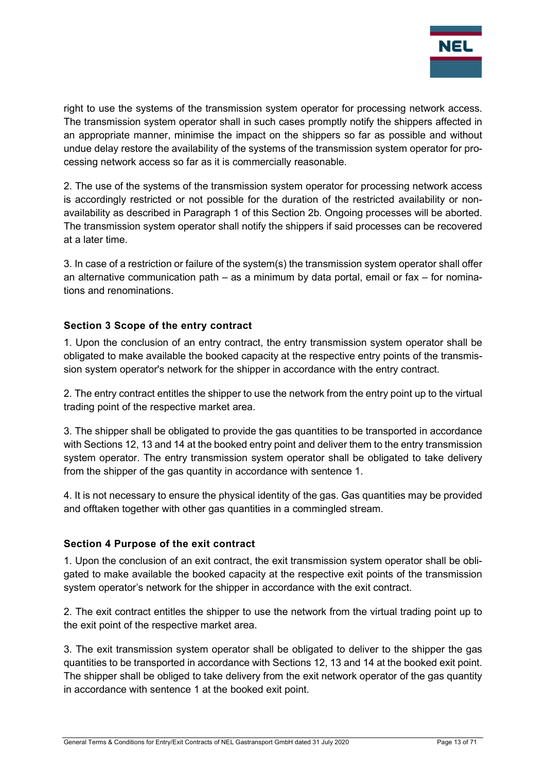right to use the systems of the transmission system operator for processing network access. The transmission system operator shall in such cases promptly notify the shippers affected in an appropriate manner, minimise the impact on the shippers so far as possible and without undue delay restore the availability of the systems of the transmission system operator for processing network access so far as it is commercially reasonable.

2. The use of the systems of the transmission system operator for processing network access is accordingly restricted or not possible for the duration of the restricted availability or non-availability as described in Paragraph 1 of this Section 2b. Ongoing processes will be aborted. The transmission system operator shall notify the shippers if said processes can be recovered at a later time.

3. In case of a restriction or failure of the system(s) the transmission system operator shall offer an alternative communication path – as a minimum by data portal, email or fax – for nominations and renominations.

### Section 3 Scope of the entry contract

1. Upon the conclusion of an entry contract, the entry transmission system operator shall be obligated to make available the booked capacity at the respective entry points of the transmission system operator's network for the shipper in accordance with the entry contract.

2. The entry contract entitles the shipper to use the network from the entry point up to the virtual trading point of the respective market area.

3. The shipper shall be obligated to provide the gas quantities to be transported in accordance with Sections 12, 13 and 14 at the booked entry point and deliver them to the entry transmission system operator. The entry transmission system operator shall be obligated to take delivery from the shipper of the gas quantity in accordance with sentence 1.

4. It is not necessary to ensure the physical identity of the gas. Gas quantities may be provided and offtaken together with other gas quantities in a commingled stream.

### Section 4 Purpose of the exit contract

1. Upon the conclusion of an exit contract, the exit transmission system operator shall be obligated to make available the booked capacity at the respective exit points of the transmission system operator's network for the shipper in accordance with the exit contract.

2. The exit contract entitles the shipper to use the network from the virtual trading point up to the exit point of the respective market area.

3. The exit transmission system operator shall be obligated to deliver to the shipper the gas quantities to be transported in accordance with Sections 12, 13 and 14 at the booked exit point. The shipper shall be obliged to take delivery from the exit network operator of the gas quantity in accordance with sentence 1 at the booked exit point.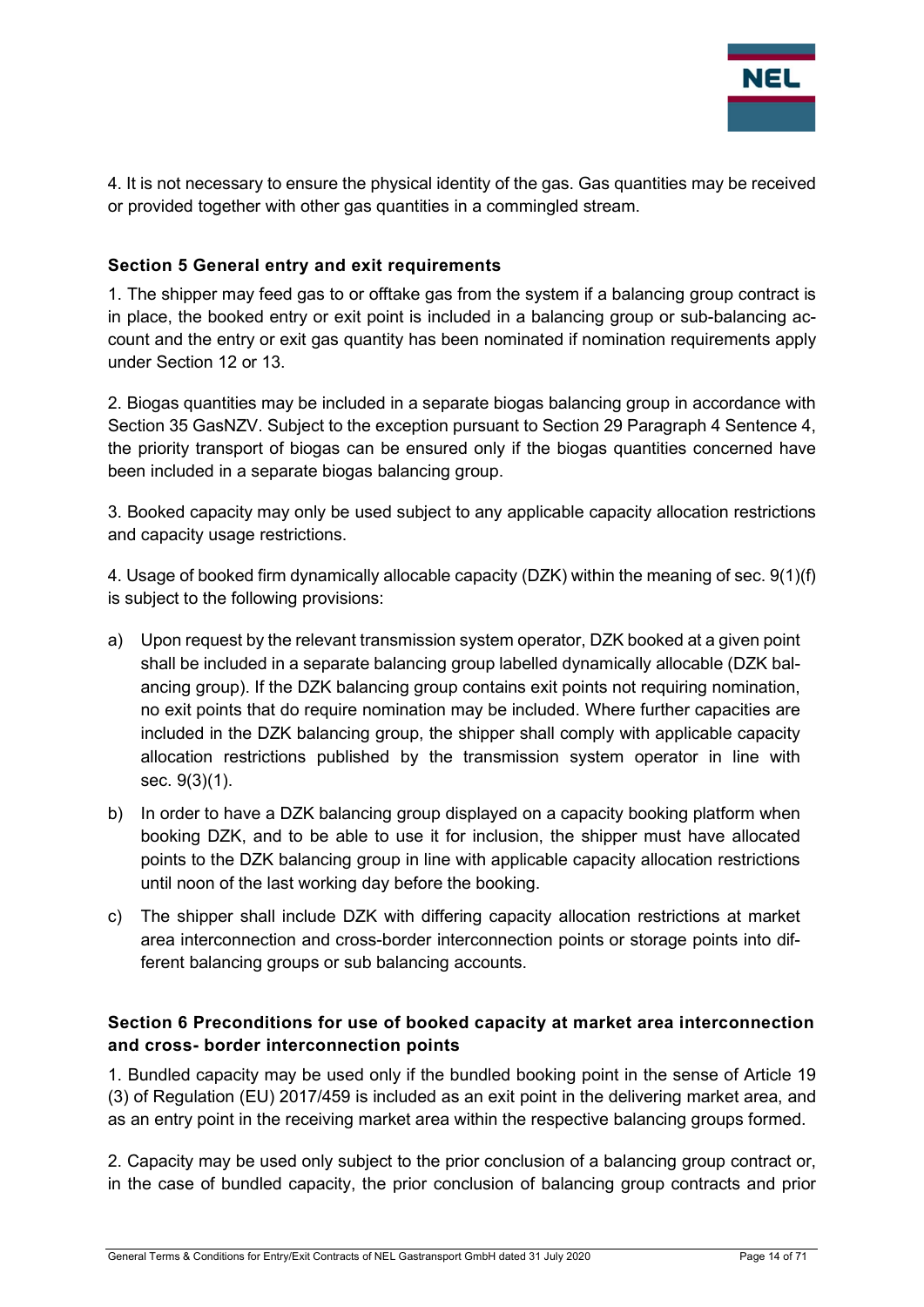4. It is not necessary to ensure the physical identity of the gas. Gas quantities may be received or provided together with other gas quantities in a commingled stream.

### Section 5 General entry and exit requirements

1. The shipper may feed gas to or offtake gas from the system if a balancing group contract is in place, the booked entry or exit point is included in a balancing group or sub-balancing account and the entry or exit gas quantity has been nominated if nomination requirements apply under Section 12 or 13.

2. Biogas quantities may be included in a separate biogas balancing group in accordance with Section 35 GasNZV. Subject to the exception pursuant to Section 29 Paragraph 4 Sentence 4, the priority transport of biogas can be ensured only if the biogas quantities concerned have been included in a separate biogas balancing group.

3. Booked capacity may only be used subject to any applicable capacity allocation restrictions and capacity usage restrictions.

4. Usage of booked firm dynamically allocable capacity (DZK) within the meaning of sec. 9(1)(f) is subject to the following provisions:

a) Upon request by the relevant transmission system operator, DZK booked at a given point shall be included in a separate balancing group labelled dynamically allocable (DZK balancing group). If the DZK balancing group contains exit points not requiring nomination, no exit points that do require nomination may be included. Where further capacities are included in the DZK balancing group, the shipper shall comply with applicable capacity allocation restrictions published by the transmission system operator in line with sec. 9(3)(1).

b) In order to have a DZK balancing group displayed on a capacity booking platform when booking DZK, and to be able to use it for inclusion, the shipper must have allocated points to the DZK balancing group in line with applicable capacity allocation restrictions until noon of the last working day before the booking.

c) The shipper shall include DZK with differing capacity allocation restrictions at market area interconnection and cross-border interconnection points or storage points into different balancing groups or sub balancing accounts.

### Section 6 Preconditions for use of booked capacity at market area interconnection and cross- border interconnection points

1. Bundled capacity may be used only if the bundled booking point in the sense of Article 19 (3) of Regulation (EU) 2017/459 is included as an exit point in the delivering market area, and as an entry point in the receiving market area within the respective balancing groups formed.

2. Capacity may be used only subject to the prior conclusion of a balancing group contract or, in the case of bundled capacity, the prior conclusion of balancing group contracts and prior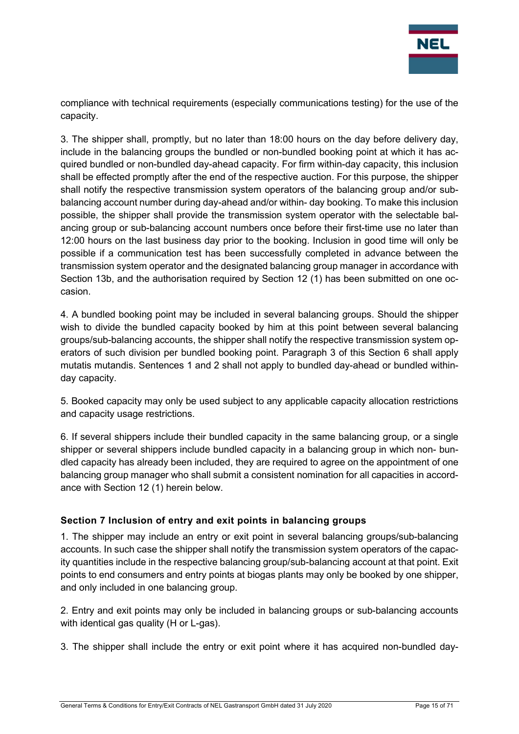compliance with technical requirements (especially communications testing) for the use of the capacity.

3. The shipper shall, promptly, but no later than 18:00 hours on the day before delivery day, include in the balancing groups the bundled or non-bundled booking point at which it has acquired bundled or non-bundled day-ahead capacity. For firm within-day capacity, this inclusion shall be effected promptly after the end of the respective auction. For this purpose, the shipper shall notify the respective transmission system operators of the balancing group and/or sub-balancing account number during day-ahead and/or within- day booking. To make this inclusion possible, the shipper shall provide the transmission system operator with the selectable balancing group or sub-balancing account numbers once before their first-time use no later than 12:00 hours on the last business day prior to the booking. Inclusion in good time will only be possible if a communication test has been successfully completed in advance between the transmission system operator and the designated balancing group manager in accordance with Section 13b, and the authorisation required by Section 12 (1) has been submitted on one occasion.

4. A bundled booking point may be included in several balancing groups. Should the shipper wish to divide the bundled capacity booked by him at this point between several balancing groups/sub-balancing accounts, the shipper shall notify the respective transmission system operators of such division per bundled booking point. Paragraph 3 of this Section 6 shall apply mutatis mutandis. Sentences 1 and 2 shall not apply to bundled day-ahead or bundled within-day capacity.

5. Booked capacity may only be used subject to any applicable capacity allocation restrictions and capacity usage restrictions.

6. If several shippers include their bundled capacity in the same balancing group, or a single shipper or several shippers include bundled capacity in a balancing group in which non- bundled capacity has already been included, they are required to agree on the appointment of one balancing group manager who shall submit a consistent nomination for all capacities in accordance with Section 12 (1) herein below.

### Section 7 Inclusion of entry and exit points in balancing groups

1. The shipper may include an entry or exit point in several balancing groups/sub-balancing accounts. In such case the shipper shall notify the transmission system operators of the capacity quantities include in the respective balancing group/sub-balancing account at that point. Exit points to end consumers and entry points at biogas plants may only be booked by one shipper, and only included in one balancing group.

2. Entry and exit points may only be included in balancing groups or sub-balancing accounts with identical gas quality (H or L-gas).

3. The shipper shall include the entry or exit point where it has acquired non-bundled day-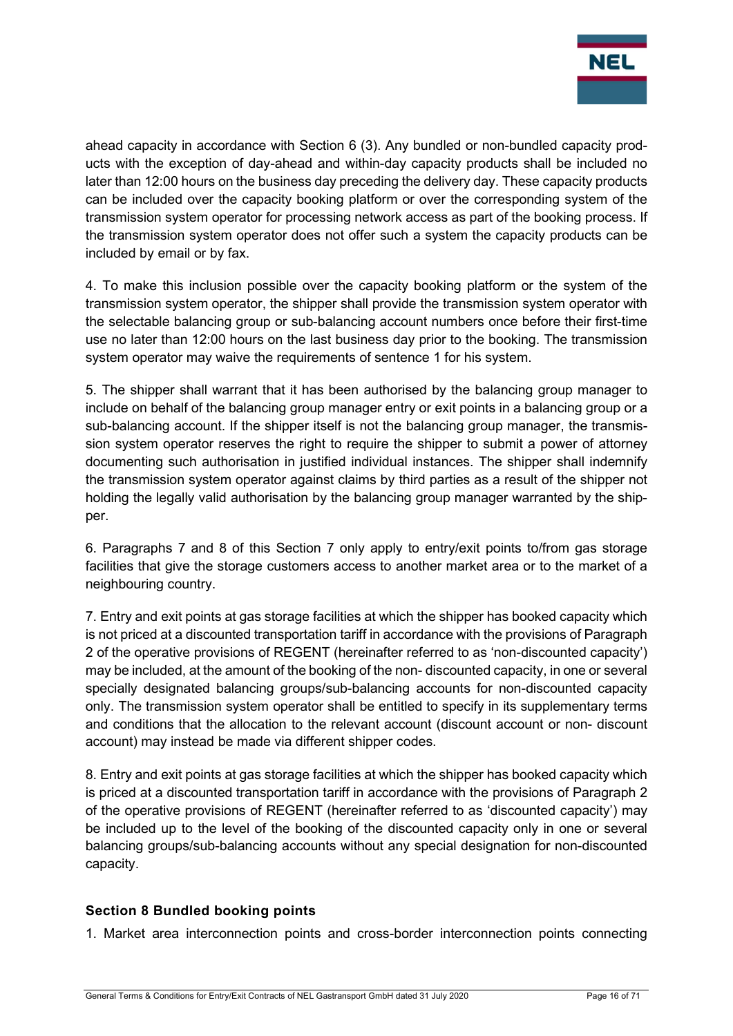ahead capacity in accordance with Section 6 (3). Any bundled or non-bundled capacity products with the exception of day-ahead and within-day capacity products shall be included no later than 12:00 hours on the business day preceding the delivery day. These capacity products can be included over the capacity booking platform or over the corresponding system of the transmission system operator for processing network access as part of the booking process. If the transmission system operator does not offer such a system the capacity products can be included by email or by fax.

4. To make this inclusion possible over the capacity booking platform or the system of the transmission system operator, the shipper shall provide the transmission system operator with the selectable balancing group or sub-balancing account numbers once before their first-time use no later than 12:00 hours on the last business day prior to the booking. The transmission system operator may waive the requirements of sentence 1 for his system.

5. The shipper shall warrant that it has been authorised by the balancing group manager to include on behalf of the balancing group manager entry or exit points in a balancing group or a sub-balancing account. If the shipper itself is not the balancing group manager, the transmission system operator reserves the right to require the shipper to submit a power of attorney documenting such authorisation in justified individual instances. The shipper shall indemnify the transmission system operator against claims by third parties as a result of the shipper not holding the legally valid authorisation by the balancing group manager warranted by the shipper.

6. Paragraphs 7 and 8 of this Section 7 only apply to entry/exit points to/from gas storage facilities that give the storage customers access to another market area or to the market of a neighbouring country.

7. Entry and exit points at gas storage facilities at which the shipper has booked capacity which is not priced at a discounted transportation tariff in accordance with the provisions of Paragraph 2 of the operative provisions of REGENT (hereinafter referred to as 'non-discounted capacity') may be included, at the amount of the booking of the non- discounted capacity, in one or several specially designated balancing groups/sub-balancing accounts for non-discounted capacity only. The transmission system operator shall be entitled to specify in its supplementary terms and conditions that the allocation to the relevant account (discount account or non- discount account) may instead be made via different shipper codes.

8. Entry and exit points at gas storage facilities at which the shipper has booked capacity which is priced at a discounted transportation tariff in accordance with the provisions of Paragraph 2 of the operative provisions of REGENT (hereinafter referred to as 'discounted capacity') may be included up to the level of the booking of the discounted capacity only in one or several balancing groups/sub-balancing accounts without any special designation for non-discounted capacity.

### Section 8 Bundled booking points

1. Market area interconnection points and cross-border interconnection points connecting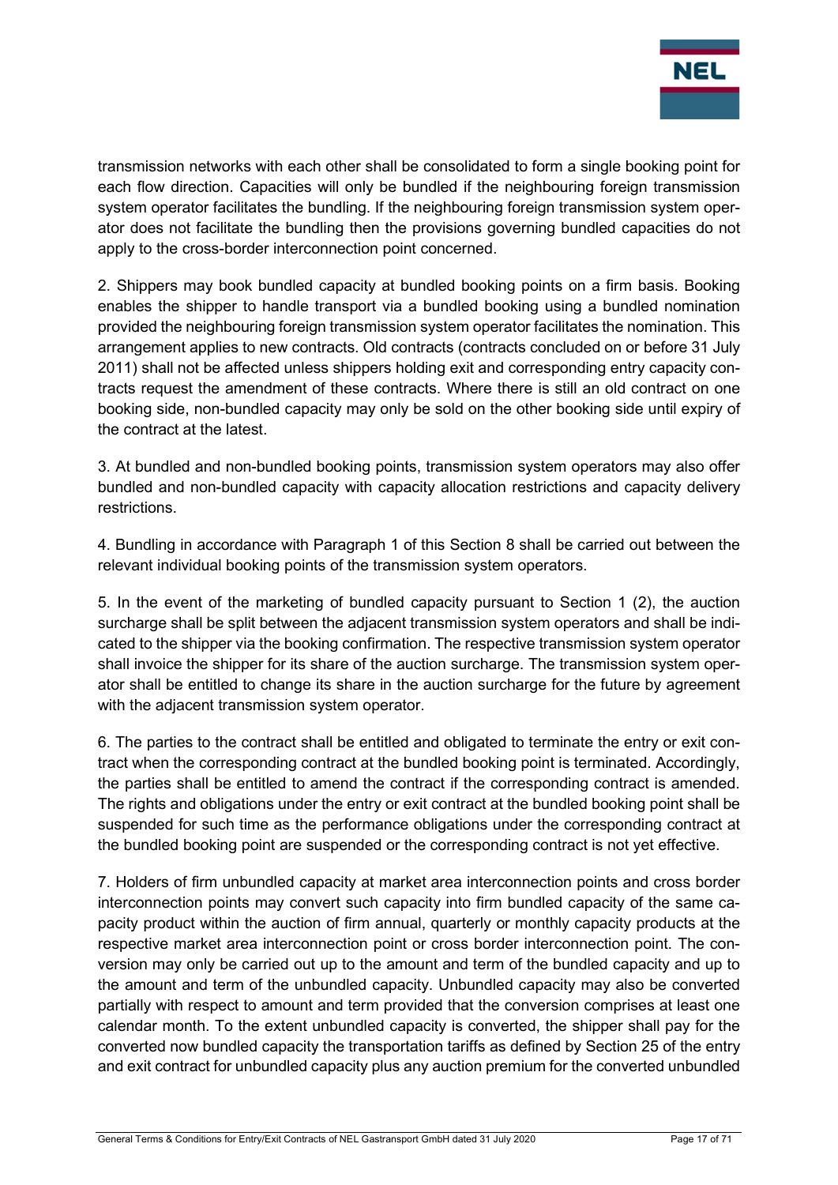transmission networks with each other shall be consolidated to form a single booking point for each flow direction. Capacities will only be bundled if the neighbouring foreign transmission system operator facilitates the bundling. If the neighbouring foreign transmission system operator does not facilitate the bundling then the provisions governing bundled capacities do not apply to the cross-border interconnection point concerned.

2. Shippers may book bundled capacity at bundled booking points on a firm basis. Booking enables the shipper to handle transport via a bundled booking using a bundled nomination provided the neighbouring foreign transmission system operator facilitates the nomination. This arrangement applies to new contracts. Old contracts (contracts concluded on or before 31 July 2011) shall not be affected unless shippers holding exit and corresponding entry capacity contracts request the amendment of these contracts. Where there is still an old contract on one booking side, non-bundled capacity may only be sold on the other booking side until expiry of the contract at the latest.

3. At bundled and non-bundled booking points, transmission system operators may also offer bundled and non-bundled capacity with capacity allocation restrictions and capacity delivery restrictions.

4. Bundling in accordance with Paragraph 1 of this Section 8 shall be carried out between the relevant individual booking points of the transmission system operators.

5. In the event of the marketing of bundled capacity pursuant to Section 1 (2), the auction surcharge shall be split between the adjacent transmission system operators and shall be indicated to the shipper via the booking confirmation. The respective transmission system operator shall invoice the shipper for its share of the auction surcharge. The transmission system operator shall be entitled to change its share in the auction surcharge for the future by agreement with the adjacent transmission system operator.

6. The parties to the contract shall be entitled and obligated to terminate the entry or exit contract when the corresponding contract at the bundled booking point is terminated. Accordingly, the parties shall be entitled to amend the contract if the corresponding contract is amended. The rights and obligations under the entry or exit contract at the bundled booking point shall be suspended for such time as the performance obligations under the corresponding contract at the bundled booking point are suspended or the corresponding contract is not yet effective.

7. Holders of firm unbundled capacity at market area interconnection points and cross border interconnection points may convert such capacity into firm bundled capacity of the same capacity product within the auction of firm annual, quarterly or monthly capacity products at the respective market area interconnection point or cross border interconnection point. The conversion may only be carried out up to the amount and term of the bundled capacity and up to the amount and term of the unbundled capacity. Unbundled capacity may also be converted partially with respect to amount and term provided that the conversion comprises at least one calendar month. To the extent unbundled capacity is converted, the shipper shall pay for the converted now bundled capacity the transportation tariffs as defined by Section 25 of the entry and exit contract for unbundled capacity plus any auction premium for the converted unbundled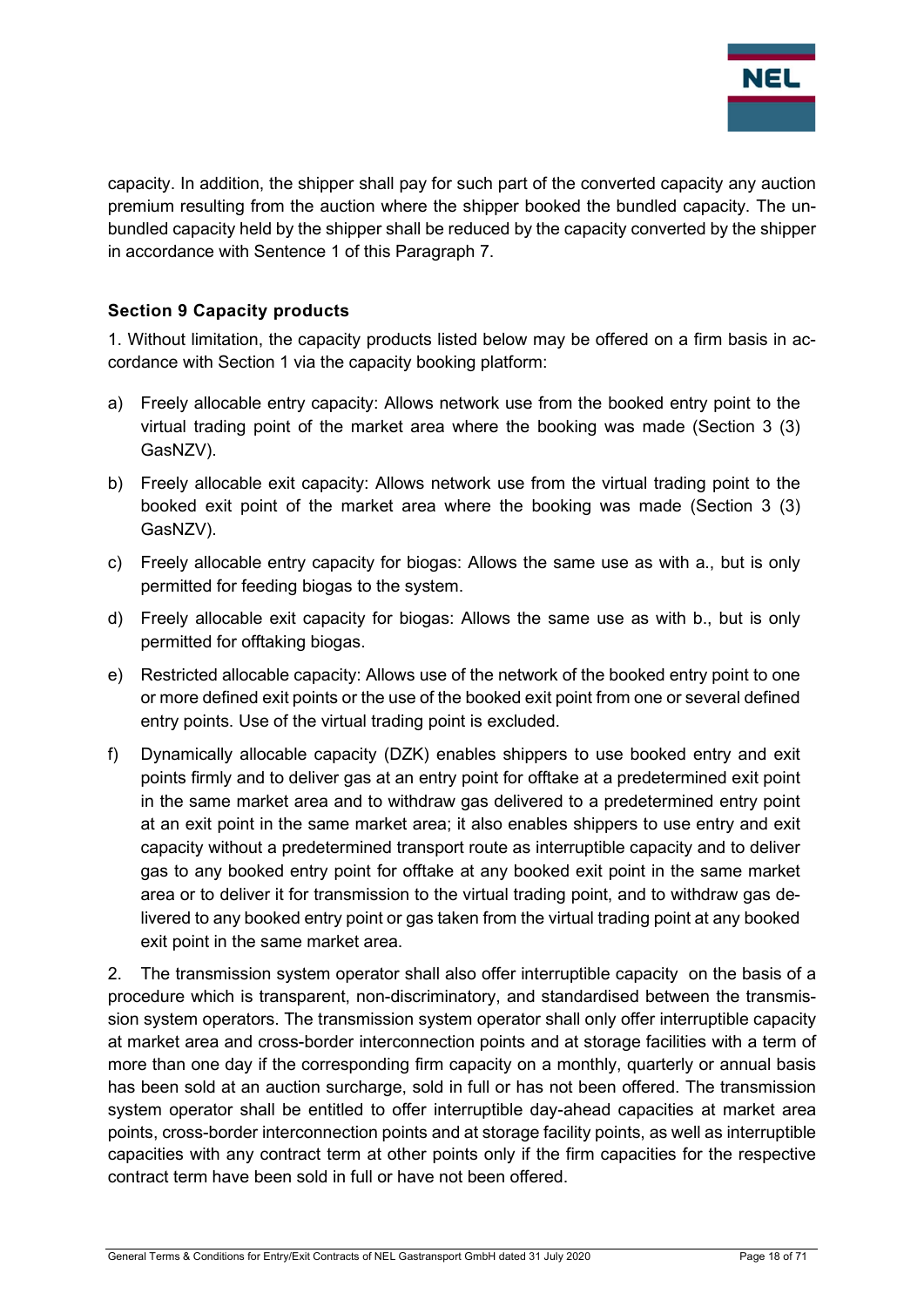capacity. In addition, the shipper shall pay for such part of the converted capacity any auction premium resulting from the auction where the shipper booked the bundled capacity. The unbundled capacity held by the shipper shall be reduced by the capacity converted by the shipper in accordance with Sentence 1 of this Paragraph 7.

### Section 9 Capacity products

1. Without limitation, the capacity products listed below may be offered on a firm basis in accordance with Section 1 via the capacity booking platform:

a) Freely allocable entry capacity: Allows network use from the booked entry point to the virtual trading point of the market area where the booking was made (Section 3 (3) GasNZV).

b) Freely allocable exit capacity: Allows network use from the virtual trading point to the booked exit point of the market area where the booking was made (Section 3 (3) GasNZV).

c) Freely allocable entry capacity for biogas: Allows the same use as with a., but is only permitted for feeding biogas to the system.

d) Freely allocable exit capacity for biogas: Allows the same use as with b., but is only permitted for offtaking biogas.

e) Restricted allocable capacity: Allows use of the network of the booked entry point to one or more defined exit points or the use of the booked exit point from one or several defined entry points. Use of the virtual trading point is excluded.

f) Dynamically allocable capacity (DZK) enables shippers to use booked entry and exit points firmly and to deliver gas at an entry point for offtake at a predetermined exit point in the same market area and to withdraw gas delivered to a predetermined entry point at an exit point in the same market area; it also enables shippers to use entry and exit capacity without a predetermined transport route as interruptible capacity and to deliver gas to any booked entry point for offtake at any booked exit point in the same market area or to deliver it for transmission to the virtual trading point, and to withdraw gas delivered to any booked entry point or gas taken from the virtual trading point at any booked exit point in the same market area.

2. The transmission system operator shall also offer interruptible capacity on the basis of a procedure which is transparent, non-discriminatory, and standardised between the transmission system operators. The transmission system operator shall only offer interruptible capacity at market area and cross-border interconnection points and at storage facilities with a term of more than one day if the corresponding firm capacity on a monthly, quarterly or annual basis has been sold at an auction surcharge, sold in full or has not been offered. The transmission system operator shall be entitled to offer interruptible day-ahead capacities at market area points, cross-border interconnection points and at storage facility points, as well as interruptible capacities with any contract term at other points only if the firm capacities for the respective contract term have been sold in full or have not been offered.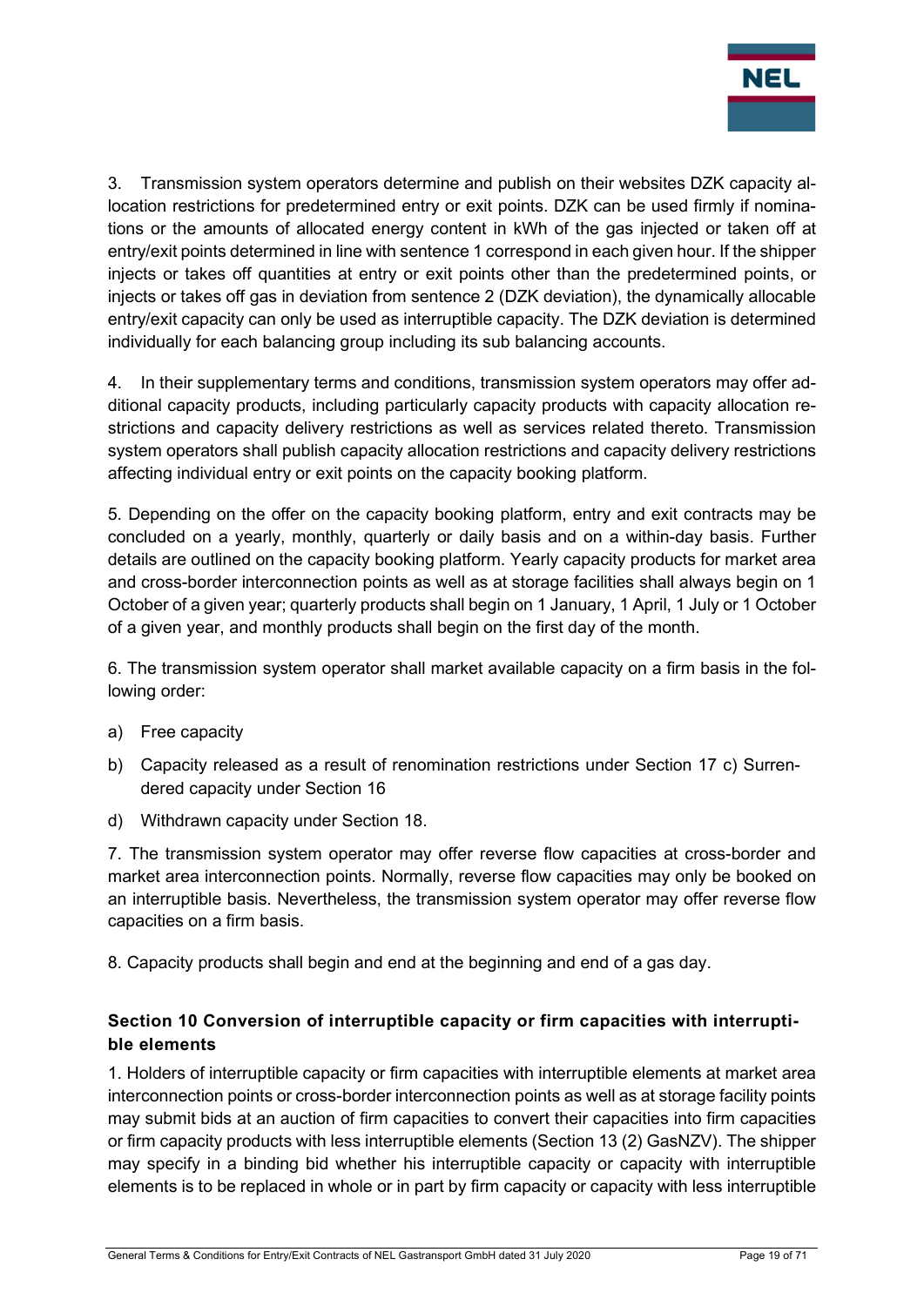3. Transmission system operators determine and publish on their websites DZK capacity allocation restrictions for predetermined entry or exit points. DZK can be used firmly if nominations or the amounts of allocated energy content in kWh of the gas injected or taken off at entry/exit points determined in line with sentence 1 correspond in each given hour. If the shipper injects or takes off quantities at entry or exit points other than the predetermined points, or injects or takes off gas in deviation from sentence 2 (DZK deviation), the dynamically allocable entry/exit capacity can only be used as interruptible capacity. The DZK deviation is determined individually for each balancing group including its sub balancing accounts.

4. In their supplementary terms and conditions, transmission system operators may offer additional capacity products, including particularly capacity products with capacity allocation restrictions and capacity delivery restrictions as well as services related thereto. Transmission system operators shall publish capacity allocation restrictions and capacity delivery restrictions affecting individual entry or exit points on the capacity booking platform.

5. Depending on the offer on the capacity booking platform, entry and exit contracts may be concluded on a yearly, monthly, quarterly or daily basis and on a within-day basis. Further details are outlined on the capacity booking platform. Yearly capacity products for market area and cross-border interconnection points as well as at storage facilities shall always begin on 1 October of a given year; quarterly products shall begin on 1 January, 1 April, 1 July or 1 October of a given year, and monthly products shall begin on the first day of the month.

6. The transmission system operator shall market available capacity on a firm basis in the following order:

a) Free capacity

b) Capacity released as a result of renomination restrictions under Section 17 c) Surrendered capacity under Section 16

d) Withdrawn capacity under Section 18.

7. The transmission system operator may offer reverse flow capacities at cross-border and market area interconnection points. Normally, reverse flow capacities may only be booked on an interruptible basis. Nevertheless, the transmission system operator may offer reverse flow capacities on a firm basis.

8. Capacity products shall begin and end at the beginning and end of a gas day.

## Section 10 Conversion of interruptible capacity or firm capacities with interruptible elements

1. Holders of interruptible capacity or firm capacities with interruptible elements at market area interconnection points or cross-border interconnection points as well as at storage facility points may submit bids at an auction of firm capacities to convert their capacities into firm capacities or firm capacity products with less interruptible elements (Section 13 (2) GasNZV). The shipper may specify in a binding bid whether his interruptible capacity or capacity with interruptible elements is to be replaced in whole or in part by firm capacity or capacity with less interruptible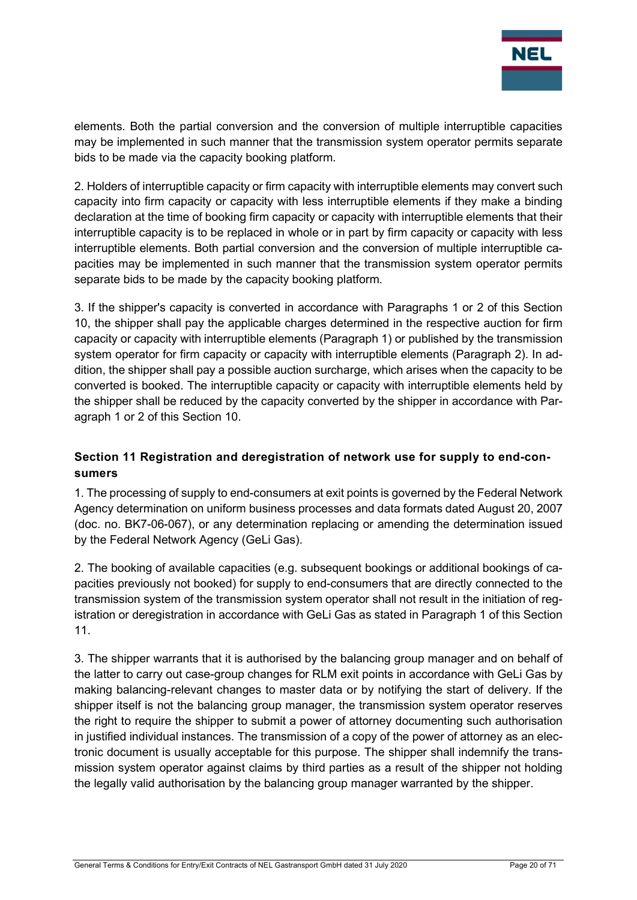elements. Both the partial conversion and the conversion of multiple interruptible capacities may be implemented in such manner that the transmission system operator permits separate bids to be made via the capacity booking platform.

2. Holders of interruptible capacity or firm capacity with interruptible elements may convert such capacity into firm capacity or capacity with less interruptible elements if they make a binding declaration at the time of booking firm capacity or capacity with interruptible elements that their interruptible capacity is to be replaced in whole or in part by firm capacity or capacity with less interruptible elements. Both partial conversion and the conversion of multiple interruptible capacities may be implemented in such manner that the transmission system operator permits separate bids to be made by the capacity booking platform.

3. If the shipper's capacity is converted in accordance with Paragraphs 1 or 2 of this Section 10, the shipper shall pay the applicable charges determined in the respective auction for firm capacity or capacity with interruptible elements (Paragraph 1) or published by the transmission system operator for firm capacity or capacity with interruptible elements (Paragraph 2). In addition, the shipper shall pay a possible auction surcharge, which arises when the capacity to be converted is booked. The interruptible capacity or capacity with interruptible elements held by the shipper shall be reduced by the capacity converted by the shipper in accordance with Paragraph 1 or 2 of this Section 10.

### Section 11 Registration and deregistration of network use for supply to end-consumers

1. The processing of supply to end-consumers at exit points is governed by the Federal Network Agency determination on uniform business processes and data formats dated August 20, 2007 (doc. no. BK7-06-067), or any determination replacing or amending the determination issued by the Federal Network Agency (GeLi Gas).

2. The booking of available capacities (e.g. subsequent bookings or additional bookings of capacities previously not booked) for supply to end-consumers that are directly connected to the transmission system of the transmission system operator shall not result in the initiation of registration or deregistration in accordance with GeLi Gas as stated in Paragraph 1 of this Section 11.

3. The shipper warrants that it is authorised by the balancing group manager and on behalf of the latter to carry out case-group changes for RLM exit points in accordance with GeLi Gas by making balancing-relevant changes to master data or by notifying the start of delivery. If the shipper itself is not the balancing group manager, the transmission system operator reserves the right to require the shipper to submit a power of attorney documenting such authorisation in justified individual instances. The transmission of a copy of the power of attorney as an electronic document is usually acceptable for this purpose. The shipper shall indemnify the transmission system operator against claims by third parties as a result of the shipper not holding the legally valid authorisation by the balancing group manager warranted by the shipper.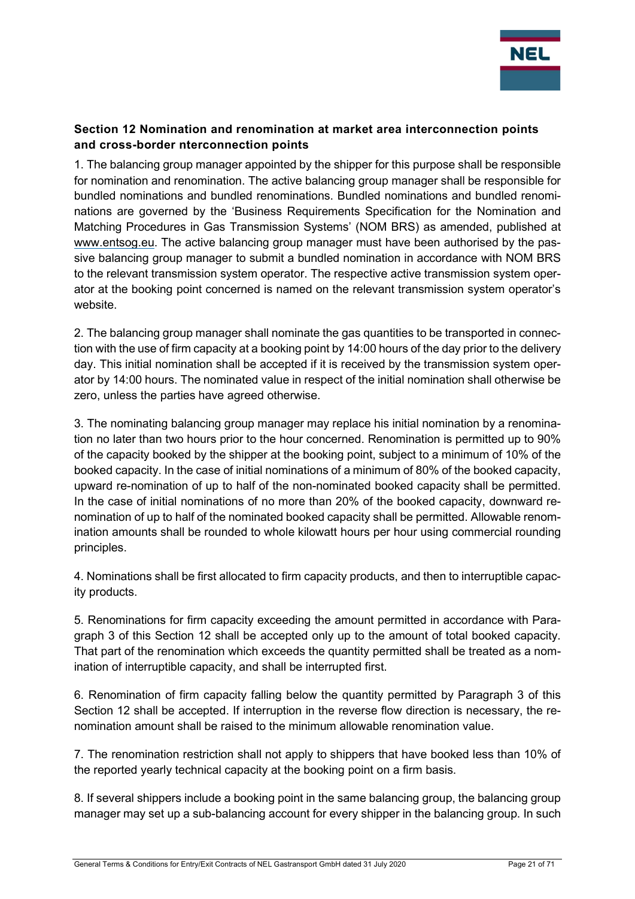## Section 12 Nomination and renomination at market area interconnection points and cross-border nterconnection points

1. The balancing group manager appointed by the shipper for this purpose shall be responsible for nomination and renomination. The active balancing group manager shall be responsible for bundled nominations and bundled renominations. Bundled nominations and bundled renominations are governed by the 'Business Requirements Specification for the Nomination and Matching Procedures in Gas Transmission Systems' (NOM BRS) as amended, published at www.entsog.eu. The active balancing group manager must have been authorised by the passive balancing group manager to submit a bundled nomination in accordance with NOM BRS to the relevant transmission system operator. The respective active transmission system operator at the booking point concerned is named on the relevant transmission system operator's website.

2. The balancing group manager shall nominate the gas quantities to be transported in connection with the use of firm capacity at a booking point by 14:00 hours of the day prior to the delivery day. This initial nomination shall be accepted if it is received by the transmission system operator by 14:00 hours. The nominated value in respect of the initial nomination shall otherwise be zero, unless the parties have agreed otherwise.

3. The nominating balancing group manager may replace his initial nomination by a renomination no later than two hours prior to the hour concerned. Renomination is permitted up to 90% of the capacity booked by the shipper at the booking point, subject to a minimum of 10% of the booked capacity. In the case of initial nominations of a minimum of 80% of the booked capacity, upward re-nomination of up to half of the non-nominated booked capacity shall be permitted. In the case of initial nominations of no more than 20% of the booked capacity, downward renomination of up to half of the nominated booked capacity shall be permitted. Allowable renomination amounts shall be rounded to whole kilowatt hours per hour using commercial rounding principles.

4. Nominations shall be first allocated to firm capacity products, and then to interruptible capacity products.

5. Renominations for firm capacity exceeding the amount permitted in accordance with Paragraph 3 of this Section 12 shall be accepted only up to the amount of total booked capacity. That part of the renomination which exceeds the quantity permitted shall be treated as a nomination of interruptible capacity, and shall be interrupted first.

6. Renomination of firm capacity falling below the quantity permitted by Paragraph 3 of this Section 12 shall be accepted. If interruption in the reverse flow direction is necessary, the renomination amount shall be raised to the minimum allowable renomination value.

7. The renomination restriction shall not apply to shippers that have booked less than 10% of the reported yearly technical capacity at the booking point on a firm basis.

8. If several shippers include a booking point in the same balancing group, the balancing group manager may set up a sub-balancing account for every shipper in the balancing group. In such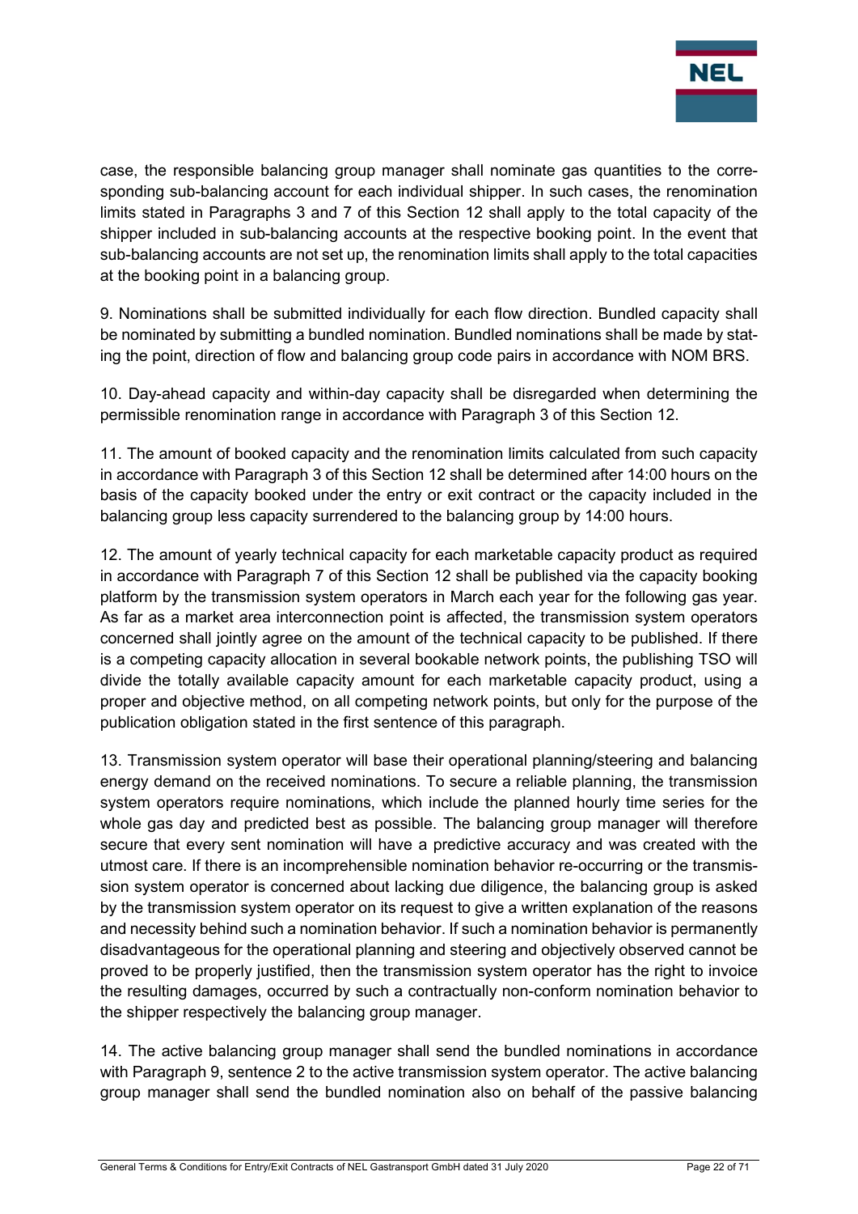case, the responsible balancing group manager shall nominate gas quantities to the corresponding sub-balancing account for each individual shipper. In such cases, the renomination limits stated in Paragraphs 3 and 7 of this Section 12 shall apply to the total capacity of the shipper included in sub-balancing accounts at the respective booking point. In the event that sub-balancing accounts are not set up, the renomination limits shall apply to the total capacities at the booking point in a balancing group.

9. Nominations shall be submitted individually for each flow direction. Bundled capacity shall be nominated by submitting a bundled nomination. Bundled nominations shall be made by stating the point, direction of flow and balancing group code pairs in accordance with NOM BRS.

10. Day-ahead capacity and within-day capacity shall be disregarded when determining the permissible renomination range in accordance with Paragraph 3 of this Section 12.

11. The amount of booked capacity and the renomination limits calculated from such capacity in accordance with Paragraph 3 of this Section 12 shall be determined after 14:00 hours on the basis of the capacity booked under the entry or exit contract or the capacity included in the balancing group less capacity surrendered to the balancing group by 14:00 hours.

12. The amount of yearly technical capacity for each marketable capacity product as required in accordance with Paragraph 7 of this Section 12 shall be published via the capacity booking platform by the transmission system operators in March each year for the following gas year. As far as a market area interconnection point is affected, the transmission system operators concerned shall jointly agree on the amount of the technical capacity to be published. If there is a competing capacity allocation in several bookable network points, the publishing TSO will divide the totally available capacity amount for each marketable capacity product, using a proper and objective method, on all competing network points, but only for the purpose of the publication obligation stated in the first sentence of this paragraph.

13. Transmission system operator will base their operational planning/steering and balancing energy demand on the received nominations. To secure a reliable planning, the transmission system operators require nominations, which include the planned hourly time series for the whole gas day and predicted best as possible. The balancing group manager will therefore secure that every sent nomination will have a predictive accuracy and was created with the utmost care. If there is an incomprehensible nomination behavior re-occurring or the transmission system operator is concerned about lacking due diligence, the balancing group is asked by the transmission system operator on its request to give a written explanation of the reasons and necessity behind such a nomination behavior. If such a nomination behavior is permanently disadvantageous for the operational planning and steering and objectively observed cannot be proved to be properly justified, then the transmission system operator has the right to invoice the resulting damages, occurred by such a contractually non-conform nomination behavior to the shipper respectively the balancing group manager.

14. The active balancing group manager shall send the bundled nominations in accordance with Paragraph 9, sentence 2 to the active transmission system operator. The active balancing group manager shall send the bundled nomination also on behalf of the passive balancing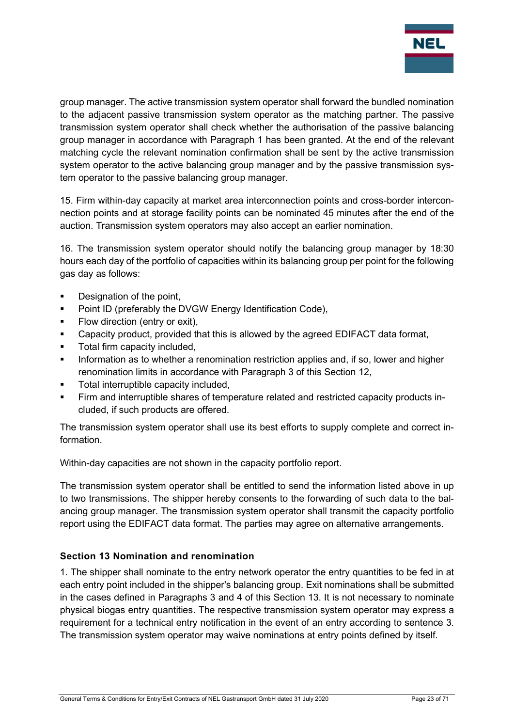group manager. The active transmission system operator shall forward the bundled nomination to the adjacent passive transmission system operator as the matching partner. The passive transmission system operator shall check whether the authorisation of the passive balancing group manager in accordance with Paragraph 1 has been granted. At the end of the relevant matching cycle the relevant nomination confirmation shall be sent by the active transmission system operator to the active balancing group manager and by the passive transmission system operator to the passive balancing group manager.

15. Firm within-day capacity at market area interconnection points and cross-border interconnection points and at storage facility points can be nominated 45 minutes after the end of the auction. Transmission system operators may also accept an earlier nomination.

16. The transmission system operator should notify the balancing group manager by 18:30 hours each day of the portfolio of capacities within its balancing group per point for the following gas day as follows:

- Designation of the point,
- Point ID (preferably the DVGW Energy Identification Code),
- Flow direction (entry or exit),
- Capacity product, provided that this is allowed by the agreed EDIFACT data format,
- Total firm capacity included,
- Information as to whether a renomination restriction applies and, if so, lower and higher renomination limits in accordance with Paragraph 3 of this Section 12,
- Total interruptible capacity included,
- Firm and interruptible shares of temperature related and restricted capacity products included, if such products are offered.

The transmission system operator shall use its best efforts to supply complete and correct information.

Within-day capacities are not shown in the capacity portfolio report.

The transmission system operator shall be entitled to send the information listed above in up to two transmissions. The shipper hereby consents to the forwarding of such data to the balancing group manager. The transmission system operator shall transmit the capacity portfolio report using the EDIFACT data format. The parties may agree on alternative arrangements.

### Section 13 Nomination and renomination

1. The shipper shall nominate to the entry network operator the entry quantities to be fed in at each entry point included in the shipper's balancing group. Exit nominations shall be submitted in the cases defined in Paragraphs 3 and 4 of this Section 13. It is not necessary to nominate physical biogas entry quantities. The respective transmission system operator may express a requirement for a technical entry notification in the event of an entry according to sentence 3. The transmission system operator may waive nominations at entry points defined by itself.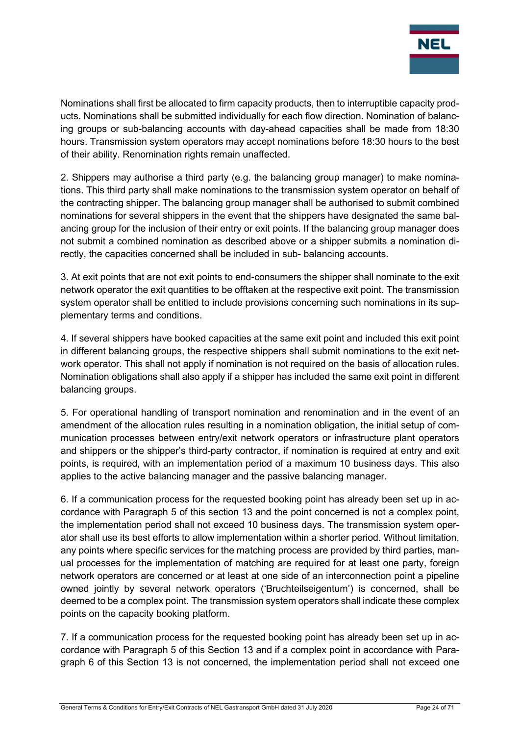Nominations shall first be allocated to firm capacity products, then to interruptible capacity products. Nominations shall be submitted individually for each flow direction. Nomination of balancing groups or sub-balancing accounts with day-ahead capacities shall be made from 18:30 hours. Transmission system operators may accept nominations before 18:30 hours to the best of their ability. Renomination rights remain unaffected.

2. Shippers may authorise a third party (e.g. the balancing group manager) to make nominations. This third party shall make nominations to the transmission system operator on behalf of the contracting shipper. The balancing group manager shall be authorised to submit combined nominations for several shippers in the event that the shippers have designated the same balancing group for the inclusion of their entry or exit points. If the balancing group manager does not submit a combined nomination as described above or a shipper submits a nomination directly, the capacities concerned shall be included in sub- balancing accounts.

3. At exit points that are not exit points to end-consumers the shipper shall nominate to the exit network operator the exit quantities to be offtaken at the respective exit point. The transmission system operator shall be entitled to include provisions concerning such nominations in its supplementary terms and conditions.

4. If several shippers have booked capacities at the same exit point and included this exit point in different balancing groups, the respective shippers shall submit nominations to the exit network operator. This shall not apply if nomination is not required on the basis of allocation rules. Nomination obligations shall also apply if a shipper has included the same exit point in different balancing groups.

5. For operational handling of transport nomination and renomination and in the event of an amendment of the allocation rules resulting in a nomination obligation, the initial setup of communication processes between entry/exit network operators or infrastructure plant operators and shippers or the shipper's third-party contractor, if nomination is required at entry and exit points, is required, with an implementation period of a maximum 10 business days. This also applies to the active balancing manager and the passive balancing manager.

6. If a communication process for the requested booking point has already been set up in accordance with Paragraph 5 of this section 13 and the point concerned is not a complex point, the implementation period shall not exceed 10 business days. The transmission system operator shall use its best efforts to allow implementation within a shorter period. Without limitation, any points where specific services for the matching process are provided by third parties, manual processes for the implementation of matching are required for at least one party, foreign network operators are concerned or at least at one side of an interconnection point a pipeline owned jointly by several network operators ('Bruchteilseigentum') is concerned, shall be deemed to be a complex point. The transmission system operators shall indicate these complex points on the capacity booking platform.

7. If a communication process for the requested booking point has already been set up in accordance with Paragraph 5 of this Section 13 and if a complex point in accordance with Paragraph 6 of this Section 13 is not concerned, the implementation period shall not exceed one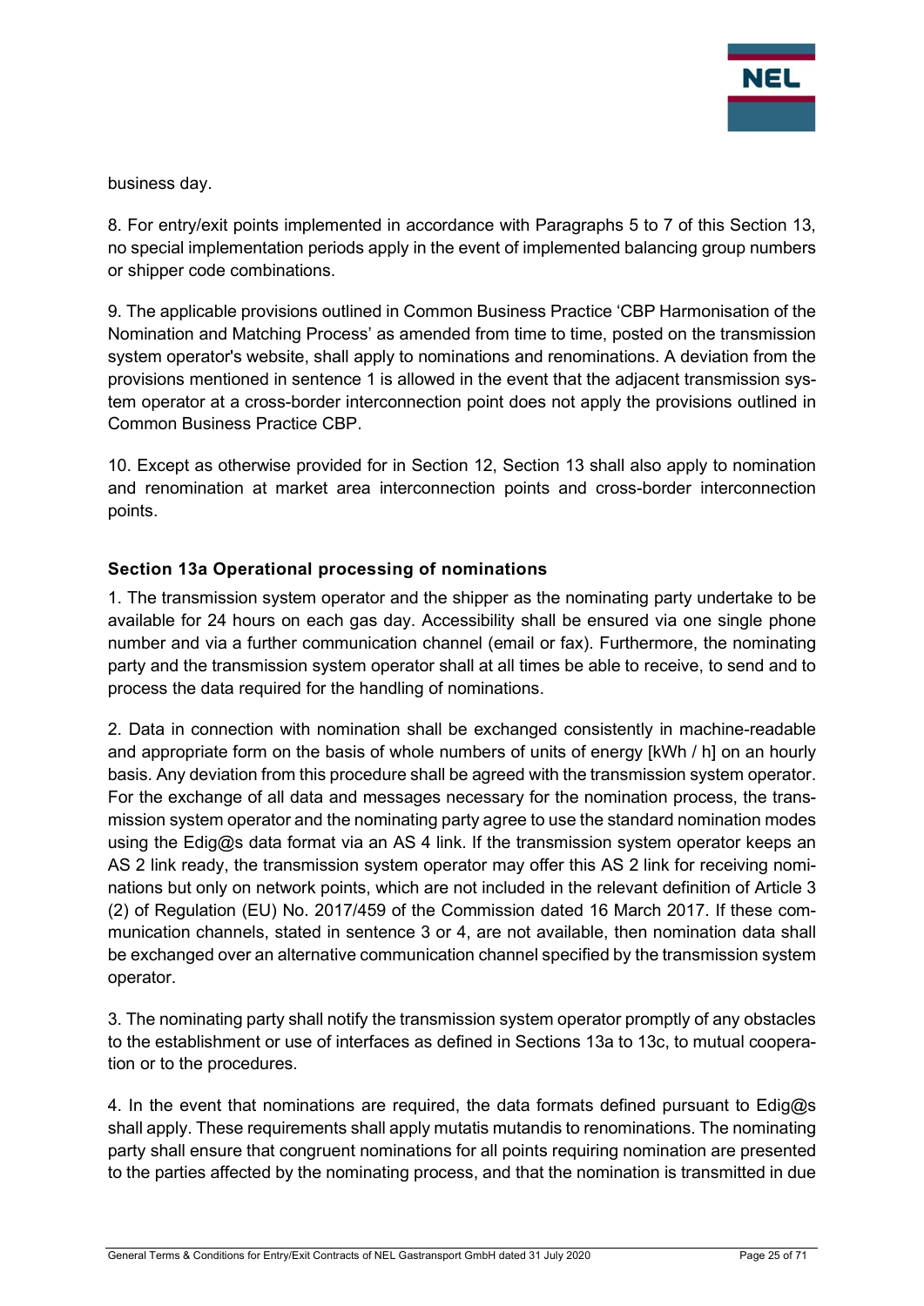business day.

8. For entry/exit points implemented in accordance with Paragraphs 5 to 7 of this Section 13, no special implementation periods apply in the event of implemented balancing group numbers or shipper code combinations.

9. The applicable provisions outlined in Common Business Practice 'CBP Harmonisation of the Nomination and Matching Process' as amended from time to time, posted on the transmission system operator's website, shall apply to nominations and renominations. A deviation from the provisions mentioned in sentence 1 is allowed in the event that the adjacent transmission system operator at a cross-border interconnection point does not apply the provisions outlined in Common Business Practice CBP.

10. Except as otherwise provided for in Section 12, Section 13 shall also apply to nomination and renomination at market area interconnection points and cross-border interconnection points.

### Section 13a Operational processing of nominations

1. The transmission system operator and the shipper as the nominating party undertake to be available for 24 hours on each gas day. Accessibility shall be ensured via one single phone number and via a further communication channel (email or fax). Furthermore, the nominating party and the transmission system operator shall at all times be able to receive, to send and to process the data required for the handling of nominations.

2. Data in connection with nomination shall be exchanged consistently in machine-readable and appropriate form on the basis of whole numbers of units of energy [kWh / h] on an hourly basis. Any deviation from this procedure shall be agreed with the transmission system operator. For the exchange of all data and messages necessary for the nomination process, the transmission system operator and the nominating party agree to use the standard nomination modes using the Edig@s data format via an AS 4 link. If the transmission system operator keeps an AS 2 link ready, the transmission system operator may offer this AS 2 link for receiving nominations but only on network points, which are not included in the relevant definition of Article 3 (2) of Regulation (EU) No. 2017/459 of the Commission dated 16 March 2017. If these communication channels, stated in sentence 3 or 4, are not available, then nomination data shall be exchanged over an alternative communication channel specified by the transmission system operator.

3. The nominating party shall notify the transmission system operator promptly of any obstacles to the establishment or use of interfaces as defined in Sections 13a to 13c, to mutual cooperation or to the procedures.

4. In the event that nominations are required, the data formats defined pursuant to Edig@s shall apply. These requirements shall apply mutatis mutandis to renominations. The nominating party shall ensure that congruent nominations for all points requiring nomination are presented to the parties affected by the nominating process, and that the nomination is transmitted in due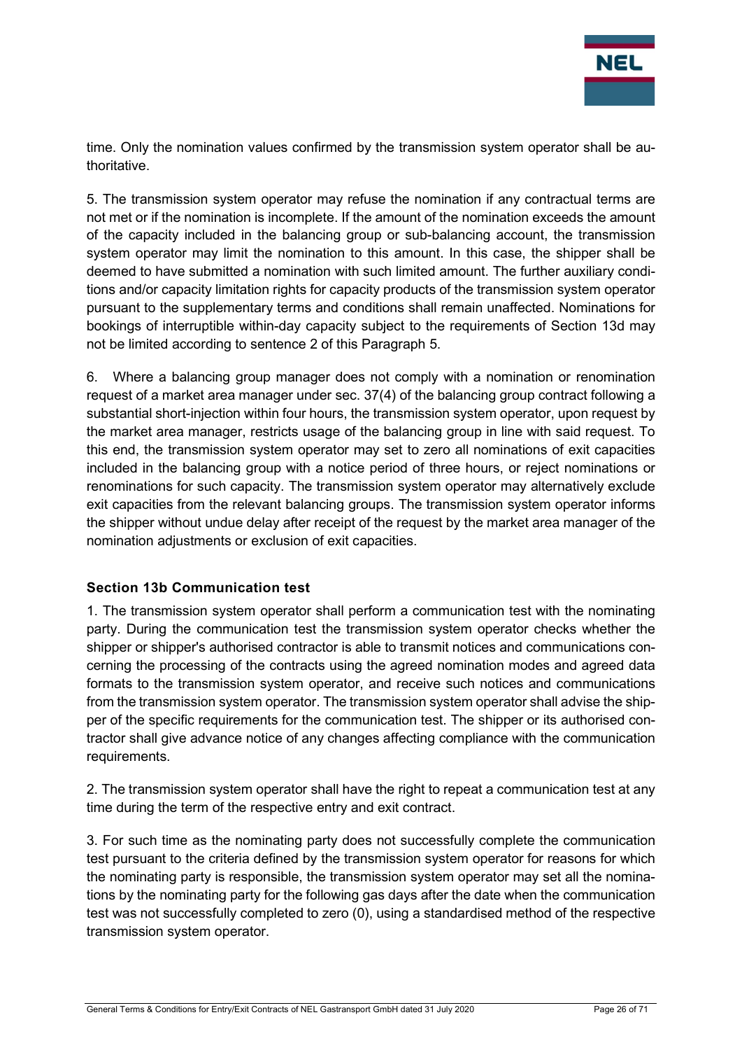time. Only the nomination values confirmed by the transmission system operator shall be authoritative.

5. The transmission system operator may refuse the nomination if any contractual terms are not met or if the nomination is incomplete. If the amount of the nomination exceeds the amount of the capacity included in the balancing group or sub-balancing account, the transmission system operator may limit the nomination to this amount. In this case, the shipper shall be deemed to have submitted a nomination with such limited amount. The further auxiliary conditions and/or capacity limitation rights for capacity products of the transmission system operator pursuant to the supplementary terms and conditions shall remain unaffected. Nominations for bookings of interruptible within-day capacity subject to the requirements of Section 13d may not be limited according to sentence 2 of this Paragraph 5.

6. Where a balancing group manager does not comply with a nomination or renomination request of a market area manager under sec. 37(4) of the balancing group contract following a substantial short-injection within four hours, the transmission system operator, upon request by the market area manager, restricts usage of the balancing group in line with said request. To this end, the transmission system operator may set to zero all nominations of exit capacities included in the balancing group with a notice period of three hours, or reject nominations or renominations for such capacity. The transmission system operator may alternatively exclude exit capacities from the relevant balancing groups. The transmission system operator informs the shipper without undue delay after receipt of the request by the market area manager of the nomination adjustments or exclusion of exit capacities.

### Section 13b Communication test

1. The transmission system operator shall perform a communication test with the nominating party. During the communication test the transmission system operator checks whether the shipper or shipper's authorised contractor is able to transmit notices and communications concerning the processing of the contracts using the agreed nomination modes and agreed data formats to the transmission system operator, and receive such notices and communications from the transmission system operator. The transmission system operator shall advise the shipper of the specific requirements for the communication test. The shipper or its authorised contractor shall give advance notice of any changes affecting compliance with the communication requirements.

2. The transmission system operator shall have the right to repeat a communication test at any time during the term of the respective entry and exit contract.

3. For such time as the nominating party does not successfully complete the communication test pursuant to the criteria defined by the transmission system operator for reasons for which the nominating party is responsible, the transmission system operator may set all the nominations by the nominating party for the following gas days after the date when the communication test was not successfully completed to zero (0), using a standardised method of the respective transmission system operator.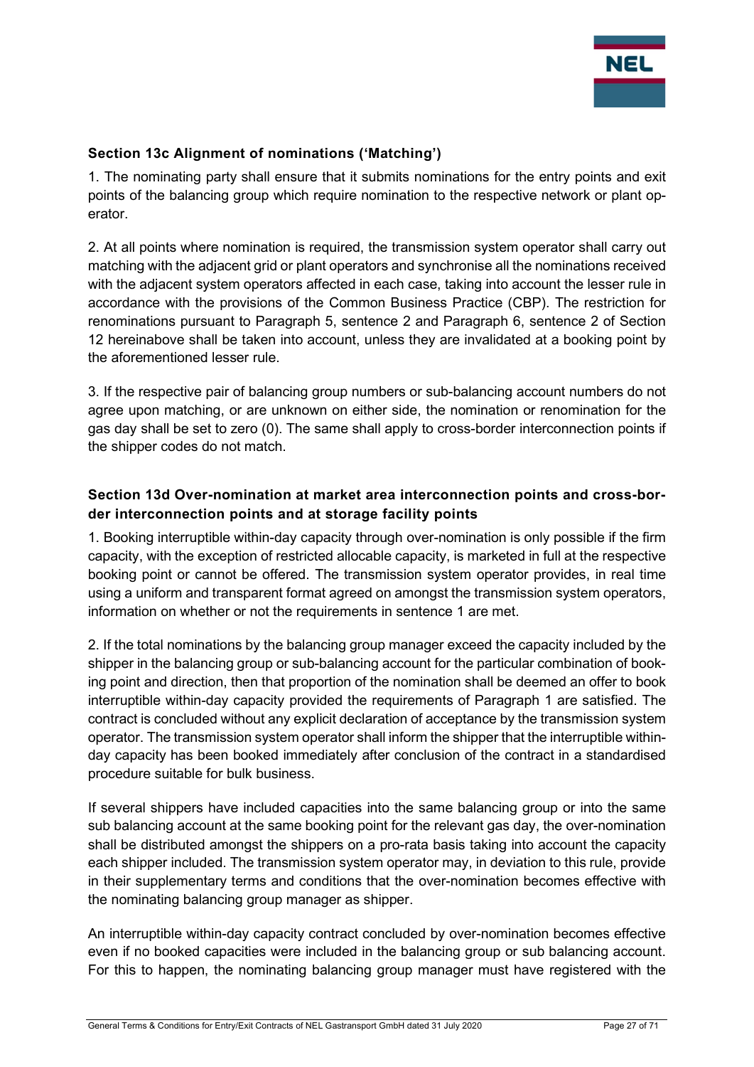### Section 13c Alignment of nominations ('Matching')

1. The nominating party shall ensure that it submits nominations for the entry points and exit points of the balancing group which require nomination to the respective network or plant operator.

2. At all points where nomination is required, the transmission system operator shall carry out matching with the adjacent grid or plant operators and synchronise all the nominations received with the adjacent system operators affected in each case, taking into account the lesser rule in accordance with the provisions of the Common Business Practice (CBP). The restriction for renominations pursuant to Paragraph 5, sentence 2 and Paragraph 6, sentence 2 of Section 12 hereinabove shall be taken into account, unless they are invalidated at a booking point by the aforementioned lesser rule.

3. If the respective pair of balancing group numbers or sub-balancing account numbers do not agree upon matching, or are unknown on either side, the nomination or renomination for the gas day shall be set to zero (0). The same shall apply to cross-border interconnection points if the shipper codes do not match.

### Section 13d Over-nomination at market area interconnection points and cross-border interconnection points and at storage facility points

1. Booking interruptible within-day capacity through over-nomination is only possible if the firm capacity, with the exception of restricted allocable capacity, is marketed in full at the respective booking point or cannot be offered. The transmission system operator provides, in real time using a uniform and transparent format agreed on amongst the transmission system operators, information on whether or not the requirements in sentence 1 are met.

2. If the total nominations by the balancing group manager exceed the capacity included by the shipper in the balancing group or sub-balancing account for the particular combination of booking point and direction, then that proportion of the nomination shall be deemed an offer to book interruptible within-day capacity provided the requirements of Paragraph 1 are satisfied. The contract is concluded without any explicit declaration of acceptance by the transmission system operator. The transmission system operator shall inform the shipper that the interruptible within-day capacity has been booked immediately after conclusion of the contract in a standardised procedure suitable for bulk business.

If several shippers have included capacities into the same balancing group or into the same sub balancing account at the same booking point for the relevant gas day, the over-nomination shall be distributed amongst the shippers on a pro-rata basis taking into account the capacity each shipper included. The transmission system operator may, in deviation to this rule, provide in their supplementary terms and conditions that the over-nomination becomes effective with the nominating balancing group manager as shipper.

An interruptible within-day capacity contract concluded by over-nomination becomes effective even if no booked capacities were included in the balancing group or sub balancing account. For this to happen, the nominating balancing group manager must have registered with the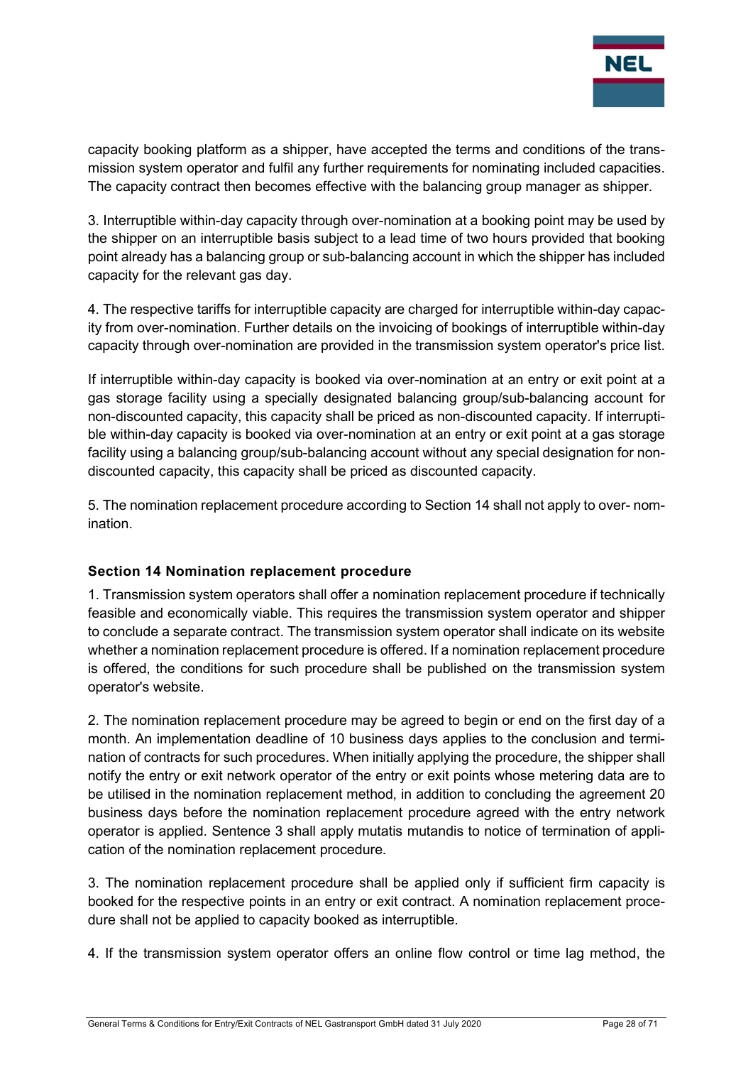capacity booking platform as a shipper, have accepted the terms and conditions of the transmission system operator and fulfil any further requirements for nominating included capacities. The capacity contract then becomes effective with the balancing group manager as shipper.

3. Interruptible within-day capacity through over-nomination at a booking point may be used by the shipper on an interruptible basis subject to a lead time of two hours provided that booking point already has a balancing group or sub-balancing account in which the shipper has included capacity for the relevant gas day.

4. The respective tariffs for interruptible capacity are charged for interruptible within-day capacity from over-nomination. Further details on the invoicing of bookings of interruptible within-day capacity through over-nomination are provided in the transmission system operator's price list.

If interruptible within-day capacity is booked via over-nomination at an entry or exit point at a gas storage facility using a specially designated balancing group/sub-balancing account for non-discounted capacity, this capacity shall be priced as non-discounted capacity. If interruptible within-day capacity is booked via over-nomination at an entry or exit point at a gas storage facility using a balancing group/sub-balancing account without any special designation for non-discounted capacity, this capacity shall be priced as discounted capacity.

5. The nomination replacement procedure according to Section 14 shall not apply to over- nomination.

### Section 14 Nomination replacement procedure

1. Transmission system operators shall offer a nomination replacement procedure if technically feasible and economically viable. This requires the transmission system operator and shipper to conclude a separate contract. The transmission system operator shall indicate on its website whether a nomination replacement procedure is offered. If a nomination replacement procedure is offered, the conditions for such procedure shall be published on the transmission system operator's website.

2. The nomination replacement procedure may be agreed to begin or end on the first day of a month. An implementation deadline of 10 business days applies to the conclusion and termination of contracts for such procedures. When initially applying the procedure, the shipper shall notify the entry or exit network operator of the entry or exit points whose metering data are to be utilised in the nomination replacement method, in addition to concluding the agreement 20 business days before the nomination replacement procedure agreed with the entry network operator is applied. Sentence 3 shall apply mutatis mutandis to notice of termination of application of the nomination replacement procedure.

3. The nomination replacement procedure shall be applied only if sufficient firm capacity is booked for the respective points in an entry or exit contract. A nomination replacement procedure shall not be applied to capacity booked as interruptible.

4. If the transmission system operator offers an online flow control or time lag method, the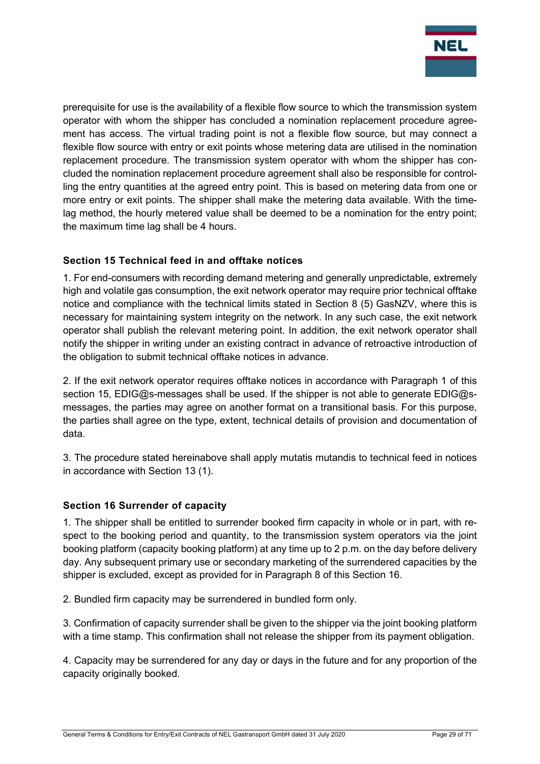prerequisite for use is the availability of a flexible flow source to which the transmission system operator with whom the shipper has concluded a nomination replacement procedure agreement has access. The virtual trading point is not a flexible flow source, but may connect a flexible flow source with entry or exit points whose metering data are utilised in the nomination replacement procedure. The transmission system operator with whom the shipper has concluded the nomination replacement procedure agreement shall also be responsible for controlling the entry quantities at the agreed entry point. This is based on metering data from one or more entry or exit points. The shipper shall make the metering data available. With the time-lag method, the hourly metered value shall be deemed to be a nomination for the entry point; the maximum time lag shall be 4 hours.

### Section 15 Technical feed in and offtake notices

1. For end-consumers with recording demand metering and generally unpredictable, extremely high and volatile gas consumption, the exit network operator may require prior technical offtake notice and compliance with the technical limits stated in Section 8 (5) GasNZV, where this is necessary for maintaining system integrity on the network. In any such case, the exit network operator shall publish the relevant metering point. In addition, the exit network operator shall notify the shipper in writing under an existing contract in advance of retroactive introduction of the obligation to submit technical offtake notices in advance.

2. If the exit network operator requires offtake notices in accordance with Paragraph 1 of this section 15, EDIG@s-messages shall be used. If the shipper is not able to generate EDIG@s-messages, the parties may agree on another format on a transitional basis. For this purpose, the parties shall agree on the type, extent, technical details of provision and documentation of data.

3. The procedure stated hereinabove shall apply mutatis mutandis to technical feed in notices in accordance with Section 13 (1).

### Section 16 Surrender of capacity

1. The shipper shall be entitled to surrender booked firm capacity in whole or in part, with respect to the booking period and quantity, to the transmission system operators via the joint booking platform (capacity booking platform) at any time up to 2 p.m. on the day before delivery day. Any subsequent primary use or secondary marketing of the surrendered capacities by the shipper is excluded, except as provided for in Paragraph 8 of this Section 16.

2. Bundled firm capacity may be surrendered in bundled form only.

3. Confirmation of capacity surrender shall be given to the shipper via the joint booking platform with a time stamp. This confirmation shall not release the shipper from its payment obligation.

4. Capacity may be surrendered for any day or days in the future and for any proportion of the capacity originally booked.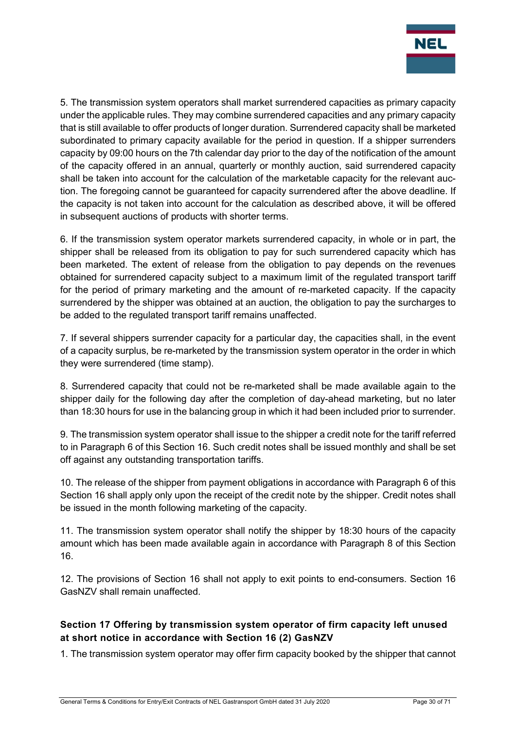5. The transmission system operators shall market surrendered capacities as primary capacity under the applicable rules. They may combine surrendered capacities and any primary capacity that is still available to offer products of longer duration. Surrendered capacity shall be marketed subordinated to primary capacity available for the period in question. If a shipper surrenders capacity by 09:00 hours on the 7th calendar day prior to the day of the notification of the amount of the capacity offered in an annual, quarterly or monthly auction, said surrendered capacity shall be taken into account for the calculation of the marketable capacity for the relevant auction. The foregoing cannot be guaranteed for capacity surrendered after the above deadline. If the capacity is not taken into account for the calculation as described above, it will be offered in subsequent auctions of products with shorter terms.

6. If the transmission system operator markets surrendered capacity, in whole or in part, the shipper shall be released from its obligation to pay for such surrendered capacity which has been marketed. The extent of release from the obligation to pay depends on the revenues obtained for surrendered capacity subject to a maximum limit of the regulated transport tariff for the period of primary marketing and the amount of re-marketed capacity. If the capacity surrendered by the shipper was obtained at an auction, the obligation to pay the surcharges to be added to the regulated transport tariff remains unaffected.

7. If several shippers surrender capacity for a particular day, the capacities shall, in the event of a capacity surplus, be re-marketed by the transmission system operator in the order in which they were surrendered (time stamp).

8. Surrendered capacity that could not be re-marketed shall be made available again to the shipper daily for the following day after the completion of day-ahead marketing, but no later than 18:30 hours for use in the balancing group in which it had been included prior to surrender.

9. The transmission system operator shall issue to the shipper a credit note for the tariff referred to in Paragraph 6 of this Section 16. Such credit notes shall be issued monthly and shall be set off against any outstanding transportation tariffs.

10. The release of the shipper from payment obligations in accordance with Paragraph 6 of this Section 16 shall apply only upon the receipt of the credit note by the shipper. Credit notes shall be issued in the month following marketing of the capacity.

11. The transmission system operator shall notify the shipper by 18:30 hours of the capacity amount which has been made available again in accordance with Paragraph 8 of this Section 16.

12. The provisions of Section 16 shall not apply to exit points to end-consumers. Section 16 GasNZV shall remain unaffected.

## Section 17 Offering by transmission system operator of firm capacity left unused at short notice in accordance with Section 16 (2) GasNZV

1. The transmission system operator may offer firm capacity booked by the shipper that cannot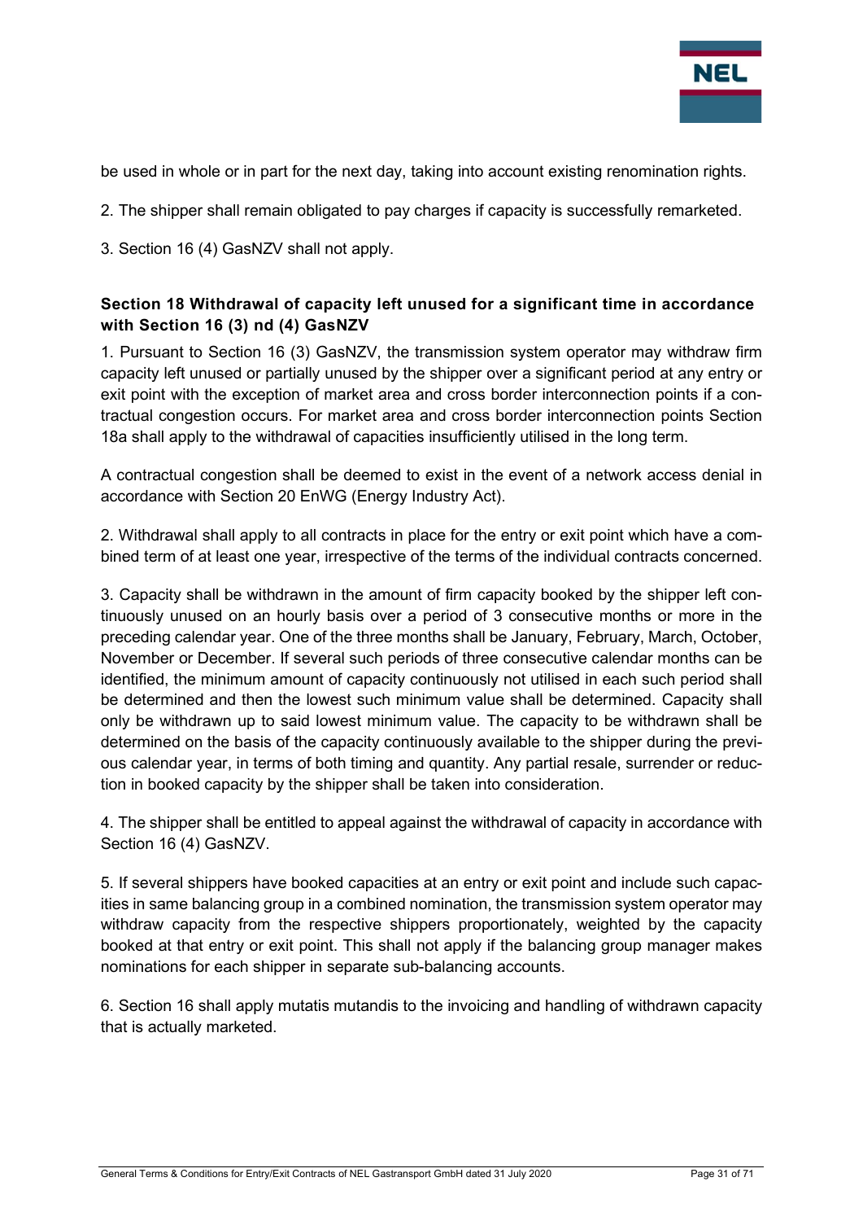be used in whole or in part for the next day, taking into account existing renomination rights.

2. The shipper shall remain obligated to pay charges if capacity is successfully remarketed.

3. Section 16 (4) GasNZV shall not apply.

### Section 18 Withdrawal of capacity left unused for a significant time in accordance with Section 16 (3) nd (4) GasNZV

1. Pursuant to Section 16 (3) GasNZV, the transmission system operator may withdraw firm capacity left unused or partially unused by the shipper over a significant period at any entry or exit point with the exception of market area and cross border interconnection points if a contractual congestion occurs. For market area and cross border interconnection points Section 18a shall apply to the withdrawal of capacities insufficiently utilised in the long term.

A contractual congestion shall be deemed to exist in the event of a network access denial in accordance with Section 20 EnWG (Energy Industry Act).

2. Withdrawal shall apply to all contracts in place for the entry or exit point which have a combined term of at least one year, irrespective of the terms of the individual contracts concerned.

3. Capacity shall be withdrawn in the amount of firm capacity booked by the shipper left continuously unused on an hourly basis over a period of 3 consecutive months or more in the preceding calendar year. One of the three months shall be January, February, March, October, November or December. If several such periods of three consecutive calendar months can be identified, the minimum amount of capacity continuously not utilised in each such period shall be determined and then the lowest such minimum value shall be determined. Capacity shall only be withdrawn up to said lowest minimum value. The capacity to be withdrawn shall be determined on the basis of the capacity continuously available to the shipper during the previous calendar year, in terms of both timing and quantity. Any partial resale, surrender or reduction in booked capacity by the shipper shall be taken into consideration.

4. The shipper shall be entitled to appeal against the withdrawal of capacity in accordance with Section 16 (4) GasNZV.

5. If several shippers have booked capacities at an entry or exit point and include such capacities in same balancing group in a combined nomination, the transmission system operator may withdraw capacity from the respective shippers proportionately, weighted by the capacity booked at that entry or exit point. This shall not apply if the balancing group manager makes nominations for each shipper in separate sub-balancing accounts.

6. Section 16 shall apply mutatis mutandis to the invoicing and handling of withdrawn capacity that is actually marketed.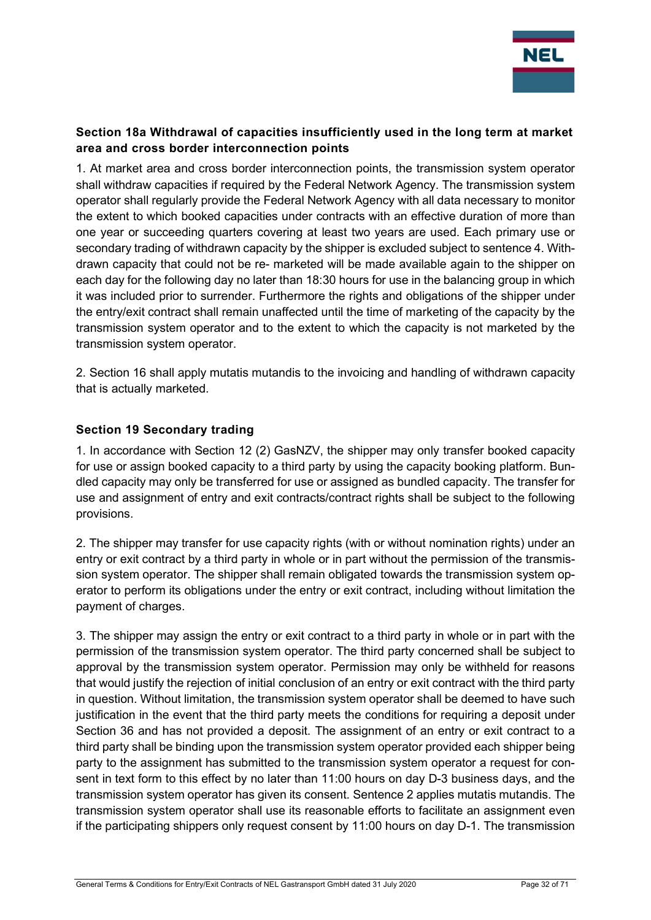### Section 18a Withdrawal of capacities insufficiently used in the long term at market area and cross border interconnection points

1. At market area and cross border interconnection points, the transmission system operator shall withdraw capacities if required by the Federal Network Agency. The transmission system operator shall regularly provide the Federal Network Agency with all data necessary to monitor the extent to which booked capacities under contracts with an effective duration of more than one year or succeeding quarters covering at least two years are used. Each primary use or secondary trading of withdrawn capacity by the shipper is excluded subject to sentence 4. Withdrawn capacity that could not be re- marketed will be made available again to the shipper on each day for the following day no later than 18:30 hours for use in the balancing group in which it was included prior to surrender. Furthermore the rights and obligations of the shipper under the entry/exit contract shall remain unaffected until the time of marketing of the capacity by the transmission system operator and to the extent to which the capacity is not marketed by the transmission system operator.

2. Section 16 shall apply mutatis mutandis to the invoicing and handling of withdrawn capacity that is actually marketed.

### Section 19 Secondary trading

1. In accordance with Section 12 (2) GasNZV, the shipper may only transfer booked capacity for use or assign booked capacity to a third party by using the capacity booking platform. Bundled capacity may only be transferred for use or assigned as bundled capacity. The transfer for use and assignment of entry and exit contracts/contract rights shall be subject to the following provisions.

2. The shipper may transfer for use capacity rights (with or without nomination rights) under an entry or exit contract by a third party in whole or in part without the permission of the transmission system operator. The shipper shall remain obligated towards the transmission system operator to perform its obligations under the entry or exit contract, including without limitation the payment of charges.

3. The shipper may assign the entry or exit contract to a third party in whole or in part with the permission of the transmission system operator. The third party concerned shall be subject to approval by the transmission system operator. Permission may only be withheld for reasons that would justify the rejection of initial conclusion of an entry or exit contract with the third party in question. Without limitation, the transmission system operator shall be deemed to have such justification in the event that the third party meets the conditions for requiring a deposit under Section 36 and has not provided a deposit. The assignment of an entry or exit contract to a third party shall be binding upon the transmission system operator provided each shipper being party to the assignment has submitted to the transmission system operator a request for consent in text form to this effect by no later than 11:00 hours on day D-3 business days, and the transmission system operator has given its consent. Sentence 2 applies mutatis mutandis. The transmission system operator shall use its reasonable efforts to facilitate an assignment even if the participating shippers only request consent by 11:00 hours on day D-1. The transmission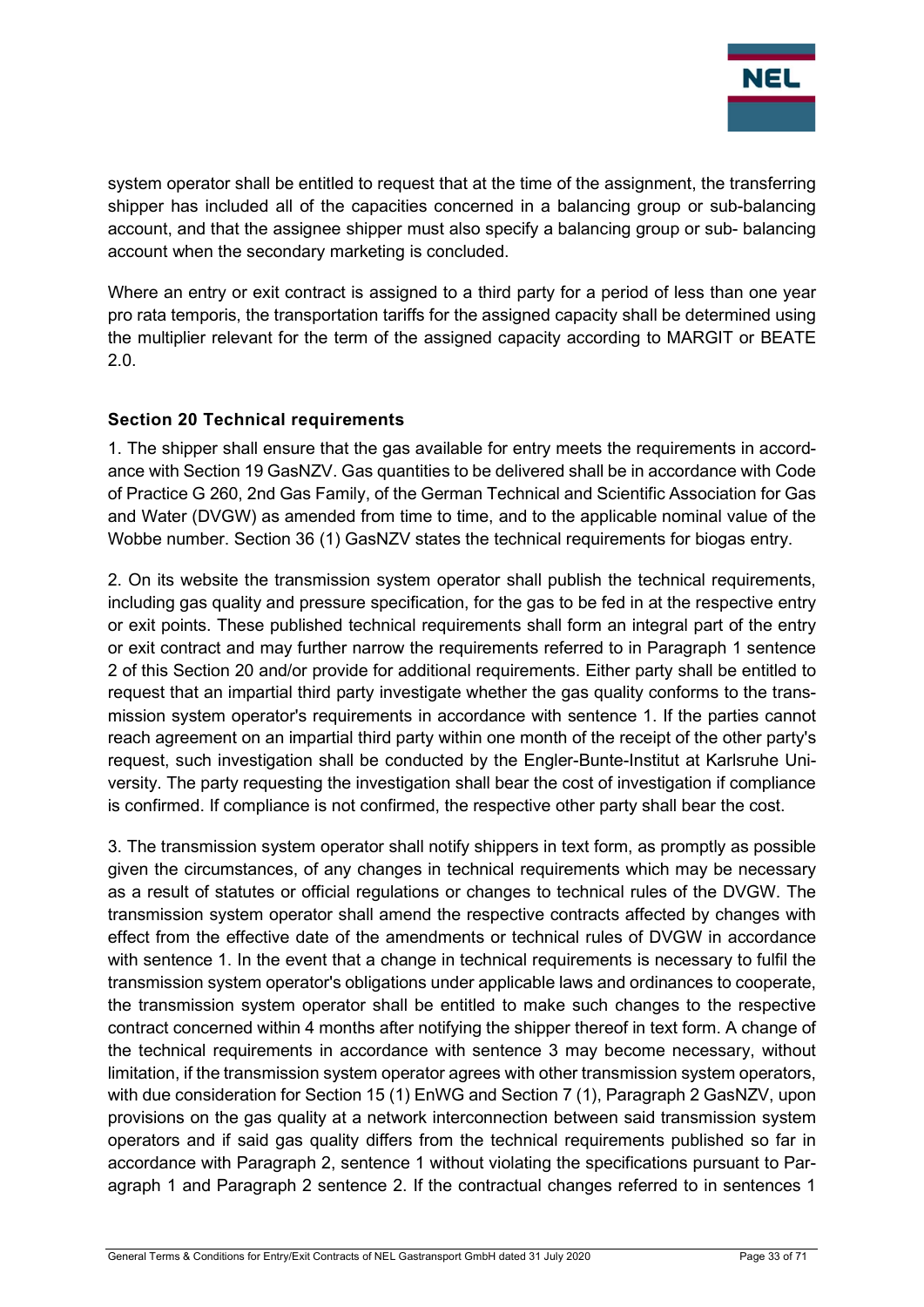system operator shall be entitled to request that at the time of the assignment, the transferring shipper has included all of the capacities concerned in a balancing group or sub-balancing account, and that the assignee shipper must also specify a balancing group or sub- balancing account when the secondary marketing is concluded.

Where an entry or exit contract is assigned to a third party for a period of less than one year pro rata temporis, the transportation tariffs for the assigned capacity shall be determined using the multiplier relevant for the term of the assigned capacity according to MARGIT or BEATE 2.0.

## Section 20 Technical requirements

1. The shipper shall ensure that the gas available for entry meets the requirements in accordance with Section 19 GasNZV. Gas quantities to be delivered shall be in accordance with Code of Practice G 260, 2nd Gas Family, of the German Technical and Scientific Association for Gas and Water (DVGW) as amended from time to time, and to the applicable nominal value of the Wobbe number. Section 36 (1) GasNZV states the technical requirements for biogas entry.

2. On its website the transmission system operator shall publish the technical requirements, including gas quality and pressure specification, for the gas to be fed in at the respective entry or exit points. These published technical requirements shall form an integral part of the entry or exit contract and may further narrow the requirements referred to in Paragraph 1 sentence 2 of this Section 20 and/or provide for additional requirements. Either party shall be entitled to request that an impartial third party investigate whether the gas quality conforms to the transmission system operator's requirements in accordance with sentence 1. If the parties cannot reach agreement on an impartial third party within one month of the receipt of the other party's request, such investigation shall be conducted by the Engler-Bunte-Institut at Karlsruhe University. The party requesting the investigation shall bear the cost of investigation if compliance is confirmed. If compliance is not confirmed, the respective other party shall bear the cost.

3. The transmission system operator shall notify shippers in text form, as promptly as possible given the circumstances, of any changes in technical requirements which may be necessary as a result of statutes or official regulations or changes to technical rules of the DVGW. The transmission system operator shall amend the respective contracts affected by changes with effect from the effective date of the amendments or technical rules of DVGW in accordance with sentence 1. In the event that a change in technical requirements is necessary to fulfil the transmission system operator's obligations under applicable laws and ordinances to cooperate, the transmission system operator shall be entitled to make such changes to the respective contract concerned within 4 months after notifying the shipper thereof in text form. A change of the technical requirements in accordance with sentence 3 may become necessary, without limitation, if the transmission system operator agrees with other transmission system operators, with due consideration for Section 15 (1) EnWG and Section 7 (1), Paragraph 2 GasNZV, upon provisions on the gas quality at a network interconnection between said transmission system operators and if said gas quality differs from the technical requirements published so far in accordance with Paragraph 2, sentence 1 without violating the specifications pursuant to Paragraph 1 and Paragraph 2 sentence 2. If the contractual changes referred to in sentences 1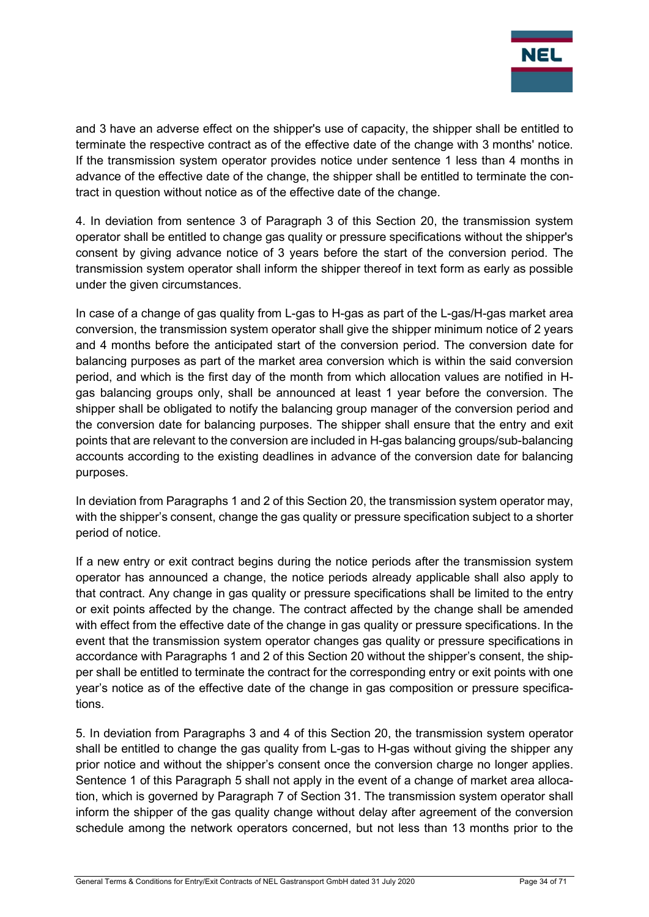and 3 have an adverse effect on the shipper's use of capacity, the shipper shall be entitled to terminate the respective contract as of the effective date of the change with 3 months' notice. If the transmission system operator provides notice under sentence 1 less than 4 months in advance of the effective date of the change, the shipper shall be entitled to terminate the contract in question without notice as of the effective date of the change.

4. In deviation from sentence 3 of Paragraph 3 of this Section 20, the transmission system operator shall be entitled to change gas quality or pressure specifications without the shipper's consent by giving advance notice of 3 years before the start of the conversion period. The transmission system operator shall inform the shipper thereof in text form as early as possible under the given circumstances.

In case of a change of gas quality from L-gas to H-gas as part of the L-gas/H-gas market area conversion, the transmission system operator shall give the shipper minimum notice of 2 years and 4 months before the anticipated start of the conversion period. The conversion date for balancing purposes as part of the market area conversion which is within the said conversion period, and which is the first day of the month from which allocation values are notified in H-gas balancing groups only, shall be announced at least 1 year before the conversion. The shipper shall be obligated to notify the balancing group manager of the conversion period and the conversion date for balancing purposes. The shipper shall ensure that the entry and exit points that are relevant to the conversion are included in H-gas balancing groups/sub-balancing accounts according to the existing deadlines in advance of the conversion date for balancing purposes.

In deviation from Paragraphs 1 and 2 of this Section 20, the transmission system operator may, with the shipper's consent, change the gas quality or pressure specification subject to a shorter period of notice.

If a new entry or exit contract begins during the notice periods after the transmission system operator has announced a change, the notice periods already applicable shall also apply to that contract. Any change in gas quality or pressure specifications shall be limited to the entry or exit points affected by the change. The contract affected by the change shall be amended with effect from the effective date of the change in gas quality or pressure specifications. In the event that the transmission system operator changes gas quality or pressure specifications in accordance with Paragraphs 1 and 2 of this Section 20 without the shipper's consent, the shipper shall be entitled to terminate the contract for the corresponding entry or exit points with one year's notice as of the effective date of the change in gas composition or pressure specifications.

5. In deviation from Paragraphs 3 and 4 of this Section 20, the transmission system operator shall be entitled to change the gas quality from L-gas to H-gas without giving the shipper any prior notice and without the shipper's consent once the conversion charge no longer applies. Sentence 1 of this Paragraph 5 shall not apply in the event of a change of market area allocation, which is governed by Paragraph 7 of Section 31. The transmission system operator shall inform the shipper of the gas quality change without delay after agreement of the conversion schedule among the network operators concerned, but not less than 13 months prior to the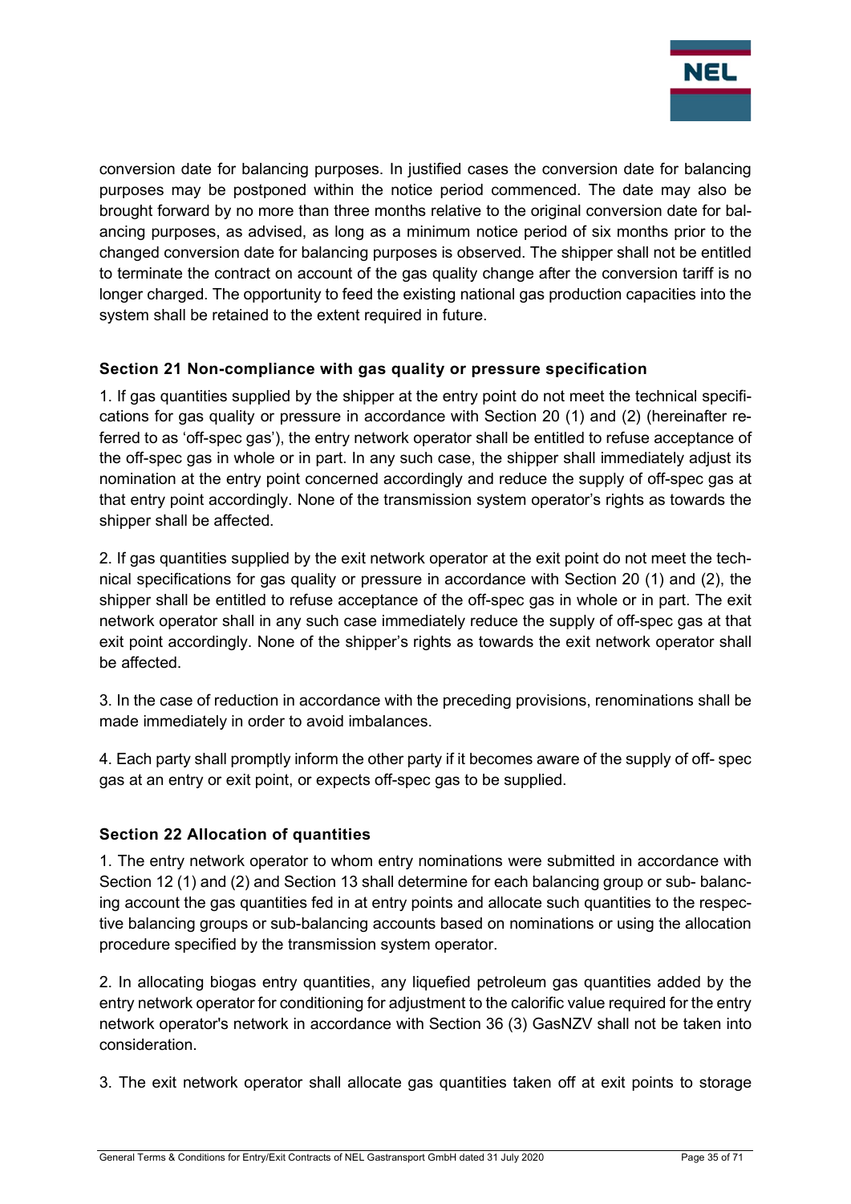conversion date for balancing purposes. In justified cases the conversion date for balancing purposes may be postponed within the notice period commenced. The date may also be brought forward by no more than three months relative to the original conversion date for balancing purposes, as advised, as long as a minimum notice period of six months prior to the changed conversion date for balancing purposes is observed. The shipper shall not be entitled to terminate the contract on account of the gas quality change after the conversion tariff is no longer charged. The opportunity to feed the existing national gas production capacities into the system shall be retained to the extent required in future.

### Section 21 Non-compliance with gas quality or pressure specification

1. If gas quantities supplied by the shipper at the entry point do not meet the technical specifications for gas quality or pressure in accordance with Section 20 (1) and (2) (hereinafter referred to as 'off-spec gas'), the entry network operator shall be entitled to refuse acceptance of the off-spec gas in whole or in part. In any such case, the shipper shall immediately adjust its nomination at the entry point concerned accordingly and reduce the supply of off-spec gas at that entry point accordingly. None of the transmission system operator's rights as towards the shipper shall be affected.

2. If gas quantities supplied by the exit network operator at the exit point do not meet the technical specifications for gas quality or pressure in accordance with Section 20 (1) and (2), the shipper shall be entitled to refuse acceptance of the off-spec gas in whole or in part. The exit network operator shall in any such case immediately reduce the supply of off-spec gas at that exit point accordingly. None of the shipper's rights as towards the exit network operator shall be affected.

3. In the case of reduction in accordance with the preceding provisions, renominations shall be made immediately in order to avoid imbalances.

4. Each party shall promptly inform the other party if it becomes aware of the supply of off- spec gas at an entry or exit point, or expects off-spec gas to be supplied.

### Section 22 Allocation of quantities

1. The entry network operator to whom entry nominations were submitted in accordance with Section 12 (1) and (2) and Section 13 shall determine for each balancing group or sub- balancing account the gas quantities fed in at entry points and allocate such quantities to the respective balancing groups or sub-balancing accounts based on nominations or using the allocation procedure specified by the transmission system operator.

2. In allocating biogas entry quantities, any liquefied petroleum gas quantities added by the entry network operator for conditioning for adjustment to the calorific value required for the entry network operator's network in accordance with Section 36 (3) GasNZV shall not be taken into consideration.

3. The exit network operator shall allocate gas quantities taken off at exit points to storage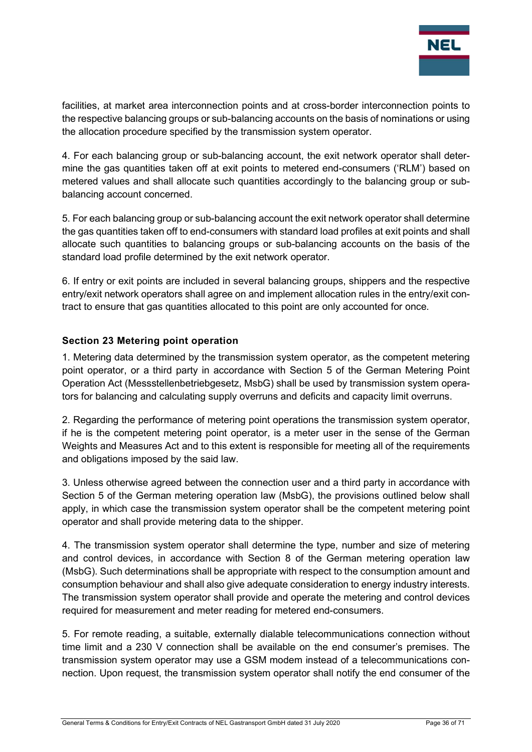facilities, at market area interconnection points and at cross-border interconnection points to the respective balancing groups or sub-balancing accounts on the basis of nominations or using the allocation procedure specified by the transmission system operator.

4. For each balancing group or sub-balancing account, the exit network operator shall determine the gas quantities taken off at exit points to metered end-consumers ('RLM') based on metered values and shall allocate such quantities accordingly to the balancing group or sub-balancing account concerned.

5. For each balancing group or sub-balancing account the exit network operator shall determine the gas quantities taken off to end-consumers with standard load profiles at exit points and shall allocate such quantities to balancing groups or sub-balancing accounts on the basis of the standard load profile determined by the exit network operator.

6. If entry or exit points are included in several balancing groups, shippers and the respective entry/exit network operators shall agree on and implement allocation rules in the entry/exit contract to ensure that gas quantities allocated to this point are only accounted for once.

### Section 23 Metering point operation

1. Metering data determined by the transmission system operator, as the competent metering point operator, or a third party in accordance with Section 5 of the German Metering Point Operation Act (Messstellenbetriebgesetz, MsbG) shall be used by transmission system operators for balancing and calculating supply overruns and deficits and capacity limit overruns.

2. Regarding the performance of metering point operations the transmission system operator, if he is the competent metering point operator, is a meter user in the sense of the German Weights and Measures Act and to this extent is responsible for meeting all of the requirements and obligations imposed by the said law.

3. Unless otherwise agreed between the connection user and a third party in accordance with Section 5 of the German metering operation law (MsbG), the provisions outlined below shall apply, in which case the transmission system operator shall be the competent metering point operator and shall provide metering data to the shipper.

4. The transmission system operator shall determine the type, number and size of metering and control devices, in accordance with Section 8 of the German metering operation law (MsbG). Such determinations shall be appropriate with respect to the consumption amount and consumption behaviour and shall also give adequate consideration to energy industry interests. The transmission system operator shall provide and operate the metering and control devices required for measurement and meter reading for metered end-consumers.

5. For remote reading, a suitable, externally dialable telecommunications connection without time limit and a 230 V connection shall be available on the end consumer's premises. The transmission system operator may use a GSM modem instead of a telecommunications connection. Upon request, the transmission system operator shall notify the end consumer of the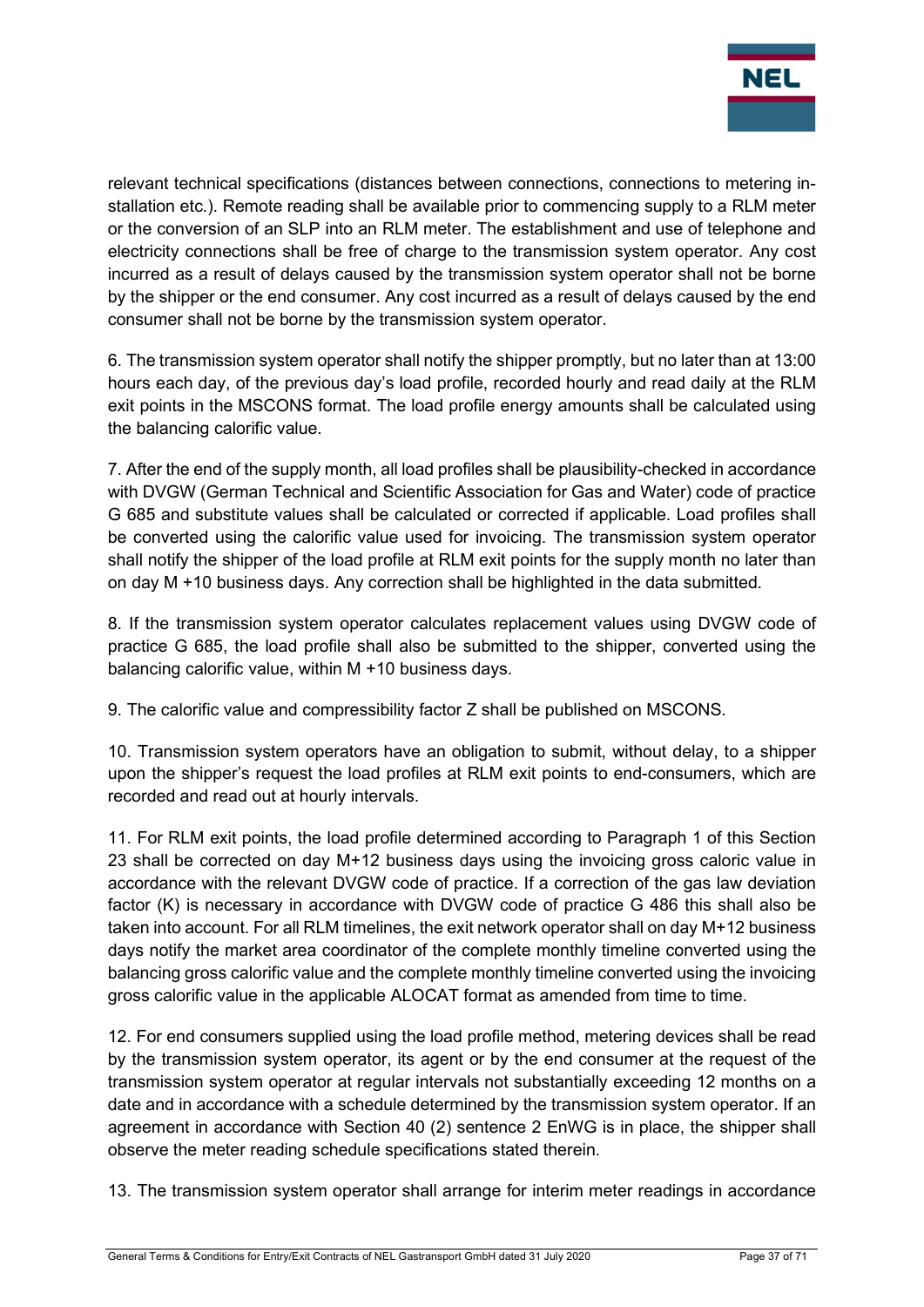relevant technical specifications (distances between connections, connections to metering installation etc.). Remote reading shall be available prior to commencing supply to a RLM meter or the conversion of an SLP into an RLM meter. The establishment and use of telephone and electricity connections shall be free of charge to the transmission system operator. Any cost incurred as a result of delays caused by the transmission system operator shall not be borne by the shipper or the end consumer. Any cost incurred as a result of delays caused by the end consumer shall not be borne by the transmission system operator.

6. The transmission system operator shall notify the shipper promptly, but no later than at 13:00 hours each day, of the previous day's load profile, recorded hourly and read daily at the RLM exit points in the MSCONS format. The load profile energy amounts shall be calculated using the balancing calorific value.

7. After the end of the supply month, all load profiles shall be plausibility-checked in accordance with DVGW (German Technical and Scientific Association for Gas and Water) code of practice G 685 and substitute values shall be calculated or corrected if applicable. Load profiles shall be converted using the calorific value used for invoicing. The transmission system operator shall notify the shipper of the load profile at RLM exit points for the supply month no later than on day M +10 business days. Any correction shall be highlighted in the data submitted.

8. If the transmission system operator calculates replacement values using DVGW code of practice G 685, the load profile shall also be submitted to the shipper, converted using the balancing calorific value, within M +10 business days.

9. The calorific value and compressibility factor Z shall be published on MSCONS.

10. Transmission system operators have an obligation to submit, without delay, to a shipper upon the shipper's request the load profiles at RLM exit points to end-consumers, which are recorded and read out at hourly intervals.

11. For RLM exit points, the load profile determined according to Paragraph 1 of this Section 23 shall be corrected on day M+12 business days using the invoicing gross caloric value in accordance with the relevant DVGW code of practice. If a correction of the gas law deviation factor (K) is necessary in accordance with DVGW code of practice G 486 this shall also be taken into account. For all RLM timelines, the exit network operator shall on day M+12 business days notify the market area coordinator of the complete monthly timeline converted using the balancing gross calorific value and the complete monthly timeline converted using the invoicing gross calorific value in the applicable ALOCAT format as amended from time to time.

12. For end consumers supplied using the load profile method, metering devices shall be read by the transmission system operator, its agent or by the end consumer at the request of the transmission system operator at regular intervals not substantially exceeding 12 months on a date and in accordance with a schedule determined by the transmission system operator. If an agreement in accordance with Section 40 (2) sentence 2 EnWG is in place, the shipper shall observe the meter reading schedule specifications stated therein.

13. The transmission system operator shall arrange for interim meter readings in accordance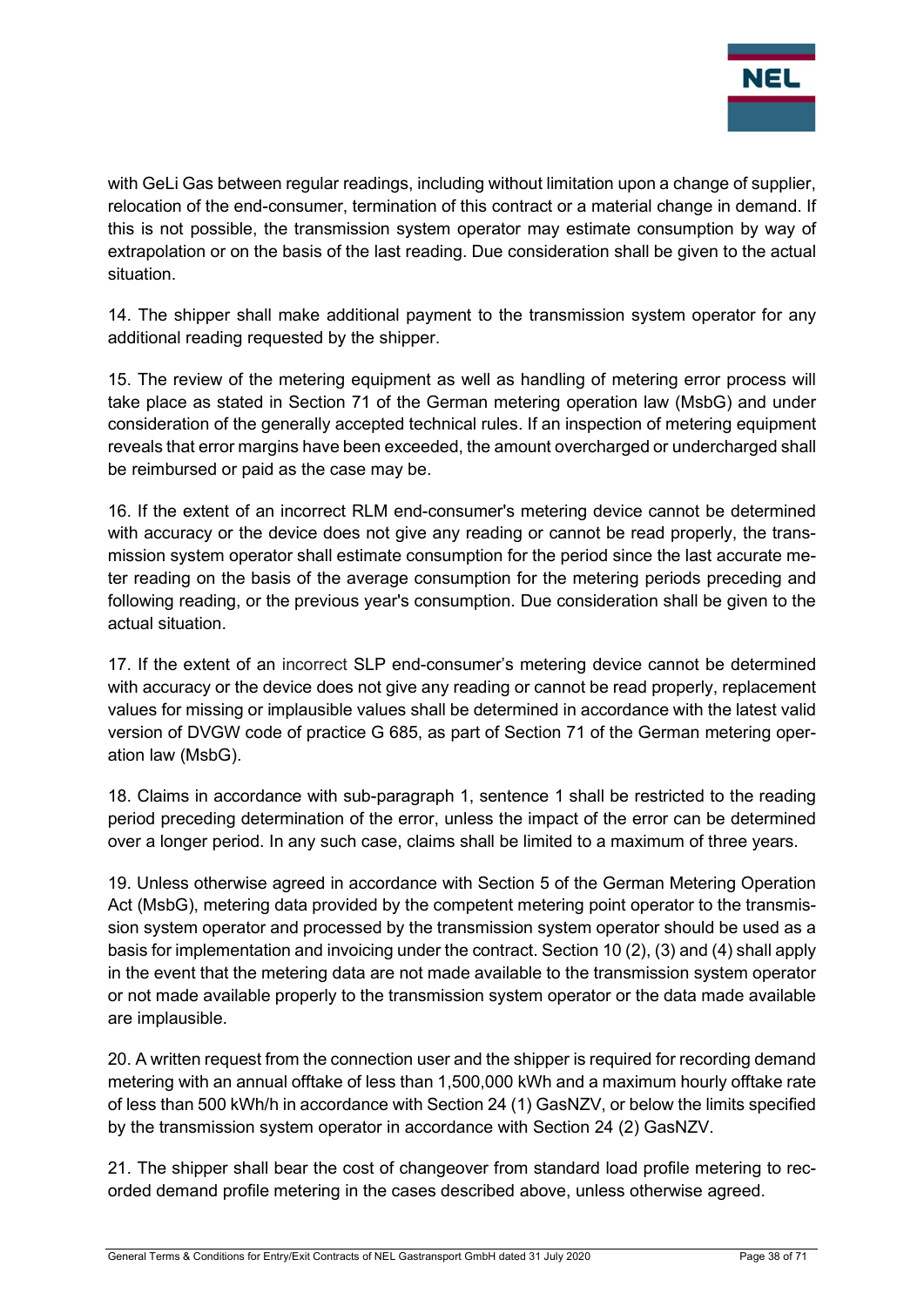with GeLi Gas between regular readings, including without limitation upon a change of supplier, relocation of the end-consumer, termination of this contract or a material change in demand. If this is not possible, the transmission system operator may estimate consumption by way of extrapolation or on the basis of the last reading. Due consideration shall be given to the actual situation.

14. The shipper shall make additional payment to the transmission system operator for any additional reading requested by the shipper.

15. The review of the metering equipment as well as handling of metering error process will take place as stated in Section 71 of the German metering operation law (MsbG) and under consideration of the generally accepted technical rules. If an inspection of metering equipment reveals that error margins have been exceeded, the amount overcharged or undercharged shall be reimbursed or paid as the case may be.

16. If the extent of an incorrect RLM end-consumer's metering device cannot be determined with accuracy or the device does not give any reading or cannot be read properly, the transmission system operator shall estimate consumption for the period since the last accurate meter reading on the basis of the average consumption for the metering periods preceding and following reading, or the previous year's consumption. Due consideration shall be given to the actual situation.

17. If the extent of an incorrect SLP end-consumer's metering device cannot be determined with accuracy or the device does not give any reading or cannot be read properly, replacement values for missing or implausible values shall be determined in accordance with the latest valid version of DVGW code of practice G 685, as part of Section 71 of the German metering operation law (MsbG).

18. Claims in accordance with sub-paragraph 1, sentence 1 shall be restricted to the reading period preceding determination of the error, unless the impact of the error can be determined over a longer period. In any such case, claims shall be limited to a maximum of three years.

19. Unless otherwise agreed in accordance with Section 5 of the German Metering Operation Act (MsbG), metering data provided by the competent metering point operator to the transmission system operator and processed by the transmission system operator should be used as a basis for implementation and invoicing under the contract. Section 10 (2), (3) and (4) shall apply in the event that the metering data are not made available to the transmission system operator or not made available properly to the transmission system operator or the data made available are implausible.

20. A written request from the connection user and the shipper is required for recording demand metering with an annual offtake of less than 1,500,000 kWh and a maximum hourly offtake rate of less than 500 kWh/h in accordance with Section 24 (1) GasNZV, or below the limits specified by the transmission system operator in accordance with Section 24 (2) GasNZV.

21. The shipper shall bear the cost of changeover from standard load profile metering to recorded demand profile metering in the cases described above, unless otherwise agreed.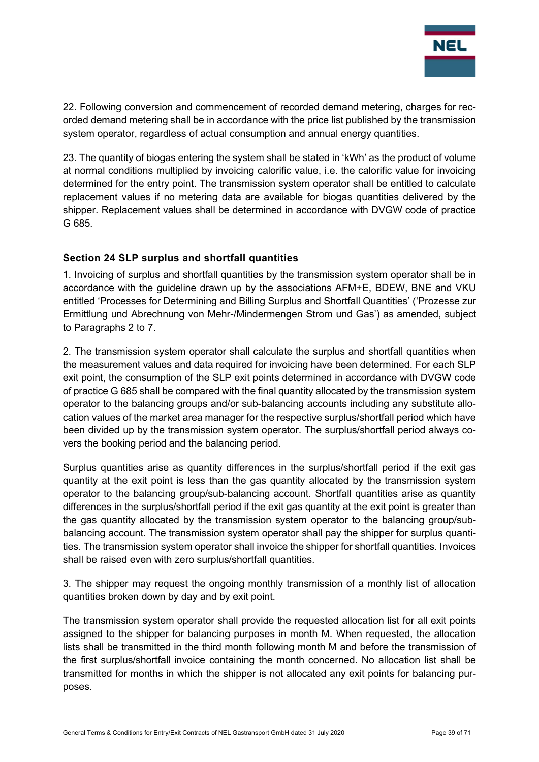22. Following conversion and commencement of recorded demand metering, charges for recorded demand metering shall be in accordance with the price list published by the transmission system operator, regardless of actual consumption and annual energy quantities.

23. The quantity of biogas entering the system shall be stated in 'kWh' as the product of volume at normal conditions multiplied by invoicing calorific value, i.e. the calorific value for invoicing determined for the entry point. The transmission system operator shall be entitled to calculate replacement values if no metering data are available for biogas quantities delivered by the shipper. Replacement values shall be determined in accordance with DVGW code of practice G 685.

## Section 24 SLP surplus and shortfall quantities

1. Invoicing of surplus and shortfall quantities by the transmission system operator shall be in accordance with the guideline drawn up by the associations AFM+E, BDEW, BNE and VKU entitled 'Processes for Determining and Billing Surplus and Shortfall Quantities' ('Prozesse zur Ermittlung und Abrechnung von Mehr-/Mindermengen Strom und Gas') as amended, subject to Paragraphs 2 to 7.

2. The transmission system operator shall calculate the surplus and shortfall quantities when the measurement values and data required for invoicing have been determined. For each SLP exit point, the consumption of the SLP exit points determined in accordance with DVGW code of practice G 685 shall be compared with the final quantity allocated by the transmission system operator to the balancing groups and/or sub-balancing accounts including any substitute allocation values of the market area manager for the respective surplus/shortfall period which have been divided up by the transmission system operator. The surplus/shortfall period always covers the booking period and the balancing period.

Surplus quantities arise as quantity differences in the surplus/shortfall period if the exit gas quantity at the exit point is less than the gas quantity allocated by the transmission system operator to the balancing group/sub-balancing account. Shortfall quantities arise as quantity differences in the surplus/shortfall period if the exit gas quantity at the exit point is greater than the gas quantity allocated by the transmission system operator to the balancing group/sub-balancing account. The transmission system operator shall pay the shipper for surplus quantities. The transmission system operator shall invoice the shipper for shortfall quantities. Invoices shall be raised even with zero surplus/shortfall quantities.

3. The shipper may request the ongoing monthly transmission of a monthly list of allocation quantities broken down by day and by exit point.

The transmission system operator shall provide the requested allocation list for all exit points assigned to the shipper for balancing purposes in month M. When requested, the allocation lists shall be transmitted in the third month following month M and before the transmission of the first surplus/shortfall invoice containing the month concerned. No allocation list shall be transmitted for months in which the shipper is not allocated any exit points for balancing purposes.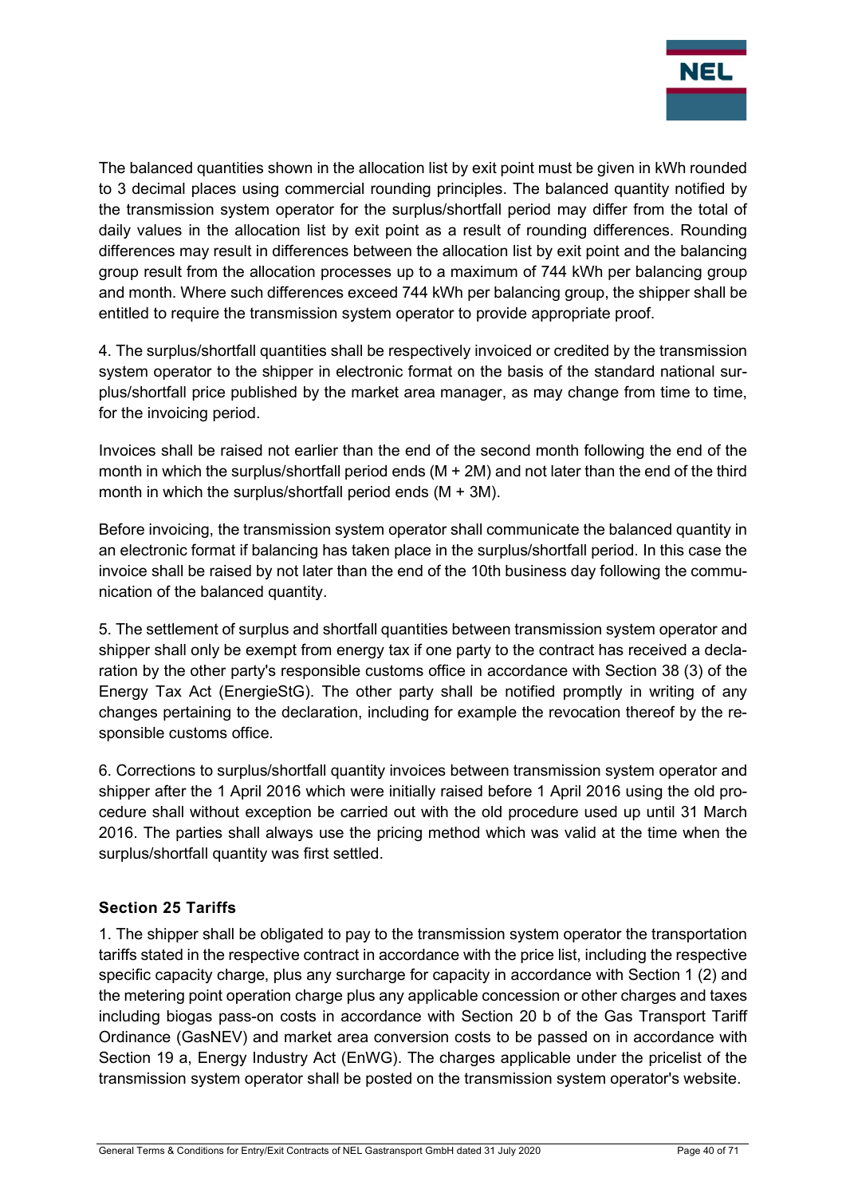The balanced quantities shown in the allocation list by exit point must be given in kWh rounded to 3 decimal places using commercial rounding principles. The balanced quantity notified by the transmission system operator for the surplus/shortfall period may differ from the total of daily values in the allocation list by exit point as a result of rounding differences. Rounding differences may result in differences between the allocation list by exit point and the balancing group result from the allocation processes up to a maximum of 744 kWh per balancing group and month. Where such differences exceed 744 kWh per balancing group, the shipper shall be entitled to require the transmission system operator to provide appropriate proof.

4. The surplus/shortfall quantities shall be respectively invoiced or credited by the transmission system operator to the shipper in electronic format on the basis of the standard national surplus/shortfall price published by the market area manager, as may change from time to time, for the invoicing period.

Invoices shall be raised not earlier than the end of the second month following the end of the month in which the surplus/shortfall period ends (M + 2M) and not later than the end of the third month in which the surplus/shortfall period ends (M + 3M).

Before invoicing, the transmission system operator shall communicate the balanced quantity in an electronic format if balancing has taken place in the surplus/shortfall period. In this case the invoice shall be raised by not later than the end of the 10th business day following the communication of the balanced quantity.

5. The settlement of surplus and shortfall quantities between transmission system operator and shipper shall only be exempt from energy tax if one party to the contract has received a declaration by the other party's responsible customs office in accordance with Section 38 (3) of the Energy Tax Act (EnergieStG). The other party shall be notified promptly in writing of any changes pertaining to the declaration, including for example the revocation thereof by the responsible customs office.

6. Corrections to surplus/shortfall quantity invoices between transmission system operator and shipper after the 1 April 2016 which were initially raised before 1 April 2016 using the old procedure shall without exception be carried out with the old procedure used up until 31 March 2016. The parties shall always use the pricing method which was valid at the time when the surplus/shortfall quantity was first settled.

## Section 25 Tariffs

1. The shipper shall be obligated to pay to the transmission system operator the transportation tariffs stated in the respective contract in accordance with the price list, including the respective specific capacity charge, plus any surcharge for capacity in accordance with Section 1 (2) and the metering point operation charge plus any applicable concession or other charges and taxes including biogas pass-on costs in accordance with Section 20 b of the Gas Transport Tariff Ordinance (GasNEV) and market area conversion costs to be passed on in accordance with Section 19 a, Energy Industry Act (EnWG). The charges applicable under the pricelist of the transmission system operator shall be posted on the transmission system operator's website.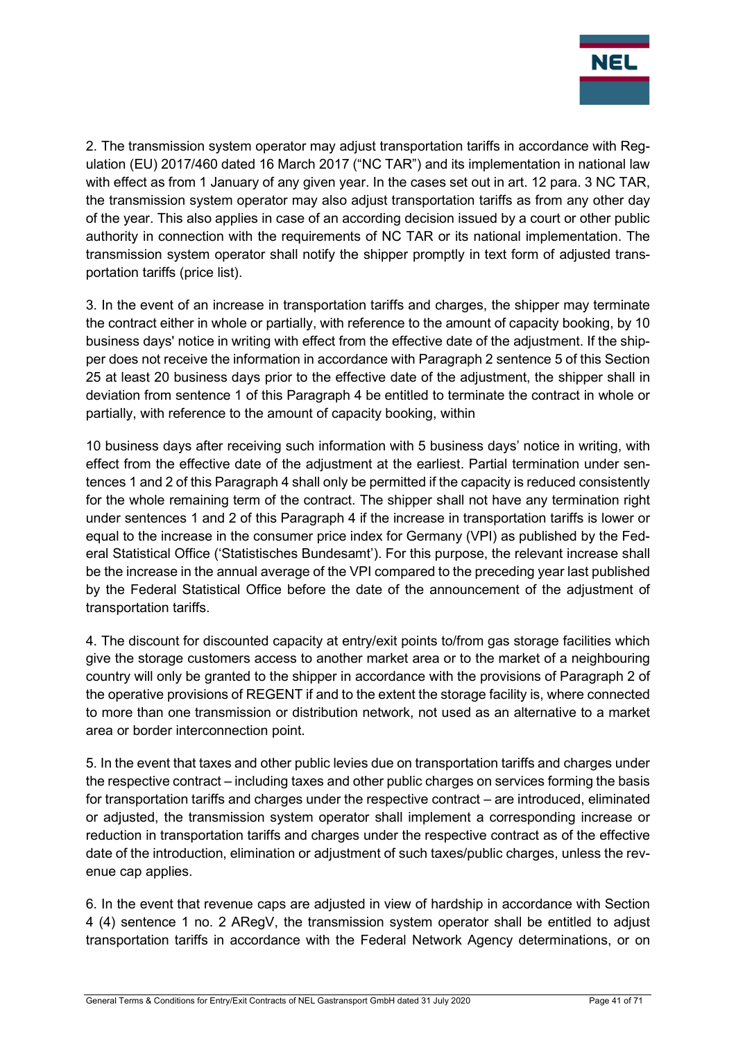2. The transmission system operator may adjust transportation tariffs in accordance with Regulation (EU) 2017/460 dated 16 March 2017 ("NC TAR") and its implementation in national law with effect as from 1 January of any given year. In the cases set out in art. 12 para. 3 NC TAR, the transmission system operator may also adjust transportation tariffs as from any other day of the year. This also applies in case of an according decision issued by a court or other public authority in connection with the requirements of NC TAR or its national implementation. The transmission system operator shall notify the shipper promptly in text form of adjusted transportation tariffs (price list).

3. In the event of an increase in transportation tariffs and charges, the shipper may terminate the contract either in whole or partially, with reference to the amount of capacity booking, by 10 business days' notice in writing with effect from the effective date of the adjustment. If the shipper does not receive the information in accordance with Paragraph 2 sentence 5 of this Section 25 at least 20 business days prior to the effective date of the adjustment, the shipper shall in deviation from sentence 1 of this Paragraph 4 be entitled to terminate the contract in whole or partially, with reference to the amount of capacity booking, within

10 business days after receiving such information with 5 business days' notice in writing, with effect from the effective date of the adjustment at the earliest. Partial termination under sentences 1 and 2 of this Paragraph 4 shall only be permitted if the capacity is reduced consistently for the whole remaining term of the contract. The shipper shall not have any termination right under sentences 1 and 2 of this Paragraph 4 if the increase in transportation tariffs is lower or equal to the increase in the consumer price index for Germany (VPI) as published by the Federal Statistical Office ('Statistisches Bundesamt'). For this purpose, the relevant increase shall be the increase in the annual average of the VPI compared to the preceding year last published by the Federal Statistical Office before the date of the announcement of the adjustment of transportation tariffs.

4. The discount for discounted capacity at entry/exit points to/from gas storage facilities which give the storage customers access to another market area or to the market of a neighbouring country will only be granted to the shipper in accordance with the provisions of Paragraph 2 of the operative provisions of REGENT if and to the extent the storage facility is, where connected to more than one transmission or distribution network, not used as an alternative to a market area or border interconnection point.

5. In the event that taxes and other public levies due on transportation tariffs and charges under the respective contract – including taxes and other public charges on services forming the basis for transportation tariffs and charges under the respective contract – are introduced, eliminated or adjusted, the transmission system operator shall implement a corresponding increase or reduction in transportation tariffs and charges under the respective contract as of the effective date of the introduction, elimination or adjustment of such taxes/public charges, unless the revenue cap applies.

6. In the event that revenue caps are adjusted in view of hardship in accordance with Section 4 (4) sentence 1 no. 2 ARegV, the transmission system operator shall be entitled to adjust transportation tariffs in accordance with the Federal Network Agency determinations, or on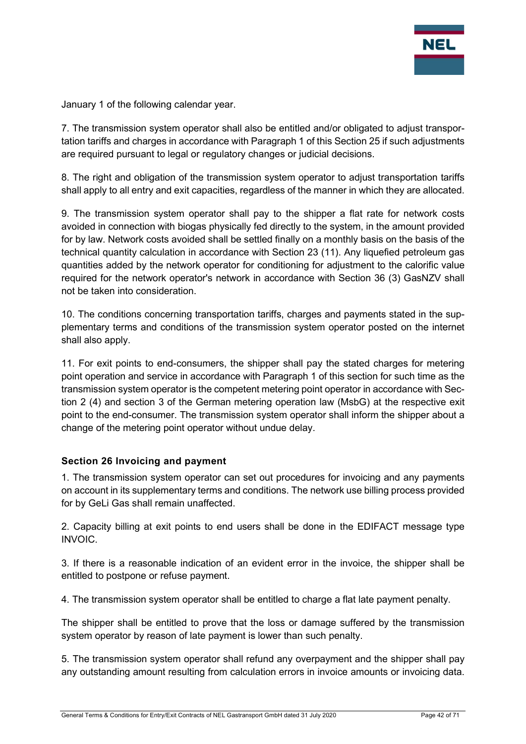January 1 of the following calendar year.

7. The transmission system operator shall also be entitled and/or obligated to adjust transportation tariffs and charges in accordance with Paragraph 1 of this Section 25 if such adjustments are required pursuant to legal or regulatory changes or judicial decisions.

8. The right and obligation of the transmission system operator to adjust transportation tariffs shall apply to all entry and exit capacities, regardless of the manner in which they are allocated.

9. The transmission system operator shall pay to the shipper a flat rate for network costs avoided in connection with biogas physically fed directly to the system, in the amount provided for by law. Network costs avoided shall be settled finally on a monthly basis on the basis of the technical quantity calculation in accordance with Section 23 (11). Any liquefied petroleum gas quantities added by the network operator for conditioning for adjustment to the calorific value required for the network operator's network in accordance with Section 36 (3) GasNZV shall not be taken into consideration.

10. The conditions concerning transportation tariffs, charges and payments stated in the supplementary terms and conditions of the transmission system operator posted on the internet shall also apply.

11. For exit points to end-consumers, the shipper shall pay the stated charges for metering point operation and service in accordance with Paragraph 1 of this section for such time as the transmission system operator is the competent metering point operator in accordance with Section 2 (4) and section 3 of the German metering operation law (MsbG) at the respective exit point to the end-consumer. The transmission system operator shall inform the shipper about a change of the metering point operator without undue delay.

### Section 26 Invoicing and payment

1. The transmission system operator can set out procedures for invoicing and any payments on account in its supplementary terms and conditions. The network use billing process provided for by GeLi Gas shall remain unaffected.

2. Capacity billing at exit points to end users shall be done in the EDIFACT message type INVOIC.

3. If there is a reasonable indication of an evident error in the invoice, the shipper shall be entitled to postpone or refuse payment.

4. The transmission system operator shall be entitled to charge a flat late payment penalty.

The shipper shall be entitled to prove that the loss or damage suffered by the transmission system operator by reason of late payment is lower than such penalty.

5. The transmission system operator shall refund any overpayment and the shipper shall pay any outstanding amount resulting from calculation errors in invoice amounts or invoicing data.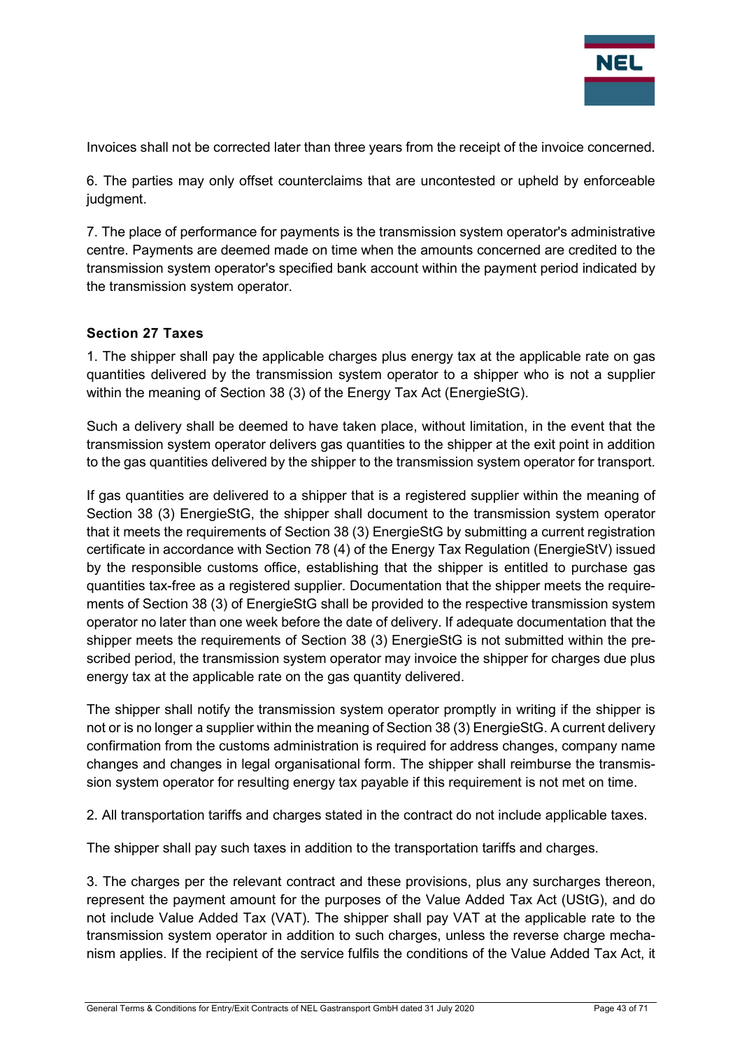Invoices shall not be corrected later than three years from the receipt of the invoice concerned.

6. The parties may only offset counterclaims that are uncontested or upheld by enforceable judgment.

7. The place of performance for payments is the transmission system operator's administrative centre. Payments are deemed made on time when the amounts concerned are credited to the transmission system operator's specified bank account within the payment period indicated by the transmission system operator.

### Section 27 Taxes

1. The shipper shall pay the applicable charges plus energy tax at the applicable rate on gas quantities delivered by the transmission system operator to a shipper who is not a supplier within the meaning of Section 38 (3) of the Energy Tax Act (EnergieStG).

Such a delivery shall be deemed to have taken place, without limitation, in the event that the transmission system operator delivers gas quantities to the shipper at the exit point in addition to the gas quantities delivered by the shipper to the transmission system operator for transport.

If gas quantities are delivered to a shipper that is a registered supplier within the meaning of Section 38 (3) EnergieStG, the shipper shall document to the transmission system operator that it meets the requirements of Section 38 (3) EnergieStG by submitting a current registration certificate in accordance with Section 78 (4) of the Energy Tax Regulation (EnergieStV) issued by the responsible customs office, establishing that the shipper is entitled to purchase gas quantities tax-free as a registered supplier. Documentation that the shipper meets the requirements of Section 38 (3) of EnergieStG shall be provided to the respective transmission system operator no later than one week before the date of delivery. If adequate documentation that the shipper meets the requirements of Section 38 (3) EnergieStG is not submitted within the prescribed period, the transmission system operator may invoice the shipper for charges due plus energy tax at the applicable rate on the gas quantity delivered.

The shipper shall notify the transmission system operator promptly in writing if the shipper is not or is no longer a supplier within the meaning of Section 38 (3) EnergieStG. A current delivery confirmation from the customs administration is required for address changes, company name changes and changes in legal organisational form. The shipper shall reimburse the transmission system operator for resulting energy tax payable if this requirement is not met on time.

2. All transportation tariffs and charges stated in the contract do not include applicable taxes.

The shipper shall pay such taxes in addition to the transportation tariffs and charges.

3. The charges per the relevant contract and these provisions, plus any surcharges thereon, represent the payment amount for the purposes of the Value Added Tax Act (UStG), and do not include Value Added Tax (VAT). The shipper shall pay VAT at the applicable rate to the transmission system operator in addition to such charges, unless the reverse charge mechanism applies. If the recipient of the service fulfils the conditions of the Value Added Tax Act, it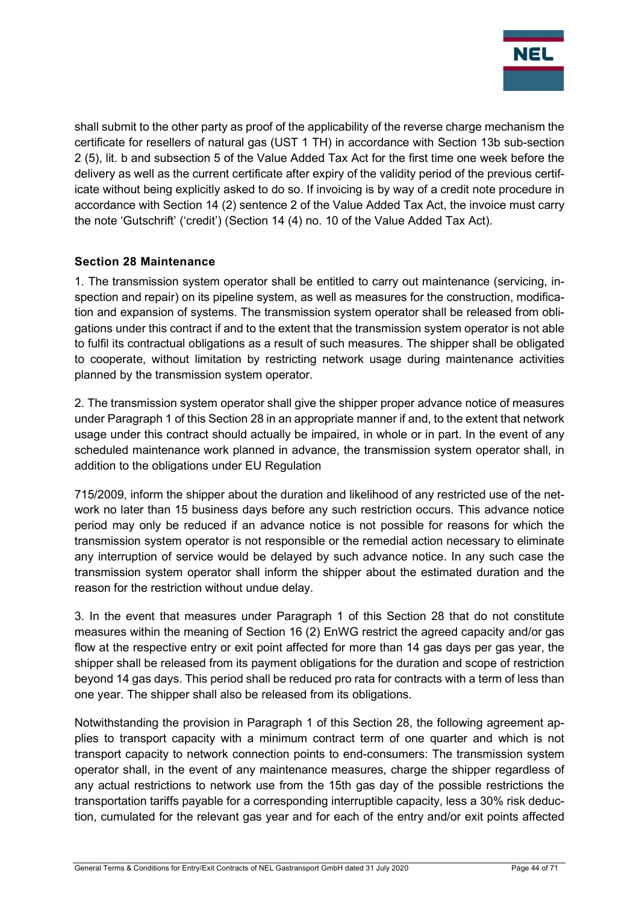shall submit to the other party as proof of the applicability of the reverse charge mechanism the certificate for resellers of natural gas (UST 1 TH) in accordance with Section 13b sub-section 2 (5), lit. b and subsection 5 of the Value Added Tax Act for the first time one week before the delivery as well as the current certificate after expiry of the validity period of the previous certificate without being explicitly asked to do so. If invoicing is by way of a credit note procedure in accordance with Section 14 (2) sentence 2 of the Value Added Tax Act, the invoice must carry the note 'Gutschrift' ('credit') (Section 14 (4) no. 10 of the Value Added Tax Act).

### Section 28 Maintenance

1. The transmission system operator shall be entitled to carry out maintenance (servicing, inspection and repair) on its pipeline system, as well as measures for the construction, modification and expansion of systems. The transmission system operator shall be released from obligations under this contract if and to the extent that the transmission system operator is not able to fulfil its contractual obligations as a result of such measures. The shipper shall be obligated to cooperate, without limitation by restricting network usage during maintenance activities planned by the transmission system operator.

2. The transmission system operator shall give the shipper proper advance notice of measures under Paragraph 1 of this Section 28 in an appropriate manner if and, to the extent that network usage under this contract should actually be impaired, in whole or in part. In the event of any scheduled maintenance work planned in advance, the transmission system operator shall, in addition to the obligations under EU Regulation

715/2009, inform the shipper about the duration and likelihood of any restricted use of the network no later than 15 business days before any such restriction occurs. This advance notice period may only be reduced if an advance notice is not possible for reasons for which the transmission system operator is not responsible or the remedial action necessary to eliminate any interruption of service would be delayed by such advance notice. In any such case the transmission system operator shall inform the shipper about the estimated duration and the reason for the restriction without undue delay.

3. In the event that measures under Paragraph 1 of this Section 28 that do not constitute measures within the meaning of Section 16 (2) EnWG restrict the agreed capacity and/or gas flow at the respective entry or exit point affected for more than 14 gas days per gas year, the shipper shall be released from its payment obligations for the duration and scope of restriction beyond 14 gas days. This period shall be reduced pro rata for contracts with a term of less than one year. The shipper shall also be released from its obligations.

Notwithstanding the provision in Paragraph 1 of this Section 28, the following agreement applies to transport capacity with a minimum contract term of one quarter and which is not transport capacity to network connection points to end-consumers: The transmission system operator shall, in the event of any maintenance measures, charge the shipper regardless of any actual restrictions to network use from the 15th gas day of the possible restrictions the transportation tariffs payable for a corresponding interruptible capacity, less a 30% risk deduction, cumulated for the relevant gas year and for each of the entry and/or exit points affected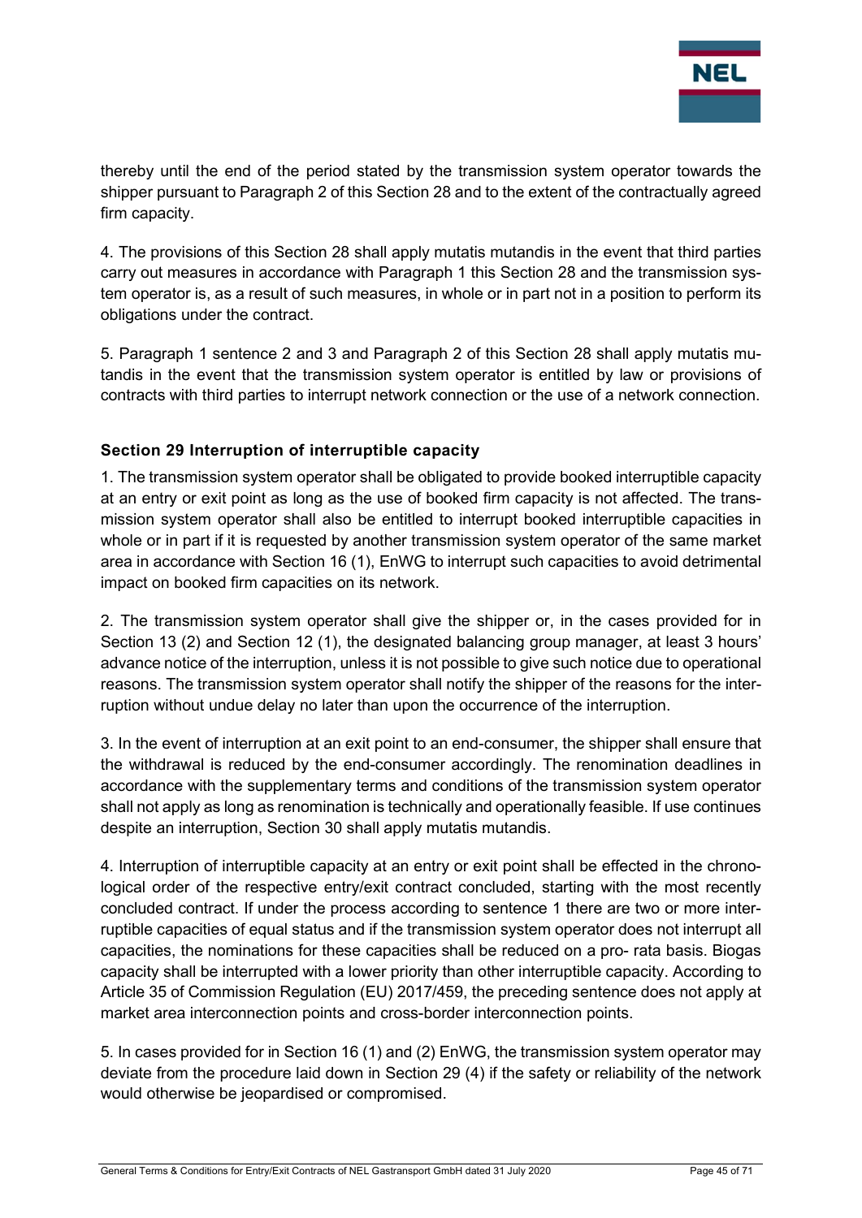thereby until the end of the period stated by the transmission system operator towards the shipper pursuant to Paragraph 2 of this Section 28 and to the extent of the contractually agreed firm capacity.

4. The provisions of this Section 28 shall apply mutatis mutandis in the event that third parties carry out measures in accordance with Paragraph 1 this Section 28 and the transmission system operator is, as a result of such measures, in whole or in part not in a position to perform its obligations under the contract.

5. Paragraph 1 sentence 2 and 3 and Paragraph 2 of this Section 28 shall apply mutatis mutandis in the event that the transmission system operator is entitled by law or provisions of contracts with third parties to interrupt network connection or the use of a network connection.

### Section 29 Interruption of interruptible capacity

1. The transmission system operator shall be obligated to provide booked interruptible capacity at an entry or exit point as long as the use of booked firm capacity is not affected. The transmission system operator shall also be entitled to interrupt booked interruptible capacities in whole or in part if it is requested by another transmission system operator of the same market area in accordance with Section 16 (1), EnWG to interrupt such capacities to avoid detrimental impact on booked firm capacities on its network.

2. The transmission system operator shall give the shipper or, in the cases provided for in Section 13 (2) and Section 12 (1), the designated balancing group manager, at least 3 hours' advance notice of the interruption, unless it is not possible to give such notice due to operational reasons. The transmission system operator shall notify the shipper of the reasons for the interruption without undue delay no later than upon the occurrence of the interruption.

3. In the event of interruption at an exit point to an end-consumer, the shipper shall ensure that the withdrawal is reduced by the end-consumer accordingly. The renomination deadlines in accordance with the supplementary terms and conditions of the transmission system operator shall not apply as long as renomination is technically and operationally feasible. If use continues despite an interruption, Section 30 shall apply mutatis mutandis.

4. Interruption of interruptible capacity at an entry or exit point shall be effected in the chronological order of the respective entry/exit contract concluded, starting with the most recently concluded contract. If under the process according to sentence 1 there are two or more interruptible capacities of equal status and if the transmission system operator does not interrupt all capacities, the nominations for these capacities shall be reduced on a pro- rata basis. Biogas capacity shall be interrupted with a lower priority than other interruptible capacity. According to Article 35 of Commission Regulation (EU) 2017/459, the preceding sentence does not apply at market area interconnection points and cross-border interconnection points.

5. In cases provided for in Section 16 (1) and (2) EnWG, the transmission system operator may deviate from the procedure laid down in Section 29 (4) if the safety or reliability of the network would otherwise be jeopardised or compromised.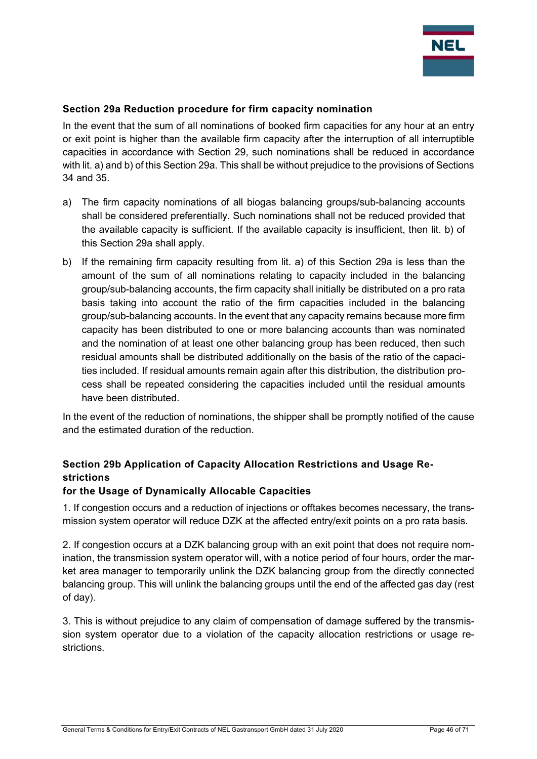### Section 29a Reduction procedure for firm capacity nomination

In the event that the sum of all nominations of booked firm capacities for any hour at an entry or exit point is higher than the available firm capacity after the interruption of all interruptible capacities in accordance with Section 29, such nominations shall be reduced in accordance with lit. a) and b) of this Section 29a. This shall be without prejudice to the provisions of Sections 34 and 35.

a) The firm capacity nominations of all biogas balancing groups/sub-balancing accounts shall be considered preferentially. Such nominations shall not be reduced provided that the available capacity is sufficient. If the available capacity is insufficient, then lit. b) of this Section 29a shall apply.

b) If the remaining firm capacity resulting from lit. a) of this Section 29a is less than the amount of the sum of all nominations relating to capacity included in the balancing group/sub-balancing accounts, the firm capacity shall initially be distributed on a pro rata basis taking into account the ratio of the firm capacities included in the balancing group/sub-balancing accounts. In the event that any capacity remains because more firm capacity has been distributed to one or more balancing accounts than was nominated and the nomination of at least one other balancing group has been reduced, then such residual amounts shall be distributed additionally on the basis of the ratio of the capacities included. If residual amounts remain again after this distribution, the distribution process shall be repeated considering the capacities included until the residual amounts have been distributed.

In the event of the reduction of nominations, the shipper shall be promptly notified of the cause and the estimated duration of the reduction.

### Section 29b Application of Capacity Allocation Restrictions and Usage Restrictions for the Usage of Dynamically Allocable Capacities

1. If congestion occurs and a reduction of injections or offtakes becomes necessary, the transmission system operator will reduce DZK at the affected entry/exit points on a pro rata basis.

2. If congestion occurs at a DZK balancing group with an exit point that does not require nomination, the transmission system operator will, with a notice period of four hours, order the market area manager to temporarily unlink the DZK balancing group from the directly connected balancing group. This will unlink the balancing groups until the end of the affected gas day (rest of day).

3. This is without prejudice to any claim of compensation of damage suffered by the transmission system operator due to a violation of the capacity allocation restrictions or usage restrictions.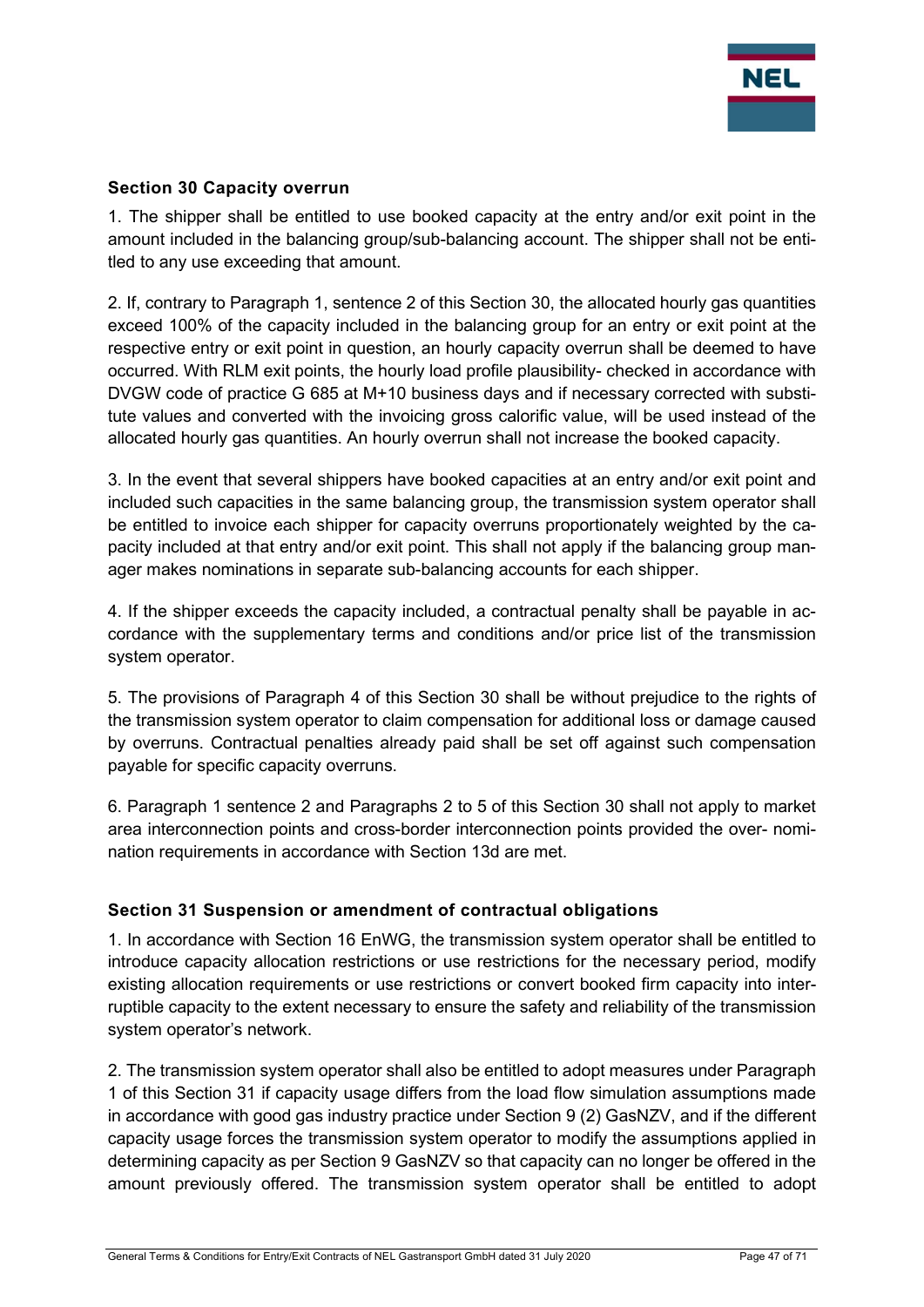## Section 30 Capacity overrun

1. The shipper shall be entitled to use booked capacity at the entry and/or exit point in the amount included in the balancing group/sub-balancing account. The shipper shall not be entitled to any use exceeding that amount.

2. If, contrary to Paragraph 1, sentence 2 of this Section 30, the allocated hourly gas quantities exceed 100% of the capacity included in the balancing group for an entry or exit point at the respective entry or exit point in question, an hourly capacity overrun shall be deemed to have occurred. With RLM exit points, the hourly load profile plausibility- checked in accordance with DVGW code of practice G 685 at M+10 business days and if necessary corrected with substitute values and converted with the invoicing gross calorific value, will be used instead of the allocated hourly gas quantities. An hourly overrun shall not increase the booked capacity.

3. In the event that several shippers have booked capacities at an entry and/or exit point and included such capacities in the same balancing group, the transmission system operator shall be entitled to invoice each shipper for capacity overruns proportionately weighted by the capacity included at that entry and/or exit point. This shall not apply if the balancing group manager makes nominations in separate sub-balancing accounts for each shipper.

4. If the shipper exceeds the capacity included, a contractual penalty shall be payable in accordance with the supplementary terms and conditions and/or price list of the transmission system operator.

5. The provisions of Paragraph 4 of this Section 30 shall be without prejudice to the rights of the transmission system operator to claim compensation for additional loss or damage caused by overruns. Contractual penalties already paid shall be set off against such compensation payable for specific capacity overruns.

6. Paragraph 1 sentence 2 and Paragraphs 2 to 5 of this Section 30 shall not apply to market area interconnection points and cross-border interconnection points provided the over- nomination requirements in accordance with Section 13d are met.

## Section 31 Suspension or amendment of contractual obligations

1. In accordance with Section 16 EnWG, the transmission system operator shall be entitled to introduce capacity allocation restrictions or use restrictions for the necessary period, modify existing allocation requirements or use restrictions or convert booked firm capacity into interruptible capacity to the extent necessary to ensure the safety and reliability of the transmission system operator's network.

2. The transmission system operator shall also be entitled to adopt measures under Paragraph 1 of this Section 31 if capacity usage differs from the load flow simulation assumptions made in accordance with good gas industry practice under Section 9 (2) GasNZV, and if the different capacity usage forces the transmission system operator to modify the assumptions applied in determining capacity as per Section 9 GasNZV so that capacity can no longer be offered in the amount previously offered. The transmission system operator shall be entitled to adopt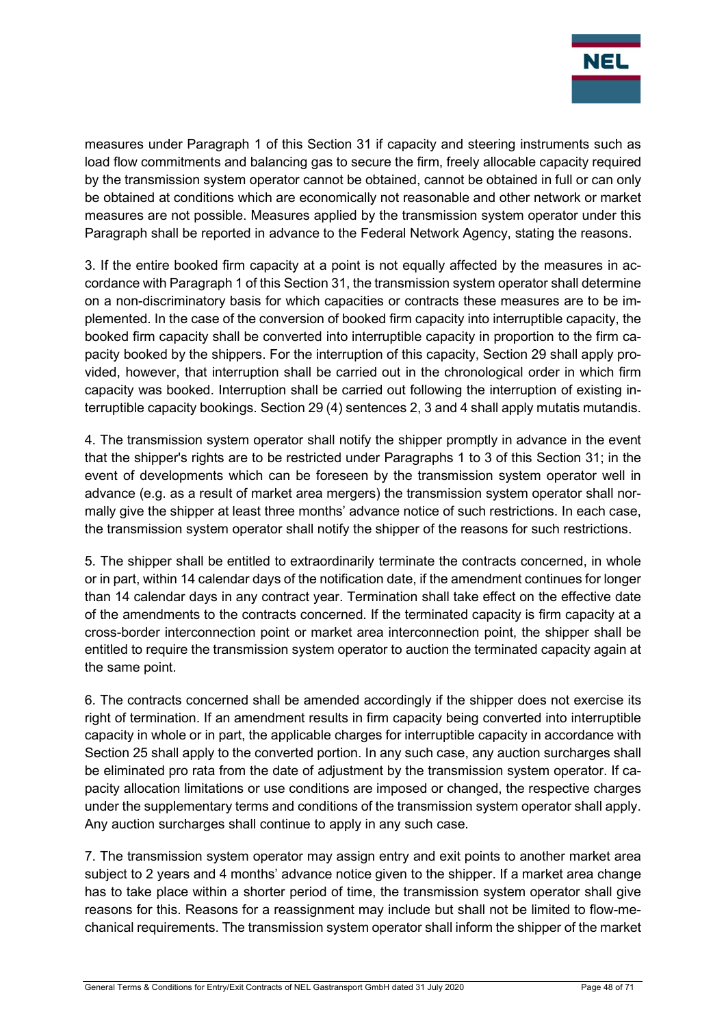measures under Paragraph 1 of this Section 31 if capacity and steering instruments such as load flow commitments and balancing gas to secure the firm, freely allocable capacity required by the transmission system operator cannot be obtained, cannot be obtained in full or can only be obtained at conditions which are economically not reasonable and other network or market measures are not possible. Measures applied by the transmission system operator under this Paragraph shall be reported in advance to the Federal Network Agency, stating the reasons.

3. If the entire booked firm capacity at a point is not equally affected by the measures in accordance with Paragraph 1 of this Section 31, the transmission system operator shall determine on a non-discriminatory basis for which capacities or contracts these measures are to be implemented. In the case of the conversion of booked firm capacity into interruptible capacity, the booked firm capacity shall be converted into interruptible capacity in proportion to the firm capacity booked by the shippers. For the interruption of this capacity, Section 29 shall apply provided, however, that interruption shall be carried out in the chronological order in which firm capacity was booked. Interruption shall be carried out following the interruption of existing interruptible capacity bookings. Section 29 (4) sentences 2, 3 and 4 shall apply mutatis mutandis.

4. The transmission system operator shall notify the shipper promptly in advance in the event that the shipper's rights are to be restricted under Paragraphs 1 to 3 of this Section 31; in the event of developments which can be foreseen by the transmission system operator well in advance (e.g. as a result of market area mergers) the transmission system operator shall normally give the shipper at least three months' advance notice of such restrictions. In each case, the transmission system operator shall notify the shipper of the reasons for such restrictions.

5. The shipper shall be entitled to extraordinarily terminate the contracts concerned, in whole or in part, within 14 calendar days of the notification date, if the amendment continues for longer than 14 calendar days in any contract year. Termination shall take effect on the effective date of the amendments to the contracts concerned. If the terminated capacity is firm capacity at a cross-border interconnection point or market area interconnection point, the shipper shall be entitled to require the transmission system operator to auction the terminated capacity again at the same point.

6. The contracts concerned shall be amended accordingly if the shipper does not exercise its right of termination. If an amendment results in firm capacity being converted into interruptible capacity in whole or in part, the applicable charges for interruptible capacity in accordance with Section 25 shall apply to the converted portion. In any such case, any auction surcharges shall be eliminated pro rata from the date of adjustment by the transmission system operator. If capacity allocation limitations or use conditions are imposed or changed, the respective charges under the supplementary terms and conditions of the transmission system operator shall apply. Any auction surcharges shall continue to apply in any such case.

7. The transmission system operator may assign entry and exit points to another market area subject to 2 years and 4 months' advance notice given to the shipper. If a market area change has to take place within a shorter period of time, the transmission system operator shall give reasons for this. Reasons for a reassignment may include but shall not be limited to flow-mechanical requirements. The transmission system operator shall inform the shipper of the market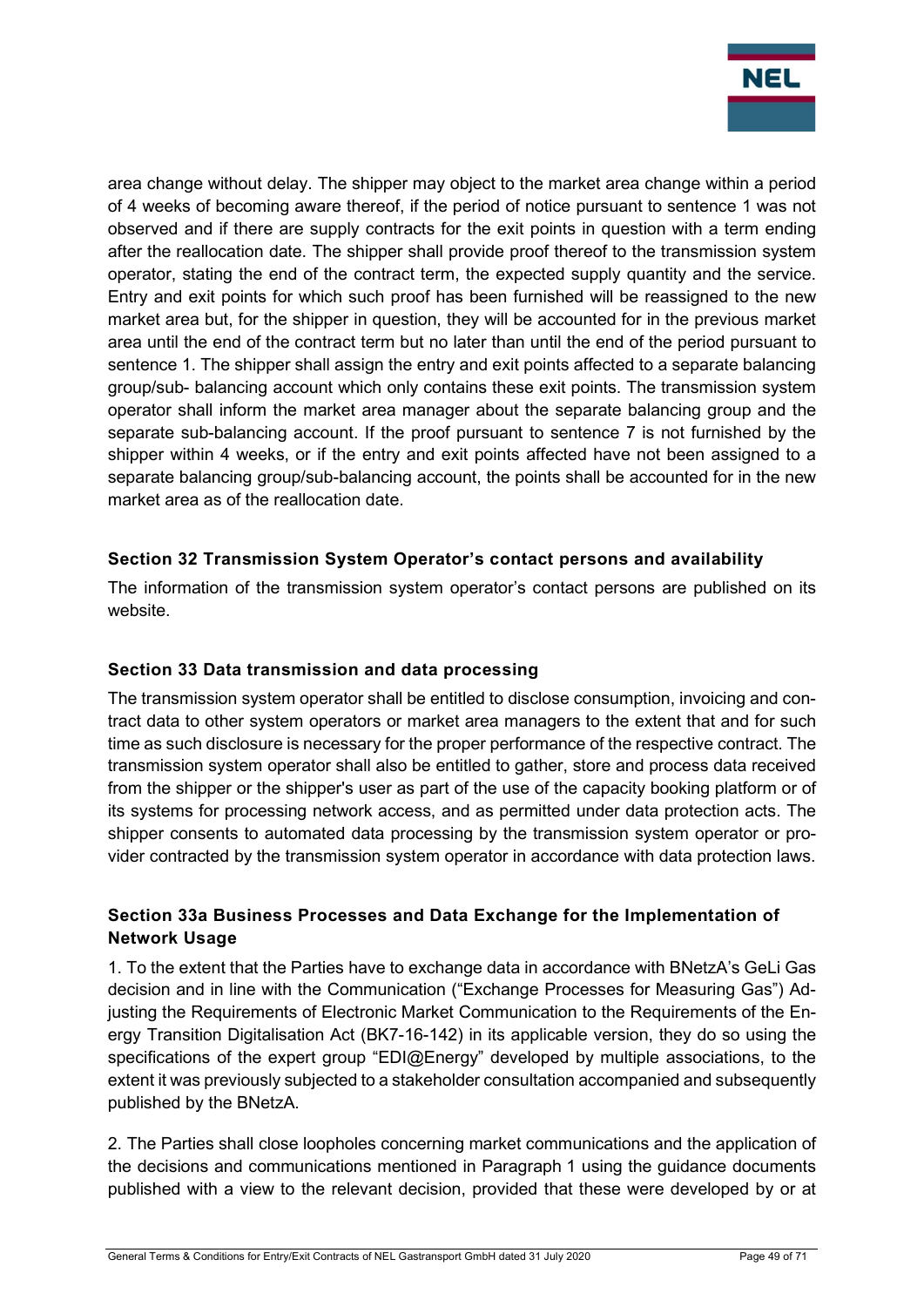area change without delay. The shipper may object to the market area change within a period of 4 weeks of becoming aware thereof, if the period of notice pursuant to sentence 1 was not observed and if there are supply contracts for the exit points in question with a term ending after the reallocation date. The shipper shall provide proof thereof to the transmission system operator, stating the end of the contract term, the expected supply quantity and the service. Entry and exit points for which such proof has been furnished will be reassigned to the new market area but, for the shipper in question, they will be accounted for in the previous market area until the end of the contract term but no later than until the end of the period pursuant to sentence 1. The shipper shall assign the entry and exit points affected to a separate balancing group/sub- balancing account which only contains these exit points. The transmission system operator shall inform the market area manager about the separate balancing group and the separate sub-balancing account. If the proof pursuant to sentence 7 is not furnished by the shipper within 4 weeks, or if the entry and exit points affected have not been assigned to a separate balancing group/sub-balancing account, the points shall be accounted for in the new market area as of the reallocation date.

### Section 32 Transmission System Operator's contact persons and availability

The information of the transmission system operator's contact persons are published on its website.

### Section 33 Data transmission and data processing

The transmission system operator shall be entitled to disclose consumption, invoicing and contract data to other system operators or market area managers to the extent that and for such time as such disclosure is necessary for the proper performance of the respective contract. The transmission system operator shall also be entitled to gather, store and process data received from the shipper or the shipper's user as part of the use of the capacity booking platform or of its systems for processing network access, and as permitted under data protection acts. The shipper consents to automated data processing by the transmission system operator or provider contracted by the transmission system operator in accordance with data protection laws.

### Section 33a Business Processes and Data Exchange for the Implementation of Network Usage

1. To the extent that the Parties have to exchange data in accordance with BNetzA's GeLi Gas decision and in line with the Communication ("Exchange Processes for Measuring Gas") Adjusting the Requirements of Electronic Market Communication to the Requirements of the Energy Transition Digitalisation Act (BK7-16-142) in its applicable version, they do so using the specifications of the expert group "EDI@Energy" developed by multiple associations, to the extent it was previously subjected to a stakeholder consultation accompanied and subsequently published by the BNetzA.

2. The Parties shall close loopholes concerning market communications and the application of the decisions and communications mentioned in Paragraph 1 using the guidance documents published with a view to the relevant decision, provided that these were developed by or at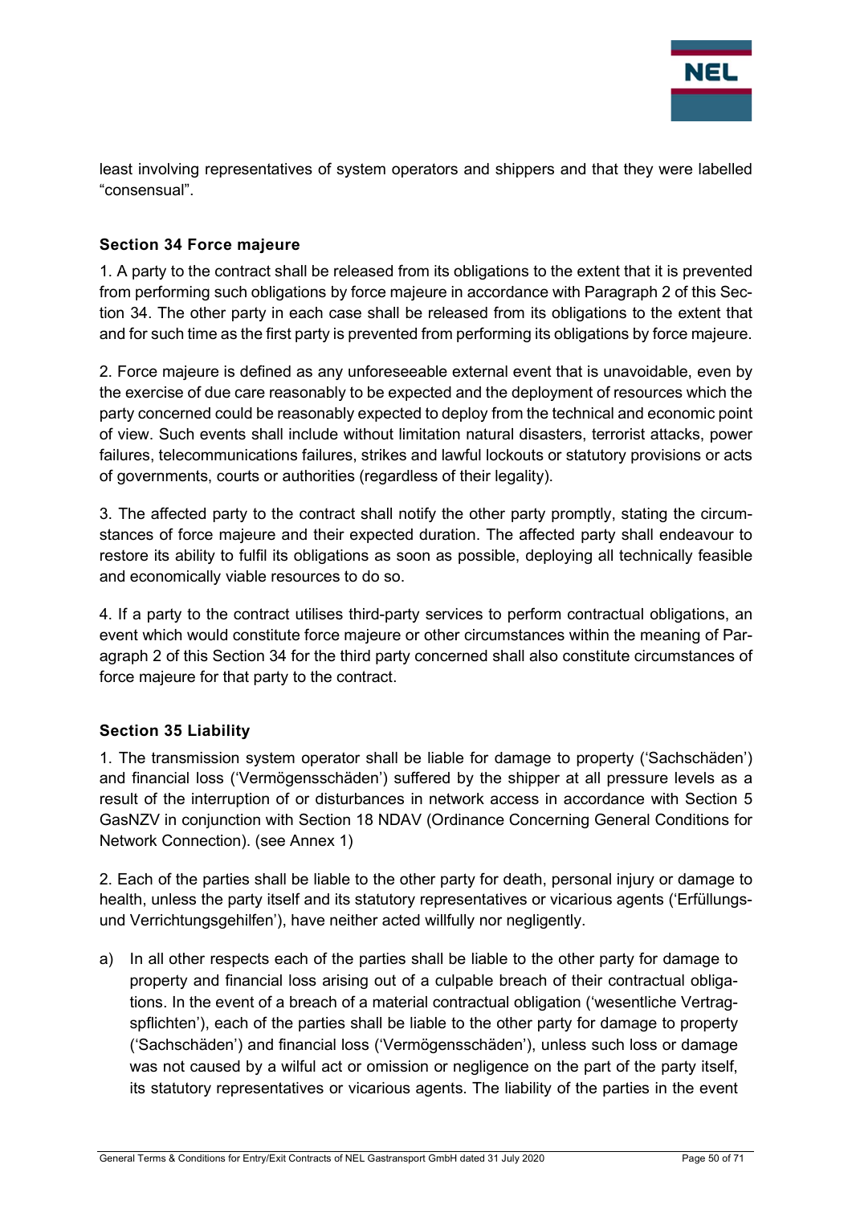least involving representatives of system operators and shippers and that they were labelled “consensual”.

### Section 34 Force majeure

1. A party to the contract shall be released from its obligations to the extent that it is prevented from performing such obligations by force majeure in accordance with Paragraph 2 of this Section 34. The other party in each case shall be released from its obligations to the extent that and for such time as the first party is prevented from performing its obligations by force majeure.

2. Force majeure is defined as any unforeseeable external event that is unavoidable, even by the exercise of due care reasonably to be expected and the deployment of resources which the party concerned could be reasonably expected to deploy from the technical and economic point of view. Such events shall include without limitation natural disasters, terrorist attacks, power failures, telecommunications failures, strikes and lawful lockouts or statutory provisions or acts of governments, courts or authorities (regardless of their legality).

3. The affected party to the contract shall notify the other party promptly, stating the circumstances of force majeure and their expected duration. The affected party shall endeavour to restore its ability to fulfil its obligations as soon as possible, deploying all technically feasible and economically viable resources to do so.

4. If a party to the contract utilises third-party services to perform contractual obligations, an event which would constitute force majeure or other circumstances within the meaning of Paragraph 2 of this Section 34 for the third party concerned shall also constitute circumstances of force majeure for that party to the contract.

### Section 35 Liability

1. The transmission system operator shall be liable for damage to property (‘Sachschäden’) and financial loss (‘Vermögensschäden’) suffered by the shipper at all pressure levels as a result of the interruption of or disturbances in network access in accordance with Section 5 GasNZV in conjunction with Section 18 NDAV (Ordinance Concerning General Conditions for Network Connection). (see Annex 1)

2. Each of the parties shall be liable to the other party for death, personal injury or damage to health, unless the party itself and its statutory representatives or vicarious agents (‘Erfüllungs- und Verrichtungsgehilfen’), have neither acted willfully nor negligently.

a) In all other respects each of the parties shall be liable to the other party for damage to property and financial loss arising out of a culpable breach of their contractual obligations. In the event of a breach of a material contractual obligation (‘wesentliche Vertragspflichten’), each of the parties shall be liable to the other party for damage to property (‘Sachschäden’) and financial loss (‘Vermögensschäden’), unless such loss or damage was not caused by a wilful act or omission or negligence on the part of the party itself, its statutory representatives or vicarious agents. The liability of the parties in the event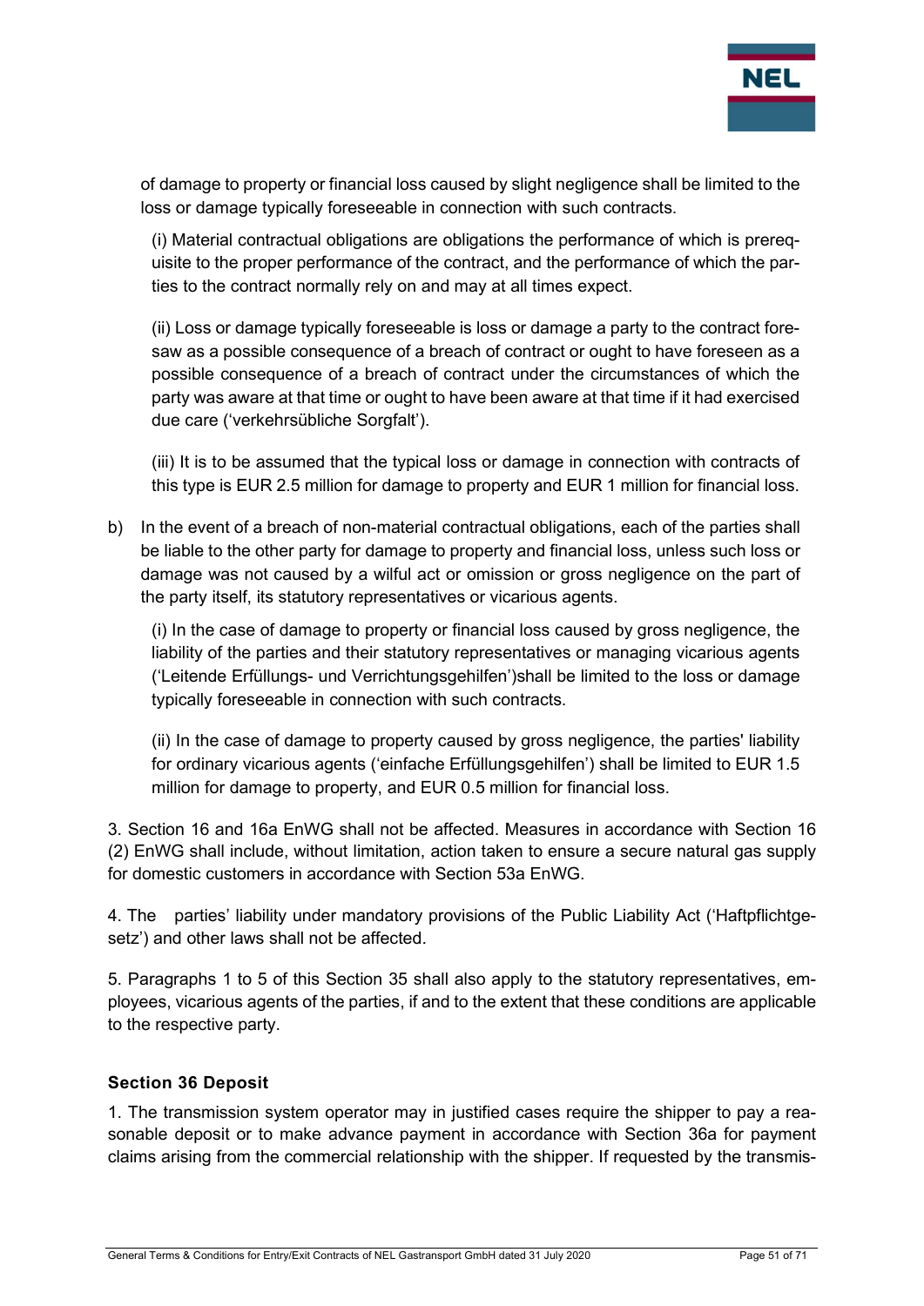of damage to property or financial loss caused by slight negligence shall be limited to the loss or damage typically foreseeable in connection with such contracts.

(i) Material contractual obligations are obligations the performance of which is prerequisite to the proper performance of the contract, and the performance of which the parties to the contract normally rely on and may at all times expect.

(ii) Loss or damage typically foreseeable is loss or damage a party to the contract foresaw as a possible consequence of a breach of contract or ought to have foreseen as a possible consequence of a breach of contract under the circumstances of which the party was aware at that time or ought to have been aware at that time if it had exercised due care ('verkehrsübliche Sorgfalt').

(iii) It is to be assumed that the typical loss or damage in connection with contracts of this type is EUR 2.5 million for damage to property and EUR 1 million for financial loss.

b) In the event of a breach of non-material contractual obligations, each of the parties shall be liable to the other party for damage to property and financial loss, unless such loss or damage was not caused by a wilful act or omission or gross negligence on the part of the party itself, its statutory representatives or vicarious agents.

(i) In the case of damage to property or financial loss caused by gross negligence, the liability of the parties and their statutory representatives or managing vicarious agents ('Leitende Erfüllungs- und Verrichtungsgehilfen')shall be limited to the loss or damage typically foreseeable in connection with such contracts.

(ii) In the case of damage to property caused by gross negligence, the parties' liability for ordinary vicarious agents ('einfache Erfüllungsgehilfen') shall be limited to EUR 1.5 million for damage to property, and EUR 0.5 million for financial loss.

3. Section 16 and 16a EnWG shall not be affected. Measures in accordance with Section 16 (2) EnWG shall include, without limitation, action taken to ensure a secure natural gas supply for domestic customers in accordance with Section 53a EnWG.

4. The parties' liability under mandatory provisions of the Public Liability Act ('Haftpflichtgesetz') and other laws shall not be affected.

5. Paragraphs 1 to 5 of this Section 35 shall also apply to the statutory representatives, employees, vicarious agents of the parties, if and to the extent that these conditions are applicable to the respective party.

## Section 36 Deposit

1. The transmission system operator may in justified cases require the shipper to pay a reasonable deposit or to make advance payment in accordance with Section 36a for payment claims arising from the commercial relationship with the shipper. If requested by the transmis-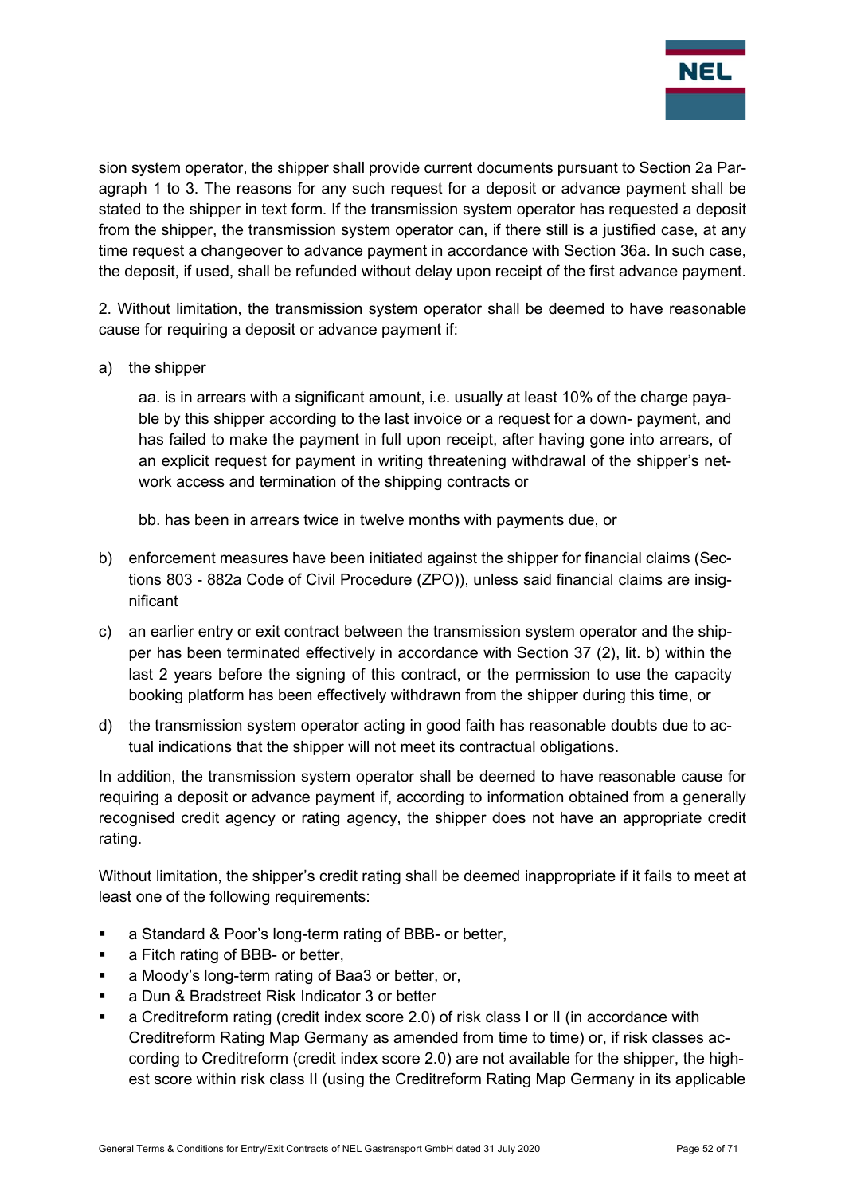sion system operator, the shipper shall provide current documents pursuant to Section 2a Paragraph 1 to 3. The reasons for any such request for a deposit or advance payment shall be stated to the shipper in text form. If the transmission system operator has requested a deposit from the shipper, the transmission system operator can, if there still is a justified case, at any time request a changeover to advance payment in accordance with Section 36a. In such case, the deposit, if used, shall be refunded without delay upon receipt of the first advance payment.

2. Without limitation, the transmission system operator shall be deemed to have reasonable cause for requiring a deposit or advance payment if:

a) the shipper

   aa. is in arrears with a significant amount, i.e. usually at least 10% of the charge payable by this shipper according to the last invoice or a request for a down- payment, and has failed to make the payment in full upon receipt, after having gone into arrears, of an explicit request for payment in writing threatening withdrawal of the shipper's network access and termination of the shipping contracts or

   bb. has been in arrears twice in twelve months with payments due, or

b) enforcement measures have been initiated against the shipper for financial claims (Sections 803 - 882a Code of Civil Procedure (ZPO)), unless said financial claims are insignificant

c) an earlier entry or exit contract between the transmission system operator and the shipper has been terminated effectively in accordance with Section 37 (2), lit. b) within the last 2 years before the signing of this contract, or the permission to use the capacity booking platform has been effectively withdrawn from the shipper during this time, or

d) the transmission system operator acting in good faith has reasonable doubts due to actual indications that the shipper will not meet its contractual obligations.

In addition, the transmission system operator shall be deemed to have reasonable cause for requiring a deposit or advance payment if, according to information obtained from a generally recognised credit agency or rating agency, the shipper does not have an appropriate credit rating.

Without limitation, the shipper's credit rating shall be deemed inappropriate if it fails to meet at least one of the following requirements:

- a Standard & Poor's long-term rating of BBB- or better,
- a Fitch rating of BBB- or better,
- a Moody's long-term rating of Baa3 or better, or,
- a Dun & Bradstreet Risk Indicator 3 or better
- a Creditreform rating (credit index score 2.0) of risk class I or II (in accordance with Creditreform Rating Map Germany as amended from time to time) or, if risk classes according to Creditreform (credit index score 2.0) are not available for the shipper, the highest score within risk class II (using the Creditreform Rating Map Germany in its applicable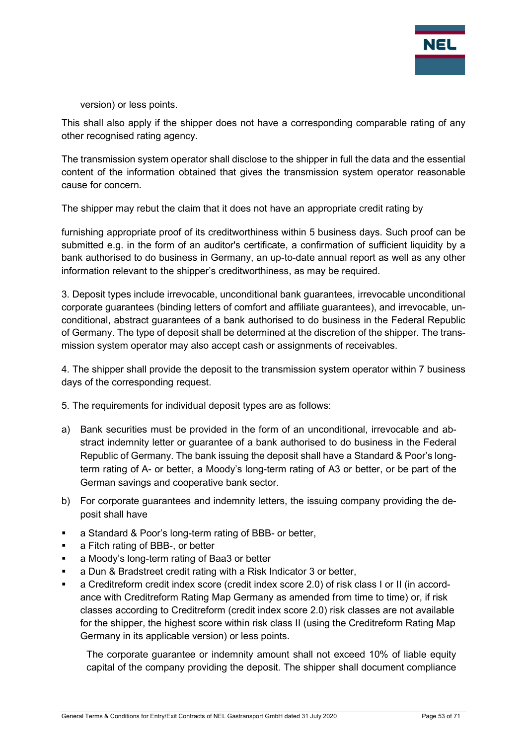version) or less points.

This shall also apply if the shipper does not have a corresponding comparable rating of any other recognised rating agency.

The transmission system operator shall disclose to the shipper in full the data and the essential content of the information obtained that gives the transmission system operator reasonable cause for concern.

The shipper may rebut the claim that it does not have an appropriate credit rating by

furnishing appropriate proof of its creditworthiness within 5 business days. Such proof can be submitted e.g. in the form of an auditor's certificate, a confirmation of sufficient liquidity by a bank authorised to do business in Germany, an up-to-date annual report as well as any other information relevant to the shipper's creditworthiness, as may be required.

3. Deposit types include irrevocable, unconditional bank guarantees, irrevocable unconditional corporate guarantees (binding letters of comfort and affiliate guarantees), and irrevocable, unconditional, abstract guarantees of a bank authorised to do business in the Federal Republic of Germany. The type of deposit shall be determined at the discretion of the shipper. The transmission system operator may also accept cash or assignments of receivables.

4. The shipper shall provide the deposit to the transmission system operator within 7 business days of the corresponding request.

5. The requirements for individual deposit types are as follows:

a) Bank securities must be provided in the form of an unconditional, irrevocable and abstract indemnity letter or guarantee of a bank authorised to do business in the Federal Republic of Germany. The bank issuing the deposit shall have a Standard & Poor's long-term rating of A- or better, a Moody's long-term rating of A3 or better, or be part of the German savings and cooperative bank sector.

b) For corporate guarantees and indemnity letters, the issuing company providing the deposit shall have

- a Standard & Poor's long-term rating of BBB- or better,
- a Fitch rating of BBB-, or better
- a Moody's long-term rating of Baa3 or better
- a Dun & Bradstreet credit rating with a Risk Indicator 3 or better,
- a Creditreform credit index score (credit index score 2.0) of risk class I or II (in accordance with Creditreform Rating Map Germany as amended from time to time) or, if risk classes according to Creditreform (credit index score 2.0) risk classes are not available for the shipper, the highest score within risk class II (using the Creditreform Rating Map Germany in its applicable version) or less points.

The corporate guarantee or indemnity amount shall not exceed 10% of liable equity capital of the company providing the deposit. The shipper shall document compliance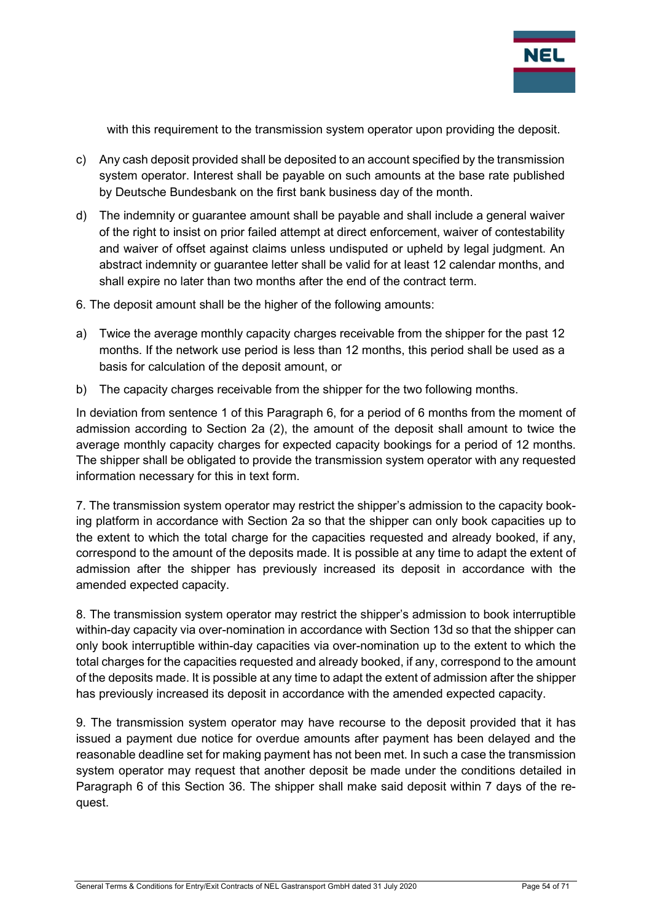with this requirement to the transmission system operator upon providing the deposit.

c) Any cash deposit provided shall be deposited to an account specified by the transmission system operator. Interest shall be payable on such amounts at the base rate published by Deutsche Bundesbank on the first bank business day of the month.

d) The indemnity or guarantee amount shall be payable and shall include a general waiver of the right to insist on prior failed attempt at direct enforcement, waiver of contestability and waiver of offset against claims unless undisputed or upheld by legal judgment. An abstract indemnity or guarantee letter shall be valid for at least 12 calendar months, and shall expire no later than two months after the end of the contract term.

6. The deposit amount shall be the higher of the following amounts:

a) Twice the average monthly capacity charges receivable from the shipper for the past 12 months. If the network use period is less than 12 months, this period shall be used as a basis for calculation of the deposit amount, or

b) The capacity charges receivable from the shipper for the two following months.

In deviation from sentence 1 of this Paragraph 6, for a period of 6 months from the moment of admission according to Section 2a (2), the amount of the deposit shall amount to twice the average monthly capacity charges for expected capacity bookings for a period of 12 months. The shipper shall be obligated to provide the transmission system operator with any requested information necessary for this in text form.

7. The transmission system operator may restrict the shipper's admission to the capacity booking platform in accordance with Section 2a so that the shipper can only book capacities up to the extent to which the total charge for the capacities requested and already booked, if any, correspond to the amount of the deposits made. It is possible at any time to adapt the extent of admission after the shipper has previously increased its deposit in accordance with the amended expected capacity.

8. The transmission system operator may restrict the shipper's admission to book interruptible within-day capacity via over-nomination in accordance with Section 13d so that the shipper can only book interruptible within-day capacities via over-nomination up to the extent to which the total charges for the capacities requested and already booked, if any, correspond to the amount of the deposits made. It is possible at any time to adapt the extent of admission after the shipper has previously increased its deposit in accordance with the amended expected capacity.

9. The transmission system operator may have recourse to the deposit provided that it has issued a payment due notice for overdue amounts after payment has been delayed and the reasonable deadline set for making payment has not been met. In such a case the transmission system operator may request that another deposit be made under the conditions detailed in Paragraph 6 of this Section 36. The shipper shall make said deposit within 7 days of the request.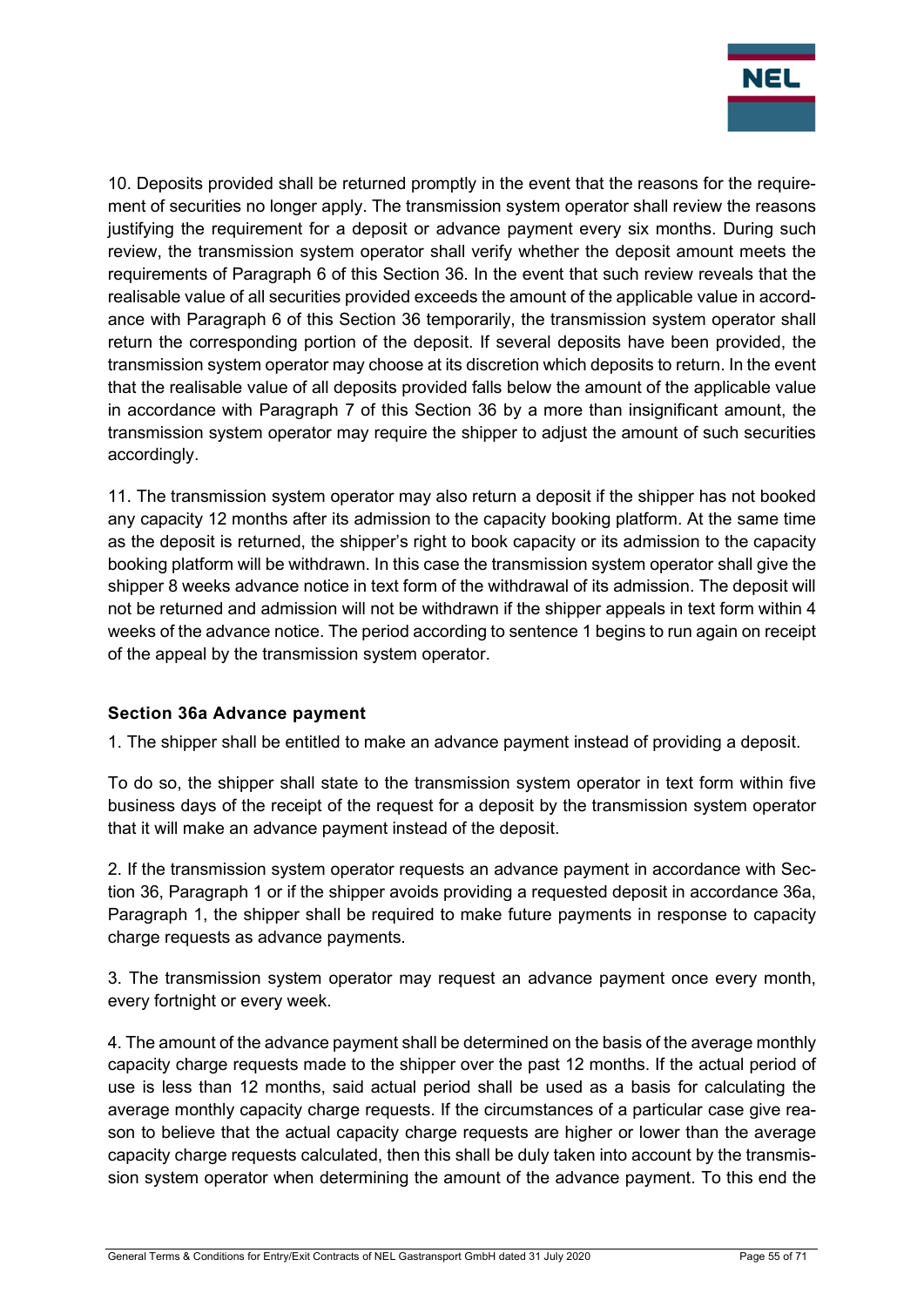10. Deposits provided shall be returned promptly in the event that the reasons for the requirement of securities no longer apply. The transmission system operator shall review the reasons justifying the requirement for a deposit or advance payment every six months. During such review, the transmission system operator shall verify whether the deposit amount meets the requirements of Paragraph 6 of this Section 36. In the event that such review reveals that the realisable value of all securities provided exceeds the amount of the applicable value in accordance with Paragraph 6 of this Section 36 temporarily, the transmission system operator shall return the corresponding portion of the deposit. If several deposits have been provided, the transmission system operator may choose at its discretion which deposits to return. In the event that the realisable value of all deposits provided falls below the amount of the applicable value in accordance with Paragraph 7 of this Section 36 by a more than insignificant amount, the transmission system operator may require the shipper to adjust the amount of such securities accordingly.

11. The transmission system operator may also return a deposit if the shipper has not booked any capacity 12 months after its admission to the capacity booking platform. At the same time as the deposit is returned, the shipper's right to book capacity or its admission to the capacity booking platform will be withdrawn. In this case the transmission system operator shall give the shipper 8 weeks advance notice in text form of the withdrawal of its admission. The deposit will not be returned and admission will not be withdrawn if the shipper appeals in text form within 4 weeks of the advance notice. The period according to sentence 1 begins to run again on receipt of the appeal by the transmission system operator.

### Section 36a Advance payment

1. The shipper shall be entitled to make an advance payment instead of providing a deposit.

To do so, the shipper shall state to the transmission system operator in text form within five business days of the receipt of the request for a deposit by the transmission system operator that it will make an advance payment instead of the deposit.

2. If the transmission system operator requests an advance payment in accordance with Section 36, Paragraph 1 or if the shipper avoids providing a requested deposit in accordance 36a, Paragraph 1, the shipper shall be required to make future payments in response to capacity charge requests as advance payments.

3. The transmission system operator may request an advance payment once every month, every fortnight or every week.

4. The amount of the advance payment shall be determined on the basis of the average monthly capacity charge requests made to the shipper over the past 12 months. If the actual period of use is less than 12 months, said actual period shall be used as a basis for calculating the average monthly capacity charge requests. If the circumstances of a particular case give reason to believe that the actual capacity charge requests are higher or lower than the average capacity charge requests calculated, then this shall be duly taken into account by the transmission system operator when determining the amount of the advance payment. To this end the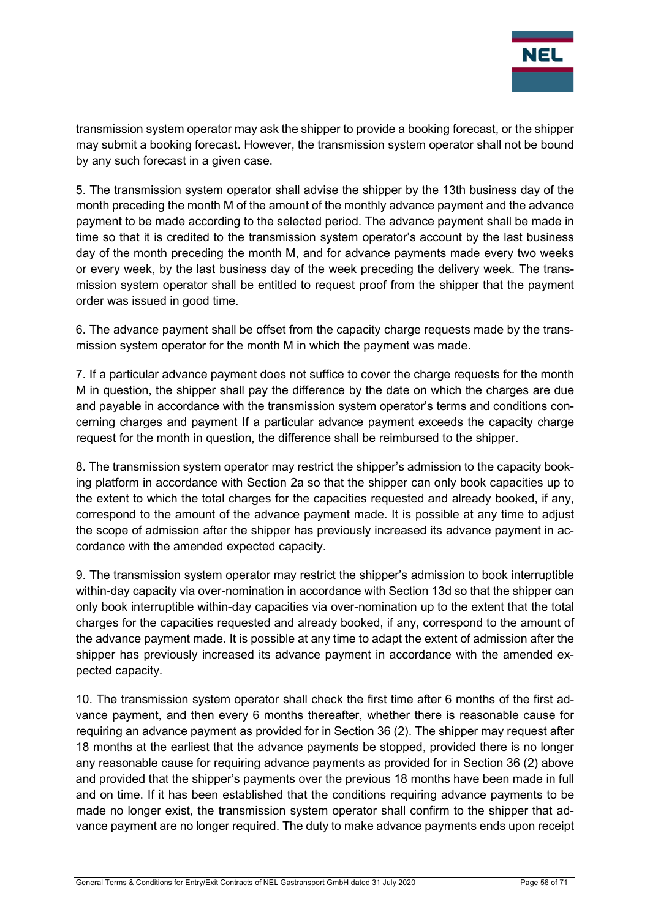transmission system operator may ask the shipper to provide a booking forecast, or the shipper may submit a booking forecast. However, the transmission system operator shall not be bound by any such forecast in a given case.

5. The transmission system operator shall advise the shipper by the 13th business day of the month preceding the month M of the amount of the monthly advance payment and the advance payment to be made according to the selected period. The advance payment shall be made in time so that it is credited to the transmission system operator's account by the last business day of the month preceding the month M, and for advance payments made every two weeks or every week, by the last business day of the week preceding the delivery week. The transmission system operator shall be entitled to request proof from the shipper that the payment order was issued in good time.

6. The advance payment shall be offset from the capacity charge requests made by the transmission system operator for the month M in which the payment was made.

7. If a particular advance payment does not suffice to cover the charge requests for the month M in question, the shipper shall pay the difference by the date on which the charges are due and payable in accordance with the transmission system operator's terms and conditions concerning charges and payment If a particular advance payment exceeds the capacity charge request for the month in question, the difference shall be reimbursed to the shipper.

8. The transmission system operator may restrict the shipper's admission to the capacity booking platform in accordance with Section 2a so that the shipper can only book capacities up to the extent to which the total charges for the capacities requested and already booked, if any, correspond to the amount of the advance payment made. It is possible at any time to adjust the scope of admission after the shipper has previously increased its advance payment in accordance with the amended expected capacity.

9. The transmission system operator may restrict the shipper's admission to book interruptible within-day capacity via over-nomination in accordance with Section 13d so that the shipper can only book interruptible within-day capacities via over-nomination up to the extent that the total charges for the capacities requested and already booked, if any, correspond to the amount of the advance payment made. It is possible at any time to adapt the extent of admission after the shipper has previously increased its advance payment in accordance with the amended expected capacity.

10. The transmission system operator shall check the first time after 6 months of the first advance payment, and then every 6 months thereafter, whether there is reasonable cause for requiring an advance payment as provided for in Section 36 (2). The shipper may request after 18 months at the earliest that the advance payments be stopped, provided there is no longer any reasonable cause for requiring advance payments as provided for in Section 36 (2) above and provided that the shipper's payments over the previous 18 months have been made in full and on time. If it has been established that the conditions requiring advance payments to be made no longer exist, the transmission system operator shall confirm to the shipper that advance payment are no longer required. The duty to make advance payments ends upon receipt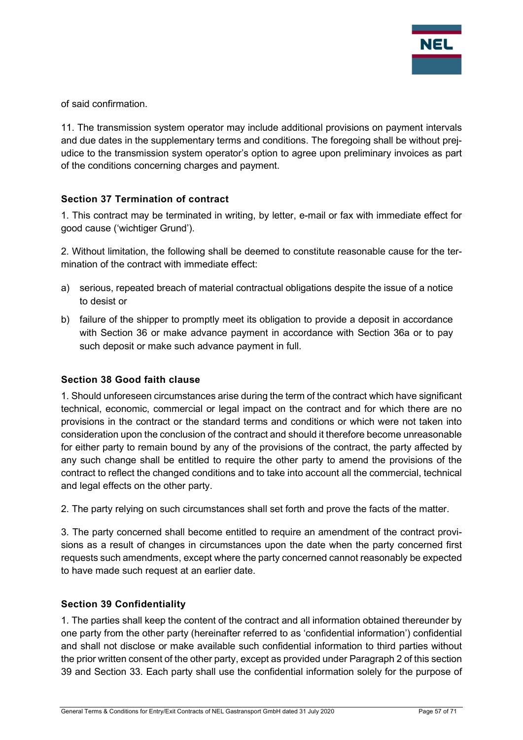of said confirmation.

11. The transmission system operator may include additional provisions on payment intervals and due dates in the supplementary terms and conditions. The foregoing shall be without prejudice to the transmission system operator's option to agree upon preliminary invoices as part of the conditions concerning charges and payment.

### Section 37 Termination of contract

1. This contract may be terminated in writing, by letter, e-mail or fax with immediate effect for good cause ('wichtiger Grund').

2. Without limitation, the following shall be deemed to constitute reasonable cause for the termination of the contract with immediate effect:

a) serious, repeated breach of material contractual obligations despite the issue of a notice to desist or

b) failure of the shipper to promptly meet its obligation to provide a deposit in accordance with Section 36 or make advance payment in accordance with Section 36a or to pay such deposit or make such advance payment in full.

### Section 38 Good faith clause

1. Should unforeseen circumstances arise during the term of the contract which have significant technical, economic, commercial or legal impact on the contract and for which there are no provisions in the contract or the standard terms and conditions or which were not taken into consideration upon the conclusion of the contract and should it therefore become unreasonable for either party to remain bound by any of the provisions of the contract, the party affected by any such change shall be entitled to require the other party to amend the provisions of the contract to reflect the changed conditions and to take into account all the commercial, technical and legal effects on the other party.

2. The party relying on such circumstances shall set forth and prove the facts of the matter.

3. The party concerned shall become entitled to require an amendment of the contract provisions as a result of changes in circumstances upon the date when the party concerned first requests such amendments, except where the party concerned cannot reasonably be expected to have made such request at an earlier date.

### Section 39 Confidentiality

1. The parties shall keep the content of the contract and all information obtained thereunder by one party from the other party (hereinafter referred to as 'confidential information') confidential and shall not disclose or make available such confidential information to third parties without the prior written consent of the other party, except as provided under Paragraph 2 of this section 39 and Section 33. Each party shall use the confidential information solely for the purpose of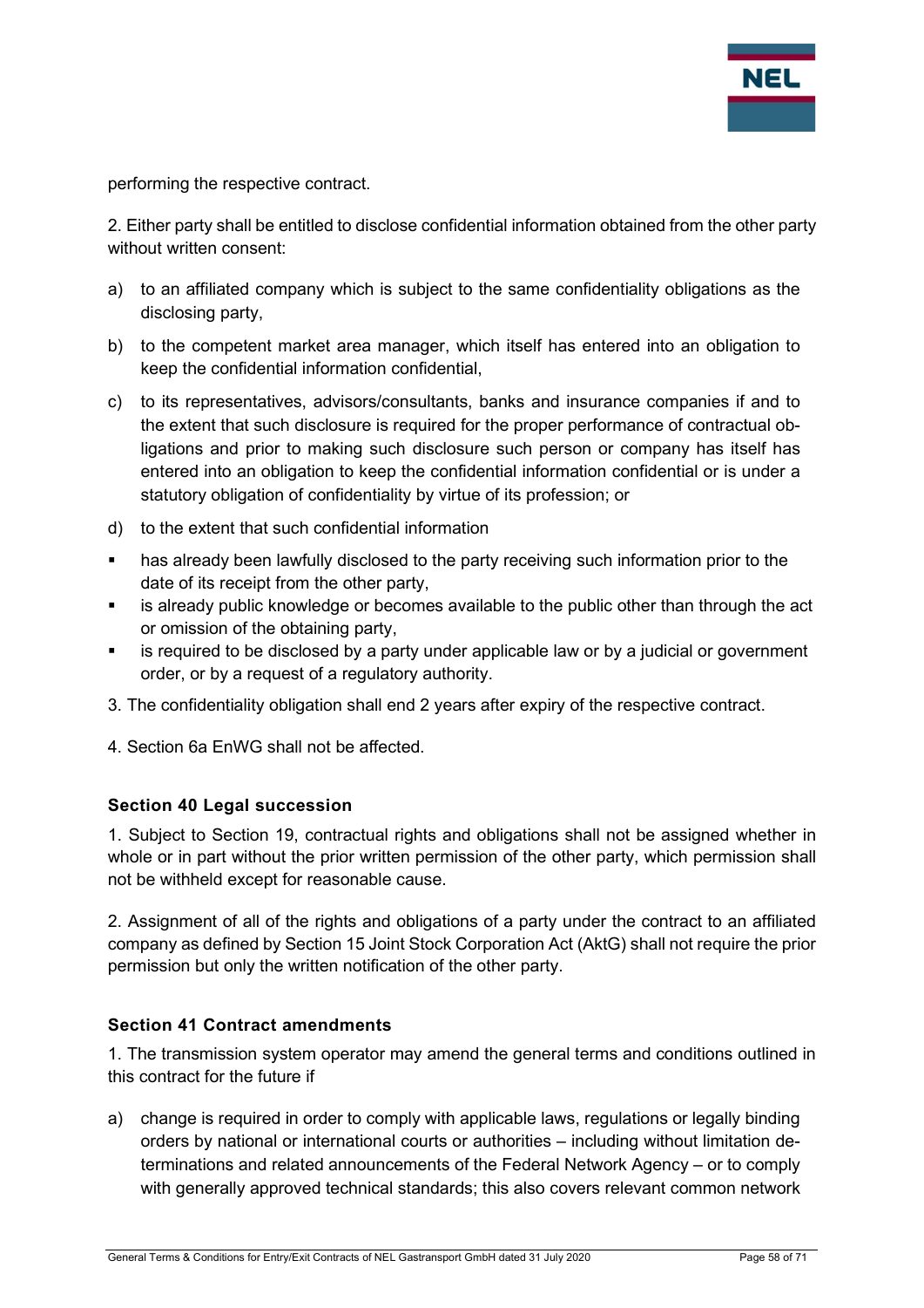performing the respective contract.

2. Either party shall be entitled to disclose confidential information obtained from the other party without written consent:

a) to an affiliated company which is subject to the same confidentiality obligations as the disclosing party,

b) to the competent market area manager, which itself has entered into an obligation to keep the confidential information confidential,

c) to its representatives, advisors/consultants, banks and insurance companies if and to the extent that such disclosure is required for the proper performance of contractual obligations and prior to making such disclosure such person or company has itself has entered into an obligation to keep the confidential information confidential or is under a statutory obligation of confidentiality by virtue of its profession; or

d) to the extent that such confidential information

- has already been lawfully disclosed to the party receiving such information prior to the date of its receipt from the other party,
- is already public knowledge or becomes available to the public other than through the act or omission of the obtaining party,
- is required to be disclosed by a party under applicable law or by a judicial or government order, or by a request of a regulatory authority.

3. The confidentiality obligation shall end 2 years after expiry of the respective contract.

4. Section 6a EnWG shall not be affected.

### Section 40 Legal succession

1. Subject to Section 19, contractual rights and obligations shall not be assigned whether in whole or in part without the prior written permission of the other party, which permission shall not be withheld except for reasonable cause.

2. Assignment of all of the rights and obligations of a party under the contract to an affiliated company as defined by Section 15 Joint Stock Corporation Act (AktG) shall not require the prior permission but only the written notification of the other party.

### Section 41 Contract amendments

1. The transmission system operator may amend the general terms and conditions outlined in this contract for the future if

a) change is required in order to comply with applicable laws, regulations or legally binding orders by national or international courts or authorities – including without limitation determinations and related announcements of the Federal Network Agency – or to comply with generally approved technical standards; this also covers relevant common network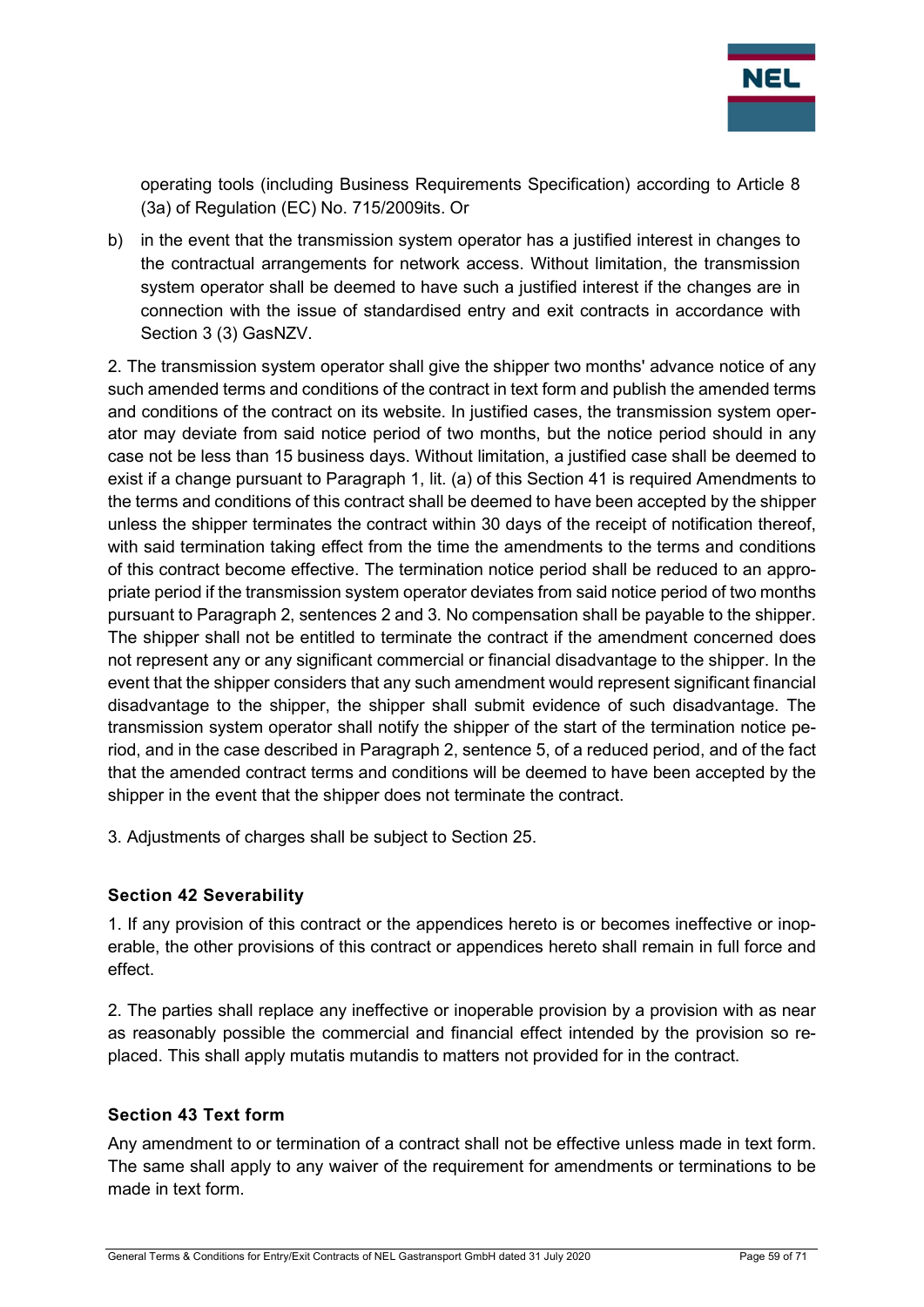operating tools (including Business Requirements Specification) according to Article 8 (3a) of Regulation (EC) No. 715/2009its. Or

b) in the event that the transmission system operator has a justified interest in changes to the contractual arrangements for network access. Without limitation, the transmission system operator shall be deemed to have such a justified interest if the changes are in connection with the issue of standardised entry and exit contracts in accordance with Section 3 (3) GasNZV.

2. The transmission system operator shall give the shipper two months' advance notice of any such amended terms and conditions of the contract in text form and publish the amended terms and conditions of the contract on its website. In justified cases, the transmission system operator may deviate from said notice period of two months, but the notice period should in any case not be less than 15 business days. Without limitation, a justified case shall be deemed to exist if a change pursuant to Paragraph 1, lit. (a) of this Section 41 is required Amendments to the terms and conditions of this contract shall be deemed to have been accepted by the shipper unless the shipper terminates the contract within 30 days of the receipt of notification thereof, with said termination taking effect from the time the amendments to the terms and conditions of this contract become effective. The termination notice period shall be reduced to an appropriate period if the transmission system operator deviates from said notice period of two months pursuant to Paragraph 2, sentences 2 and 3. No compensation shall be payable to the shipper. The shipper shall not be entitled to terminate the contract if the amendment concerned does not represent any or any significant commercial or financial disadvantage to the shipper. In the event that the shipper considers that any such amendment would represent significant financial disadvantage to the shipper, the shipper shall submit evidence of such disadvantage. The transmission system operator shall notify the shipper of the start of the termination notice period, and in the case described in Paragraph 2, sentence 5, of a reduced period, and of the fact that the amended contract terms and conditions will be deemed to have been accepted by the shipper in the event that the shipper does not terminate the contract.

3. Adjustments of charges shall be subject to Section 25.

### Section 42 Severability

1. If any provision of this contract or the appendices hereto is or becomes ineffective or inoperable, the other provisions of this contract or appendices hereto shall remain in full force and effect.

2. The parties shall replace any ineffective or inoperable provision by a provision with as near as reasonably possible the commercial and financial effect intended by the provision so replaced. This shall apply mutatis mutandis to matters not provided for in the contract.

### Section 43 Text form

Any amendment to or termination of a contract shall not be effective unless made in text form. The same shall apply to any waiver of the requirement for amendments or terminations to be made in text form.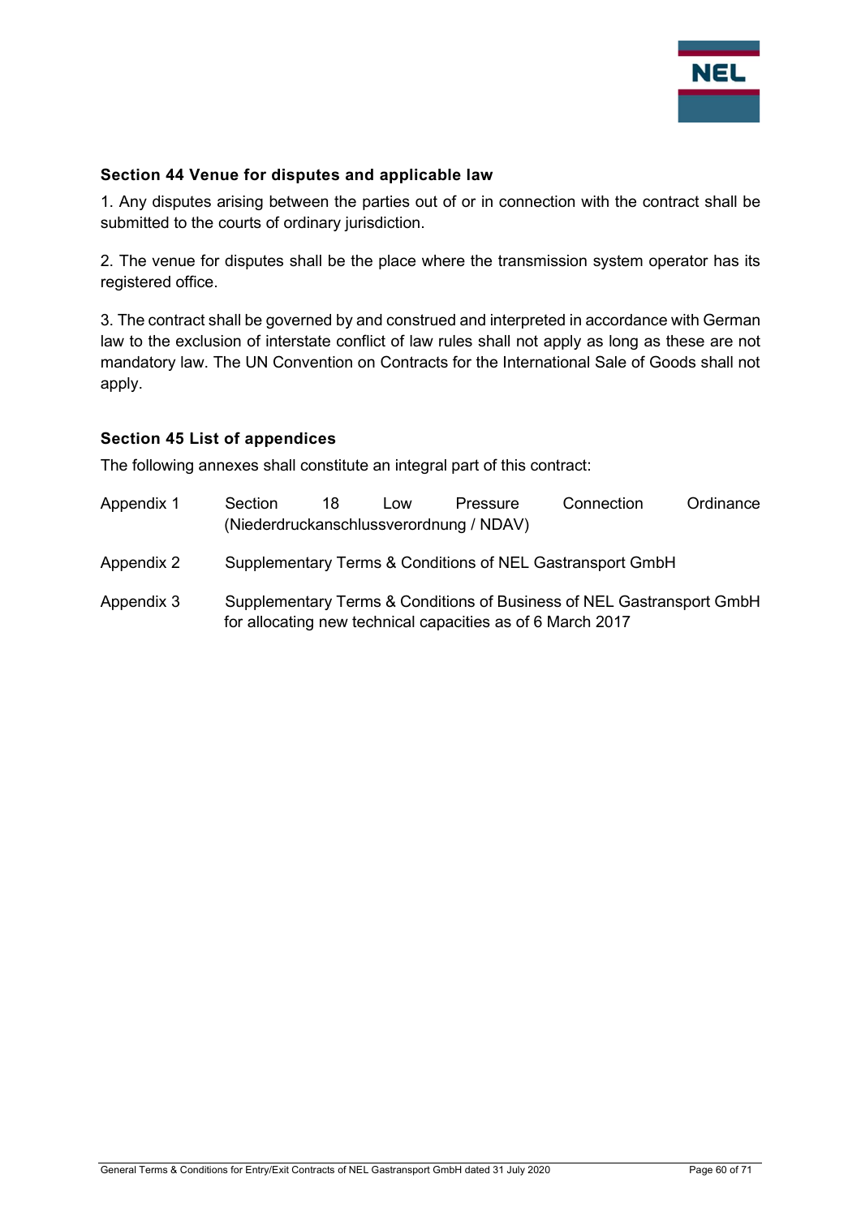### Section 44 Venue for disputes and applicable law

1. Any disputes arising between the parties out of or in connection with the contract shall be submitted to the courts of ordinary jurisdiction.

2. The venue for disputes shall be the place where the transmission system operator has its registered office.

3. The contract shall be governed by and construed and interpreted in accordance with German law to the exclusion of interstate conflict of law rules shall not apply as long as these are not mandatory law. The UN Convention on Contracts for the International Sale of Goods shall not apply.

### Section 45 List of appendices

The following annexes shall constitute an integral part of this contract:

| | |
|---|---|
| Appendix 1 | Section 18 Low Pressure Connection Ordinance (Niederdruckanschlussverordnung / NDAV) |
| Appendix 2 | Supplementary Terms & Conditions of NEL Gastransport GmbH |
| Appendix 3 | Supplementary Terms & Conditions of Business of NEL Gastransport GmbH for allocating new technical capacities as of 6 March 2017 |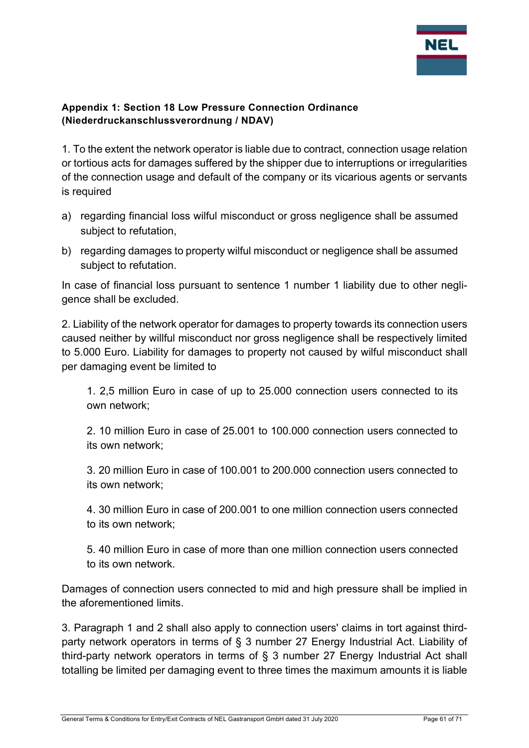**Appendix 1: Section 18 Low Pressure Connection Ordinance (Niederdruckanschlussverordnung / NDAV)**

1. To the extent the network operator is liable due to contract, connection usage relation or tortious acts for damages suffered by the shipper due to interruptions or irregularities of the connection usage and default of the company or its vicarious agents or servants is required

a) regarding financial loss wilful misconduct or gross negligence shall be assumed subject to refutation,

b) regarding damages to property wilful misconduct or negligence shall be assumed subject to refutation.

In case of financial loss pursuant to sentence 1 number 1 liability due to other negligence shall be excluded.

2. Liability of the network operator for damages to property towards its connection users caused neither by willful misconduct nor gross negligence shall be respectively limited to 5.000 Euro. Liability for damages to property not caused by wilful misconduct shall per damaging event be limited to

1. 2,5 million Euro in case of up to 25.000 connection users connected to its own network;

2. 10 million Euro in case of 25.001 to 100.000 connection users connected to its own network;

3. 20 million Euro in case of 100.001 to 200.000 connection users connected to its own network;

4. 30 million Euro in case of 200.001 to one million connection users connected to its own network;

5. 40 million Euro in case of more than one million connection users connected to its own network.

Damages of connection users connected to mid and high pressure shall be implied in the aforementioned limits.

3. Paragraph 1 and 2 shall also apply to connection users' claims in tort against third-party network operators in terms of § 3 number 27 Energy Industrial Act. Liability of third-party network operators in terms of § 3 number 27 Energy Industrial Act shall totalling be limited per damaging event to three times the maximum amounts it is liable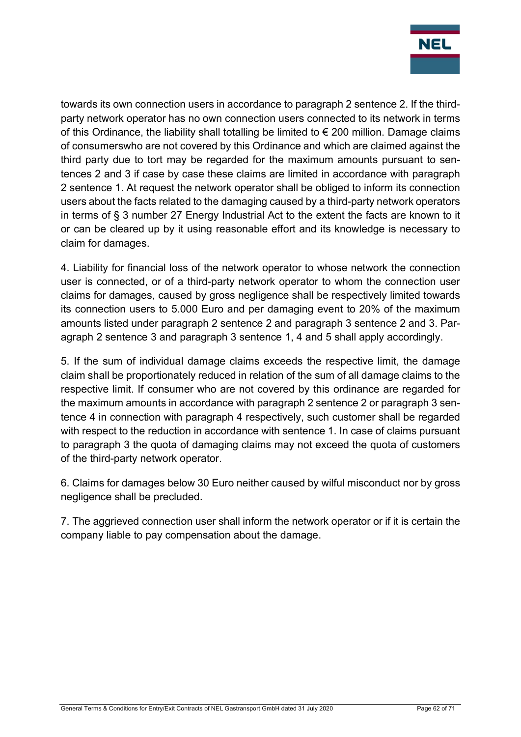towards its own connection users in accordance to paragraph 2 sentence 2. If the third-party network operator has no own connection users connected to its network in terms of this Ordinance, the liability shall totalling be limited to € 200 million. Damage claims of consumerswho are not covered by this Ordinance and which are claimed against the third party due to tort may be regarded for the maximum amounts pursuant to sentences 2 and 3 if case by case these claims are limited in accordance with paragraph 2 sentence 1. At request the network operator shall be obliged to inform its connection users about the facts related to the damaging caused by a third-party network operators in terms of § 3 number 27 Energy Industrial Act to the extent the facts are known to it or can be cleared up by it using reasonable effort and its knowledge is necessary to claim for damages.

4. Liability for financial loss of the network operator to whose network the connection user is connected, or of a third-party network operator to whom the connection user claims for damages, caused by gross negligence shall be respectively limited towards its connection users to 5.000 Euro and per damaging event to 20% of the maximum amounts listed under paragraph 2 sentence 2 and paragraph 3 sentence 2 and 3. Paragraph 2 sentence 3 and paragraph 3 sentence 1, 4 and 5 shall apply accordingly.

5. If the sum of individual damage claims exceeds the respective limit, the damage claim shall be proportionately reduced in relation of the sum of all damage claims to the respective limit. If consumer who are not covered by this ordinance are regarded for the maximum amounts in accordance with paragraph 2 sentence 2 or paragraph 3 sentence 4 in connection with paragraph 4 respectively, such customer shall be regarded with respect to the reduction in accordance with sentence 1. In case of claims pursuant to paragraph 3 the quota of damaging claims may not exceed the quota of customers of the third-party network operator.

6. Claims for damages below 30 Euro neither caused by wilful misconduct nor by gross negligence shall be precluded.

7. The aggrieved connection user shall inform the network operator or if it is certain the company liable to pay compensation about the damage.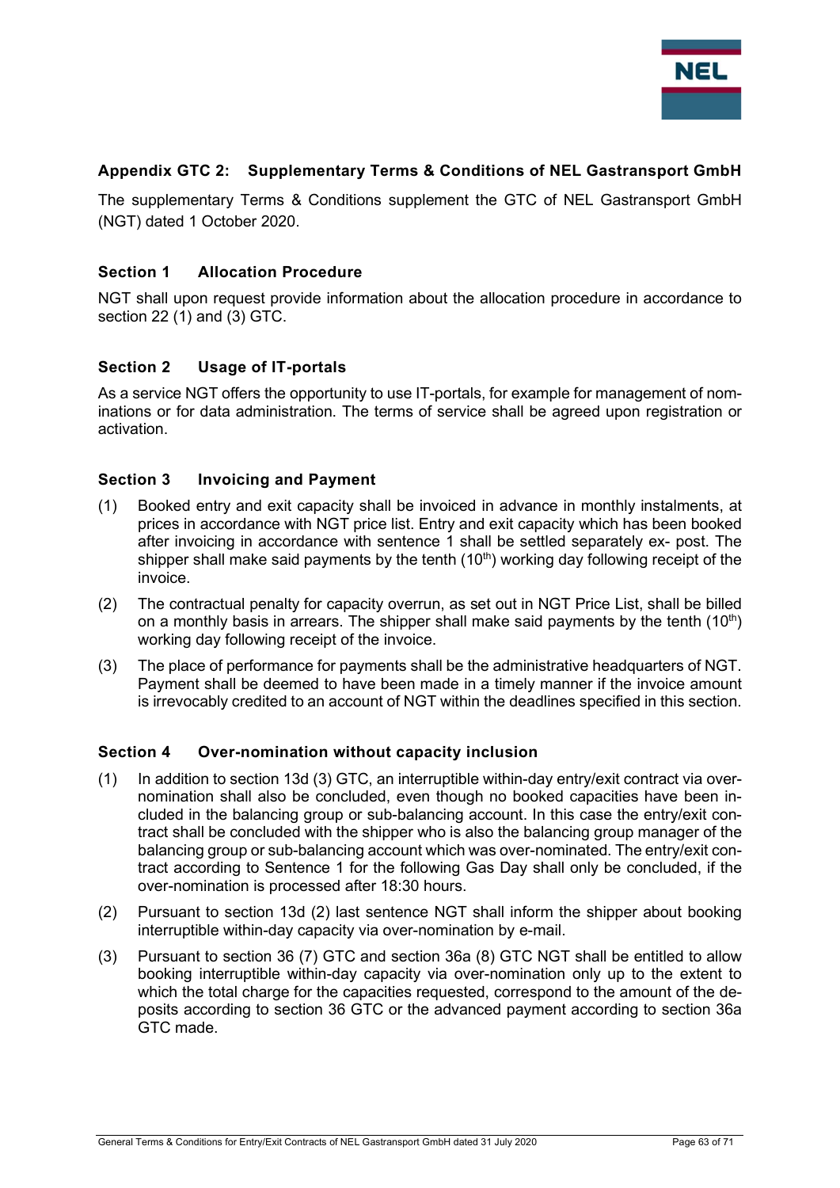## Appendix GTC 2: Supplementary Terms & Conditions of NEL Gastransport GmbH

The supplementary Terms & Conditions supplement the GTC of NEL Gastransport GmbH (NGT) dated 1 October 2020.

### Section 1 Allocation Procedure

NGT shall upon request provide information about the allocation procedure in accordance to section 22 (1) and (3) GTC.

### Section 2 Usage of IT-portals

As a service NGT offers the opportunity to use IT-portals, for example for management of nominations or for data administration. The terms of service shall be agreed upon registration or activation.

### Section 3 Invoicing and Payment

(1) Booked entry and exit capacity shall be invoiced in advance in monthly instalments, at prices in accordance with NGT price list. Entry and exit capacity which has been booked after invoicing in accordance with sentence 1 shall be settled separately ex- post. The shipper shall make said payments by the tenth (10th) working day following receipt of the invoice.

(2) The contractual penalty for capacity overrun, as set out in NGT Price List, shall be billed on a monthly basis in arrears. The shipper shall make said payments by the tenth (10th) working day following receipt of the invoice.

(3) The place of performance for payments shall be the administrative headquarters of NGT. Payment shall be deemed to have been made in a timely manner if the invoice amount is irrevocably credited to an account of NGT within the deadlines specified in this section.

### Section 4 Over-nomination without capacity inclusion

(1) In addition to section 13d (3) GTC, an interruptible within-day entry/exit contract via over-nomination shall also be concluded, even though no booked capacities have been included in the balancing group or sub-balancing account. In this case the entry/exit contract shall be concluded with the shipper who is also the balancing group manager of the balancing group or sub-balancing account which was over-nominated. The entry/exit contract according to Sentence 1 for the following Gas Day shall only be concluded, if the over-nomination is processed after 18:30 hours.

(2) Pursuant to section 13d (2) last sentence NGT shall inform the shipper about booking interruptible within-day capacity via over-nomination by e-mail.

(3) Pursuant to section 36 (7) GTC and section 36a (8) GTC NGT shall be entitled to allow booking interruptible within-day capacity via over-nomination only up to the extent to which the total charge for the capacities requested, correspond to the amount of the deposits according to section 36 GTC or the advanced payment according to section 36a GTC made.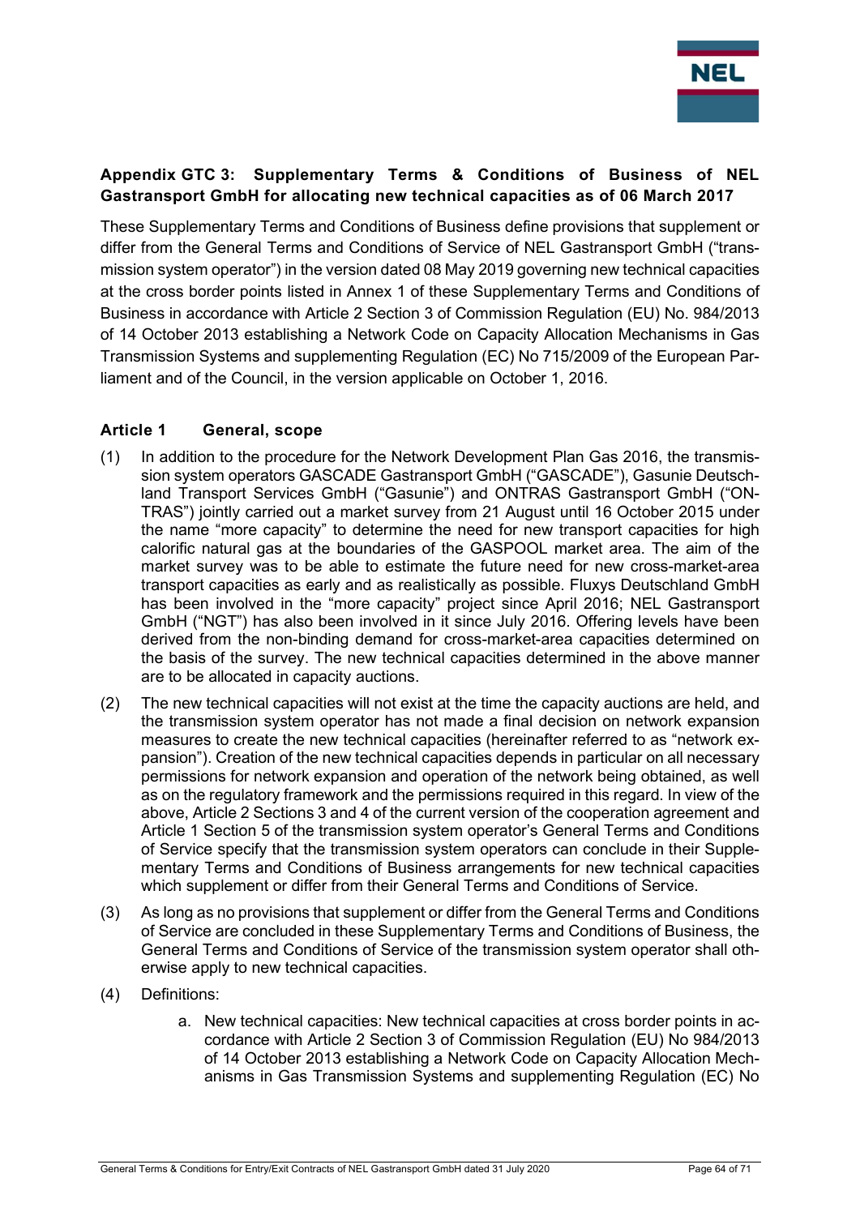## Appendix GTC 3: Supplementary Terms & Conditions of Business of NEL Gastransport GmbH for allocating new technical capacities as of 06 March 2017

These Supplementary Terms and Conditions of Business define provisions that supplement or differ from the General Terms and Conditions of Service of NEL Gastransport GmbH ("transmission system operator") in the version dated 08 May 2019 governing new technical capacities at the cross border points listed in Annex 1 of these Supplementary Terms and Conditions of Business in accordance with Article 2 Section 3 of Commission Regulation (EU) No. 984/2013 of 14 October 2013 establishing a Network Code on Capacity Allocation Mechanisms in Gas Transmission Systems and supplementing Regulation (EC) No 715/2009 of the European Parliament and of the Council, in the version applicable on October 1, 2016.

### Article 1 General, scope

(1) In addition to the procedure for the Network Development Plan Gas 2016, the transmission system operators GASCADE Gastransport GmbH ("GASCADE"), Gasunie Deutschland Transport Services GmbH ("Gasunie") and ONTRAS Gastransport GmbH ("ONTRAS") jointly carried out a market survey from 21 August until 16 October 2015 under the name "more capacity" to determine the need for new transport capacities for high calorific natural gas at the boundaries of the GASPOOL market area. The aim of the market survey was to be able to estimate the future need for new cross-market-area transport capacities as early and as realistically as possible. Fluxys Deutschland GmbH has been involved in the "more capacity" project since April 2016; NEL Gastransport GmbH ("NGT") has also been involved in it since July 2016. Offering levels have been derived from the non-binding demand for cross-market-area capacities determined on the basis of the survey. The new technical capacities determined in the above manner are to be allocated in capacity auctions.

(2) The new technical capacities will not exist at the time the capacity auctions are held, and the transmission system operator has not made a final decision on network expansion measures to create the new technical capacities (hereinafter referred to as "network expansion"). Creation of the new technical capacities depends in particular on all necessary permissions for network expansion and operation of the network being obtained, as well as on the regulatory framework and the permissions required in this regard. In view of the above, Article 2 Sections 3 and 4 of the current version of the cooperation agreement and Article 1 Section 5 of the transmission system operator's General Terms and Conditions of Service specify that the transmission system operators can conclude in their Supplementary Terms and Conditions of Business arrangements for new technical capacities which supplement or differ from their General Terms and Conditions of Service.

(3) As long as no provisions that supplement or differ from the General Terms and Conditions of Service are concluded in these Supplementary Terms and Conditions of Business, the General Terms and Conditions of Service of the transmission system operator shall otherwise apply to new technical capacities.

(4) Definitions:

   a. New technical capacities: New technical capacities at cross border points in accordance with Article 2 Section 3 of Commission Regulation (EU) No 984/2013 of 14 October 2013 establishing a Network Code on Capacity Allocation Mechanisms in Gas Transmission Systems and supplementing Regulation (EC) No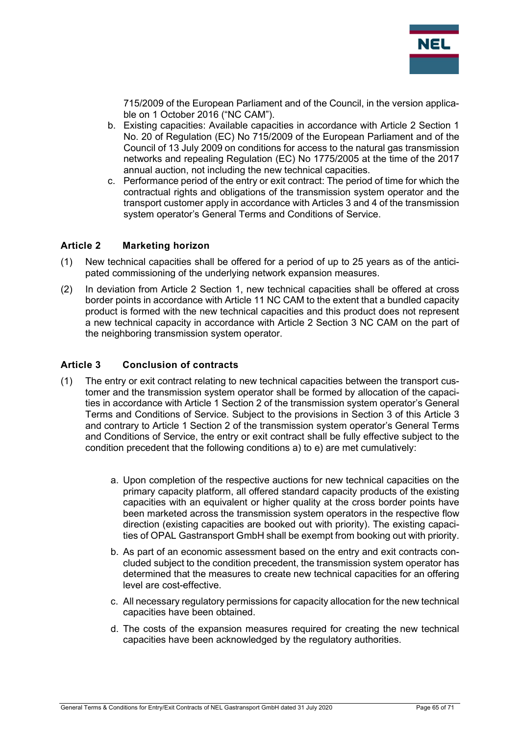715/2009 of the European Parliament and of the Council, in the version applicable on 1 October 2016 ("NC CAM").

b. Existing capacities: Available capacities in accordance with Article 2 Section 1 No. 20 of Regulation (EC) No 715/2009 of the European Parliament and of the Council of 13 July 2009 on conditions for access to the natural gas transmission networks and repealing Regulation (EC) No 1775/2005 at the time of the 2017 annual auction, not including the new technical capacities.

c. Performance period of the entry or exit contract: The period of time for which the contractual rights and obligations of the transmission system operator and the transport customer apply in accordance with Articles 3 and 4 of the transmission system operator's General Terms and Conditions of Service.

## Article 2 Marketing horizon

(1) New technical capacities shall be offered for a period of up to 25 years as of the anticipated commissioning of the underlying network expansion measures.

(2) In deviation from Article 2 Section 1, new technical capacities shall be offered at cross border points in accordance with Article 11 NC CAM to the extent that a bundled capacity product is formed with the new technical capacities and this product does not represent a new technical capacity in accordance with Article 2 Section 3 NC CAM on the part of the neighboring transmission system operator.

## Article 3 Conclusion of contracts

(1) The entry or exit contract relating to new technical capacities between the transport customer and the transmission system operator shall be formed by allocation of the capacities in accordance with Article 1 Section 2 of the transmission system operator's General Terms and Conditions of Service. Subject to the provisions in Section 3 of this Article 3 and contrary to Article 1 Section 2 of the transmission system operator's General Terms and Conditions of Service, the entry or exit contract shall be fully effective subject to the condition precedent that the following conditions a) to e) are met cumulatively:

a. Upon completion of the respective auctions for new technical capacities on the primary capacity platform, all offered standard capacity products of the existing capacities with an equivalent or higher quality at the cross border points have been marketed across the transmission system operators in the respective flow direction (existing capacities are booked out with priority). The existing capacities of OPAL Gastransport GmbH shall be exempt from booking out with priority.

b. As part of an economic assessment based on the entry and exit contracts concluded subject to the condition precedent, the transmission system operator has determined that the measures to create new technical capacities for an offering level are cost-effective.

c. All necessary regulatory permissions for capacity allocation for the new technical capacities have been obtained.

d. The costs of the expansion measures required for creating the new technical capacities have been acknowledged by the regulatory authorities.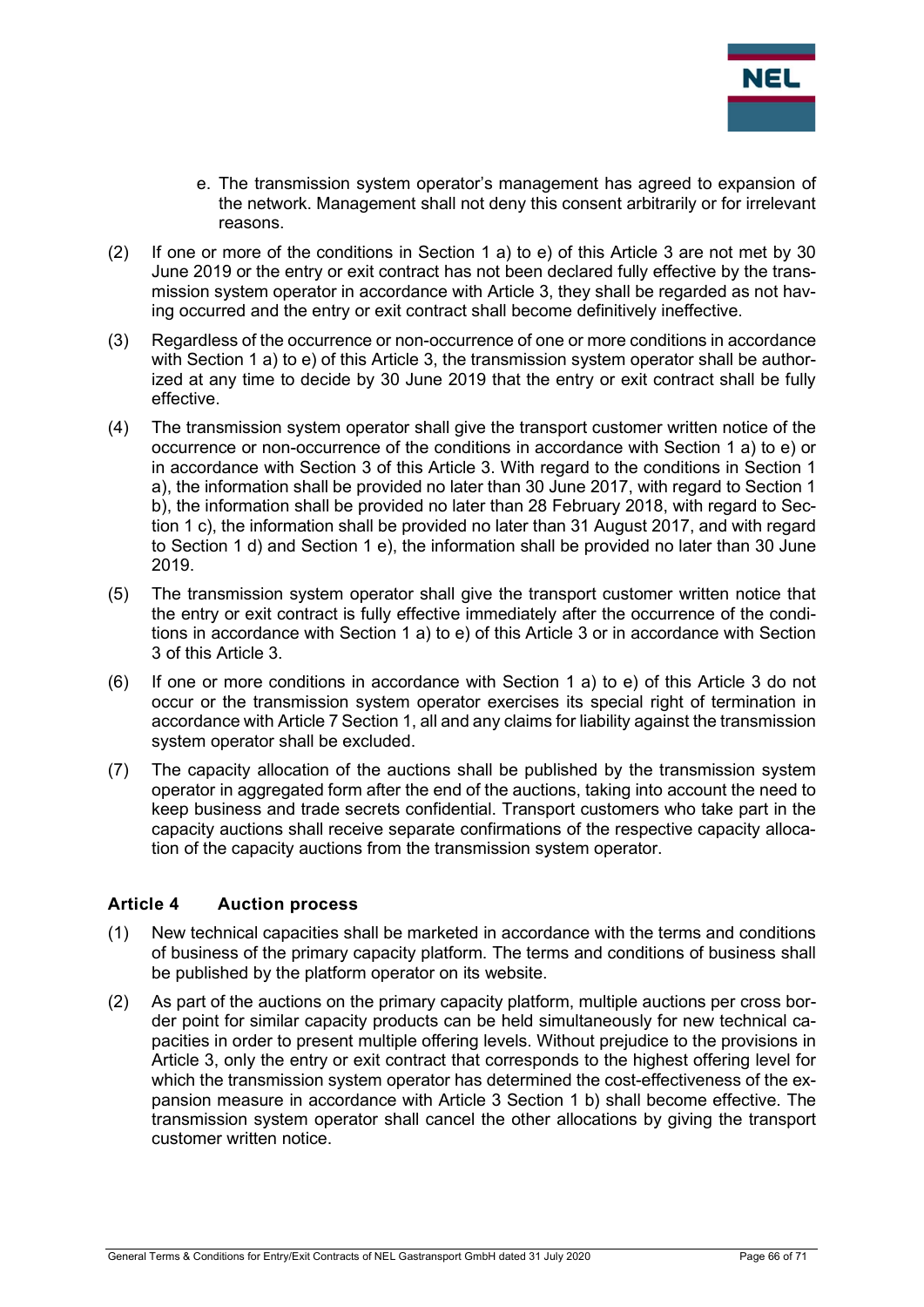e. The transmission system operator's management has agreed to expansion of the network. Management shall not deny this consent arbitrarily or for irrelevant reasons.

(2) If one or more of the conditions in Section 1 a) to e) of this Article 3 are not met by 30 June 2019 or the entry or exit contract has not been declared fully effective by the transmission system operator in accordance with Article 3, they shall be regarded as not having occurred and the entry or exit contract shall become definitively ineffective.

(3) Regardless of the occurrence or non-occurrence of one or more conditions in accordance with Section 1 a) to e) of this Article 3, the transmission system operator shall be authorized at any time to decide by 30 June 2019 that the entry or exit contract shall be fully effective.

(4) The transmission system operator shall give the transport customer written notice of the occurrence or non-occurrence of the conditions in accordance with Section 1 a) to e) or in accordance with Section 3 of this Article 3. With regard to the conditions in Section 1 a), the information shall be provided no later than 30 June 2017, with regard to Section 1 b), the information shall be provided no later than 28 February 2018, with regard to Section 1 c), the information shall be provided no later than 31 August 2017, and with regard to Section 1 d) and Section 1 e), the information shall be provided no later than 30 June 2019.

(5) The transmission system operator shall give the transport customer written notice that the entry or exit contract is fully effective immediately after the occurrence of the conditions in accordance with Section 1 a) to e) of this Article 3 or in accordance with Section 3 of this Article 3.

(6) If one or more conditions in accordance with Section 1 a) to e) of this Article 3 do not occur or the transmission system operator exercises its special right of termination in accordance with Article 7 Section 1, all and any claims for liability against the transmission system operator shall be excluded.

(7) The capacity allocation of the auctions shall be published by the transmission system operator in aggregated form after the end of the auctions, taking into account the need to keep business and trade secrets confidential. Transport customers who take part in the capacity auctions shall receive separate confirmations of the respective capacity allocation of the capacity auctions from the transmission system operator.

### Article 4 Auction process

(1) New technical capacities shall be marketed in accordance with the terms and conditions of business of the primary capacity platform. The terms and conditions of business shall be published by the platform operator on its website.

(2) As part of the auctions on the primary capacity platform, multiple auctions per cross border point for similar capacity products can be held simultaneously for new technical capacities in order to present multiple offering levels. Without prejudice to the provisions in Article 3, only the entry or exit contract that corresponds to the highest offering level for which the transmission system operator has determined the cost-effectiveness of the expansion measure in accordance with Article 3 Section 1 b) shall become effective. The transmission system operator shall cancel the other allocations by giving the transport customer written notice.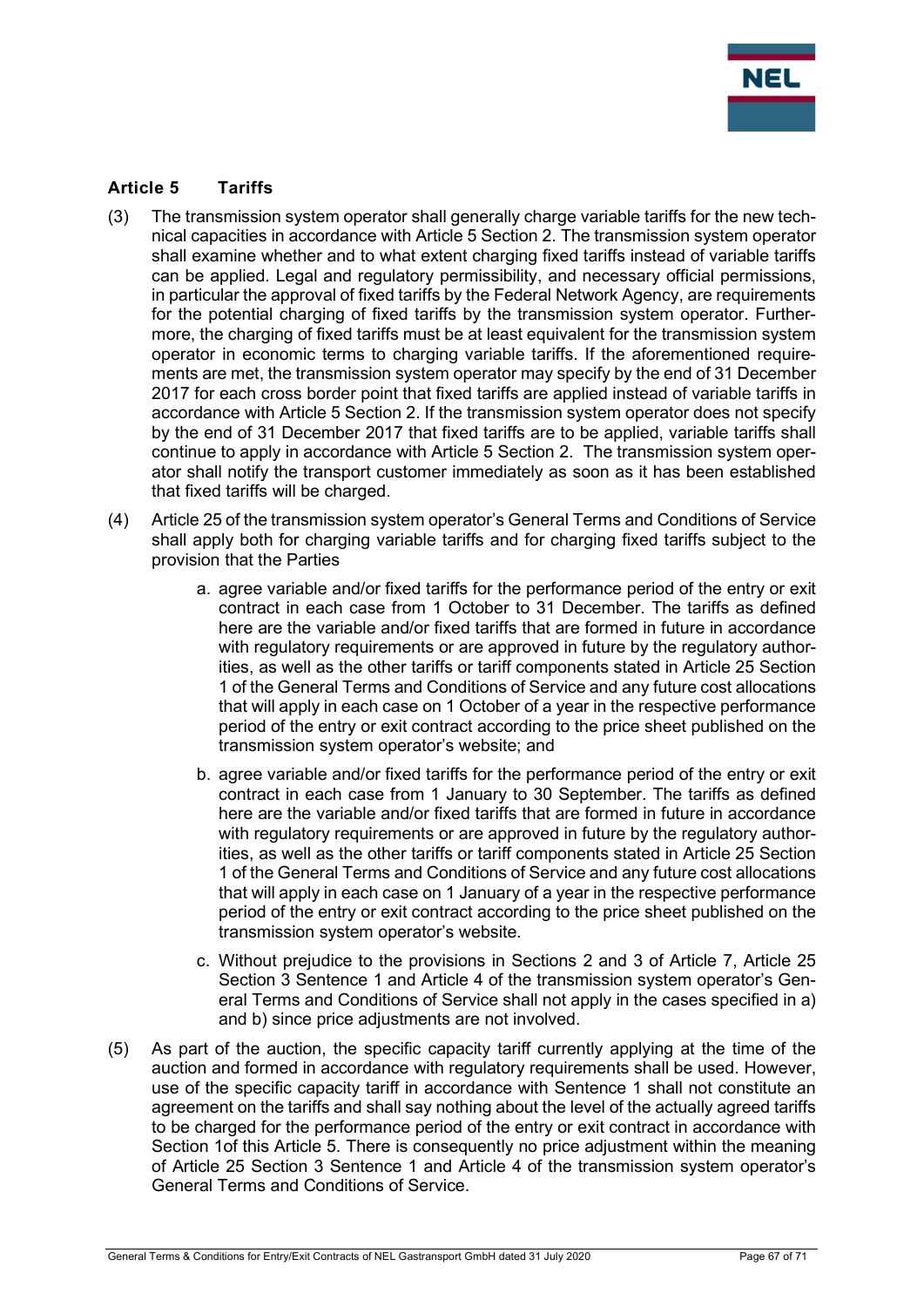## Article 5 Tariffs

(3) The transmission system operator shall generally charge variable tariffs for the new technical capacities in accordance with Article 5 Section 2. The transmission system operator shall examine whether and to what extent charging fixed tariffs instead of variable tariffs can be applied. Legal and regulatory permissibility, and necessary official permissions, in particular the approval of fixed tariffs by the Federal Network Agency, are requirements for the potential charging of fixed tariffs by the transmission system operator. Furthermore, the charging of fixed tariffs must be at least equivalent for the transmission system operator in economic terms to charging variable tariffs. If the aforementioned requirements are met, the transmission system operator may specify by the end of 31 December 2017 for each cross border point that fixed tariffs are applied instead of variable tariffs in accordance with Article 5 Section 2. If the transmission system operator does not specify by the end of 31 December 2017 that fixed tariffs are to be applied, variable tariffs shall continue to apply in accordance with Article 5 Section 2. The transmission system operator shall notify the transport customer immediately as soon as it has been established that fixed tariffs will be charged.

(4) Article 25 of the transmission system operator's General Terms and Conditions of Service shall apply both for charging variable tariffs and for charging fixed tariffs subject to the provision that the Parties

   a. agree variable and/or fixed tariffs for the performance period of the entry or exit contract in each case from 1 October to 31 December. The tariffs as defined here are the variable and/or fixed tariffs that are formed in future in accordance with regulatory requirements or are approved in future by the regulatory authorities, as well as the other tariffs or tariff components stated in Article 25 Section 1 of the General Terms and Conditions of Service and any future cost allocations that will apply in each case on 1 October of a year in the respective performance period of the entry or exit contract according to the price sheet published on the transmission system operator's website; and

   b. agree variable and/or fixed tariffs for the performance period of the entry or exit contract in each case from 1 January to 30 September. The tariffs as defined here are the variable and/or fixed tariffs that are formed in future in accordance with regulatory requirements or are approved in future by the regulatory authorities, as well as the other tariffs or tariff components stated in Article 25 Section 1 of the General Terms and Conditions of Service and any future cost allocations that will apply in each case on 1 January of a year in the respective performance period of the entry or exit contract according to the price sheet published on the transmission system operator's website.

   c. Without prejudice to the provisions in Sections 2 and 3 of Article 7, Article 25 Section 3 Sentence 1 and Article 4 of the transmission system operator's General Terms and Conditions of Service shall not apply in the cases specified in a) and b) since price adjustments are not involved.

(5) As part of the auction, the specific capacity tariff currently applying at the time of the auction and formed in accordance with regulatory requirements shall be used. However, use of the specific capacity tariff in accordance with Sentence 1 shall not constitute an agreement on the tariffs and shall say nothing about the level of the actually agreed tariffs to be charged for the performance period of the entry or exit contract in accordance with Section 1of this Article 5. There is consequently no price adjustment within the meaning of Article 25 Section 3 Sentence 1 and Article 4 of the transmission system operator's General Terms and Conditions of Service.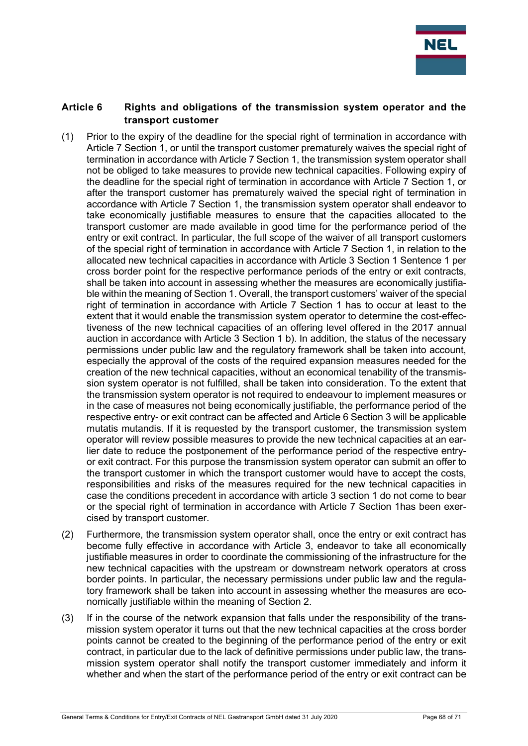## Article 6 Rights and obligations of the transmission system operator and the transport customer

(1) Prior to the expiry of the deadline for the special right of termination in accordance with Article 7 Section 1, or until the transport customer prematurely waives the special right of termination in accordance with Article 7 Section 1, the transmission system operator shall not be obliged to take measures to provide new technical capacities. Following expiry of the deadline for the special right of termination in accordance with Article 7 Section 1, or after the transport customer has prematurely waived the special right of termination in accordance with Article 7 Section 1, the transmission system operator shall endeavor to take economically justifiable measures to ensure that the capacities allocated to the transport customer are made available in good time for the performance period of the entry or exit contract. In particular, the full scope of the waiver of all transport customers of the special right of termination in accordance with Article 7 Section 1, in relation to the allocated new technical capacities in accordance with Article 3 Section 1 Sentence 1 per cross border point for the respective performance periods of the entry or exit contracts, shall be taken into account in assessing whether the measures are economically justifiable within the meaning of Section 1. Overall, the transport customers' waiver of the special right of termination in accordance with Article 7 Section 1 has to occur at least to the extent that it would enable the transmission system operator to determine the cost-effectiveness of the new technical capacities of an offering level offered in the 2017 annual auction in accordance with Article 3 Section 1 b). In addition, the status of the necessary permissions under public law and the regulatory framework shall be taken into account, especially the approval of the costs of the required expansion measures needed for the creation of the new technical capacities, without an economical tenability of the transmission system operator is not fulfilled, shall be taken into consideration. To the extent that the transmission system operator is not required to endeavour to implement measures or in the case of measures not being economically justifiable, the performance period of the respective entry- or exit contract can be affected and Article 6 Section 3 will be applicable mutatis mutandis. If it is requested by the transport customer, the transmission system operator will review possible measures to provide the new technical capacities at an earlier date to reduce the postponement of the performance period of the respective entry- or exit contract. For this purpose the transmission system operator can submit an offer to the transport customer in which the transport customer would have to accept the costs, responsibilities and risks of the measures required for the new technical capacities in case the conditions precedent in accordance with article 3 section 1 do not come to bear or the special right of termination in accordance with Article 7 Section 1has been exercised by transport customer.

(2) Furthermore, the transmission system operator shall, once the entry or exit contract has become fully effective in accordance with Article 3, endeavor to take all economically justifiable measures in order to coordinate the commissioning of the infrastructure for the new technical capacities with the upstream or downstream network operators at cross border points. In particular, the necessary permissions under public law and the regulatory framework shall be taken into account in assessing whether the measures are economically justifiable within the meaning of Section 2.

(3) If in the course of the network expansion that falls under the responsibility of the transmission system operator it turns out that the new technical capacities at the cross border points cannot be created to the beginning of the performance period of the entry or exit contract, in particular due to the lack of definitive permissions under public law, the transmission system operator shall notify the transport customer immediately and inform it whether and when the start of the performance period of the entry or exit contract can be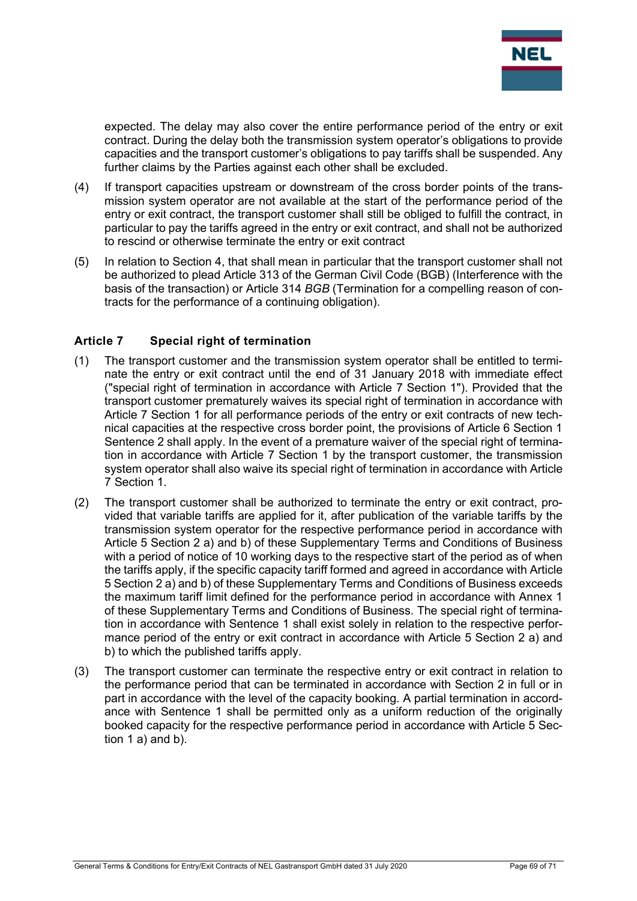expected. The delay may also cover the entire performance period of the entry or exit contract. During the delay both the transmission system operator's obligations to provide capacities and the transport customer's obligations to pay tariffs shall be suspended. Any further claims by the Parties against each other shall be excluded.

(4) If transport capacities upstream or downstream of the cross border points of the transmission system operator are not available at the start of the performance period of the entry or exit contract, the transport customer shall still be obliged to fulfill the contract, in particular to pay the tariffs agreed in the entry or exit contract, and shall not be authorized to rescind or otherwise terminate the entry or exit contract

(5) In relation to Section 4, that shall mean in particular that the transport customer shall not be authorized to plead Article 313 of the German Civil Code (BGB) (Interference with the basis of the transaction) or Article 314 *BGB* (Termination for a compelling reason of contracts for the performance of a continuing obligation).

### Article 7 Special right of termination

(1) The transport customer and the transmission system operator shall be entitled to terminate the entry or exit contract until the end of 31 January 2018 with immediate effect ("special right of termination in accordance with Article 7 Section 1"). Provided that the transport customer prematurely waives its special right of termination in accordance with Article 7 Section 1 for all performance periods of the entry or exit contracts of new technical capacities at the respective cross border point, the provisions of Article 6 Section 1 Sentence 2 shall apply. In the event of a premature waiver of the special right of termination in accordance with Article 7 Section 1 by the transport customer, the transmission system operator shall also waive its special right of termination in accordance with Article 7 Section 1.

(2) The transport customer shall be authorized to terminate the entry or exit contract, provided that variable tariffs are applied for it, after publication of the variable tariffs by the transmission system operator for the respective performance period in accordance with Article 5 Section 2 a) and b) of these Supplementary Terms and Conditions of Business with a period of notice of 10 working days to the respective start of the period as of when the tariffs apply, if the specific capacity tariff formed and agreed in accordance with Article 5 Section 2 a) and b) of these Supplementary Terms and Conditions of Business exceeds the maximum tariff limit defined for the performance period in accordance with Annex 1 of these Supplementary Terms and Conditions of Business. The special right of termination in accordance with Sentence 1 shall exist solely in relation to the respective performance period of the entry or exit contract in accordance with Article 5 Section 2 a) and b) to which the published tariffs apply.

(3) The transport customer can terminate the respective entry or exit contract in relation to the performance period that can be terminated in accordance with Section 2 in full or in part in accordance with the level of the capacity booking. A partial termination in accordance with Sentence 1 shall be permitted only as a uniform reduction of the originally booked capacity for the respective performance period in accordance with Article 5 Section 1 a) and b).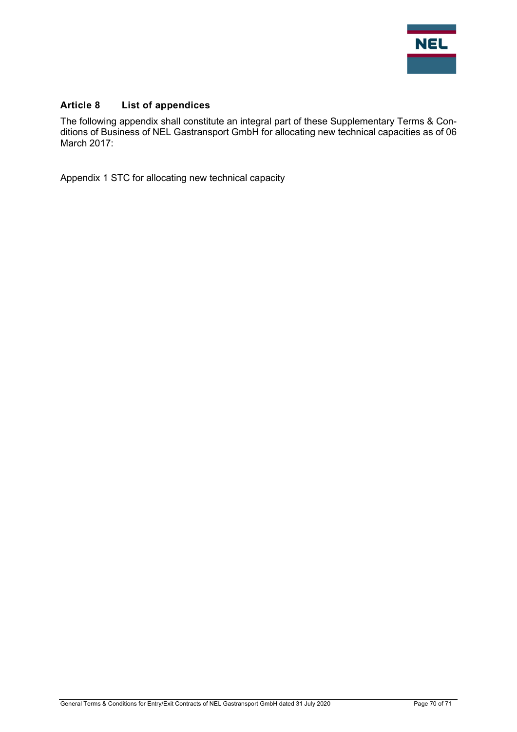## Article 8 List of appendices

The following appendix shall constitute an integral part of these Supplementary Terms & Conditions of Business of NEL Gastransport GmbH for allocating new technical capacities as of 06 March 2017:

Appendix 1 STC for allocating new technical capacity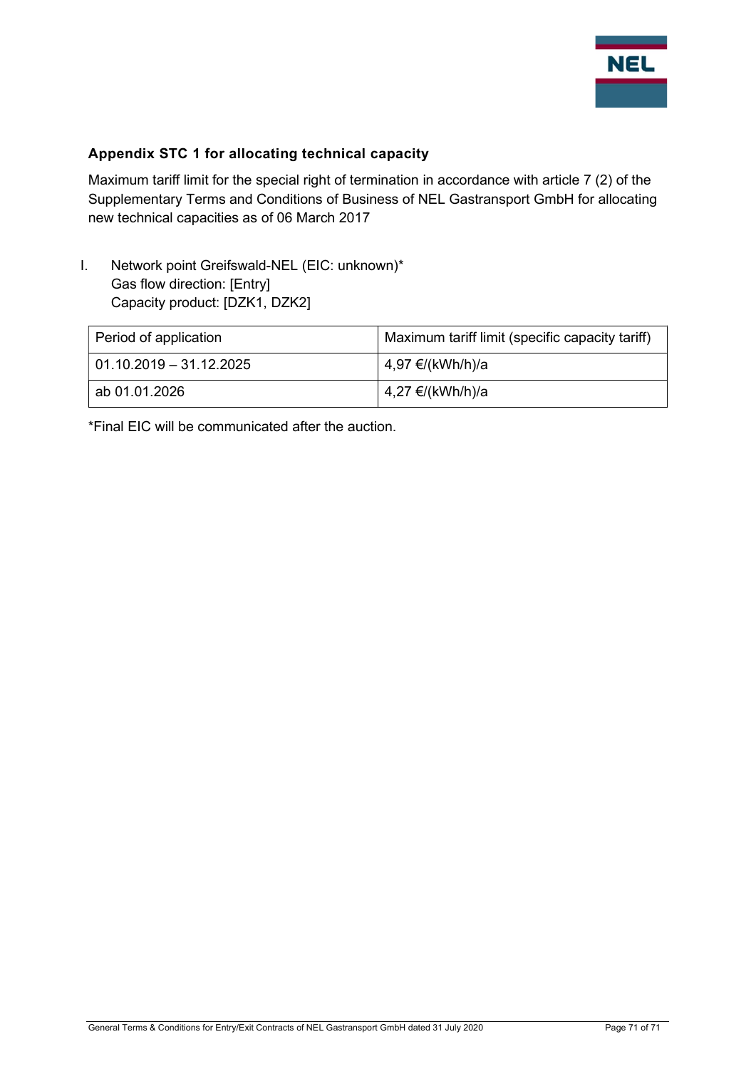### Appendix STC 1 for allocating technical capacity

Maximum tariff limit for the special right of termination in accordance with article 7 (2) of the Supplementary Terms and Conditions of Business of NEL Gastransport GmbH for allocating new technical capacities as of 06 March 2017

I. Network point Greifswald-NEL (EIC: unknown)*
   Gas flow direction: [Entry]
   Capacity product: [DZK1, DZK2]

| Period of application | Maximum tariff limit (specific capacity tariff) |
|---|---|
| 01.10.2019 – 31.12.2025 | 4,97 €/(kWh/h)/a |
| ab 01.01.2026 | 4,27 €/(kWh/h)/a |

*Final EIC will be communicated after the auction.